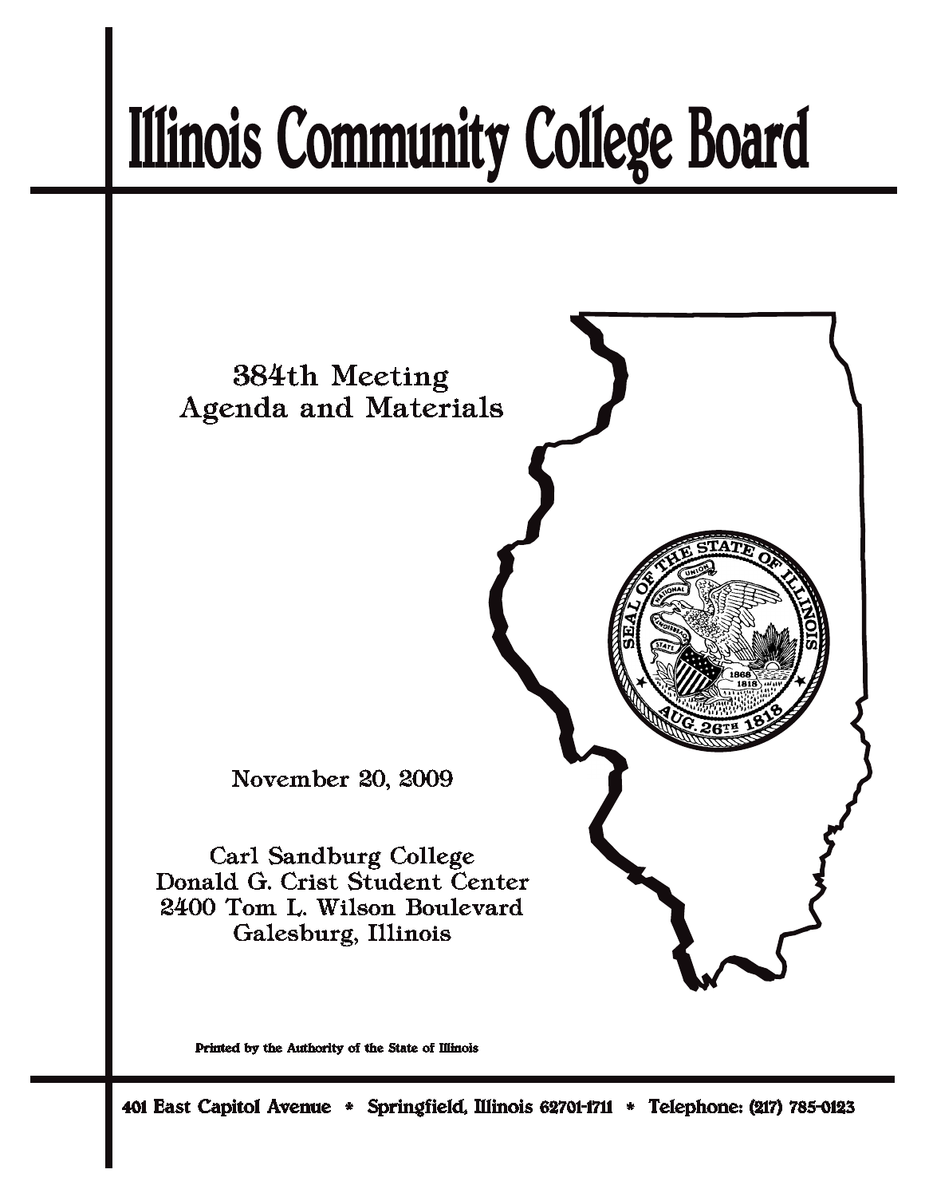# Illinois Community College Board

384th Meeting
Agenda and Materials

November 20, 2009

Carl Sandburg College
Donald G. Crist Student Center
2400 Tom L. Wilson Boulevard
Galesburg, Illinois

Printed by the Authority of the State of Illinois

401 East Capitol Avenue * Springfield, Illinois 62701-1711 * Telephone: (217) 785-0123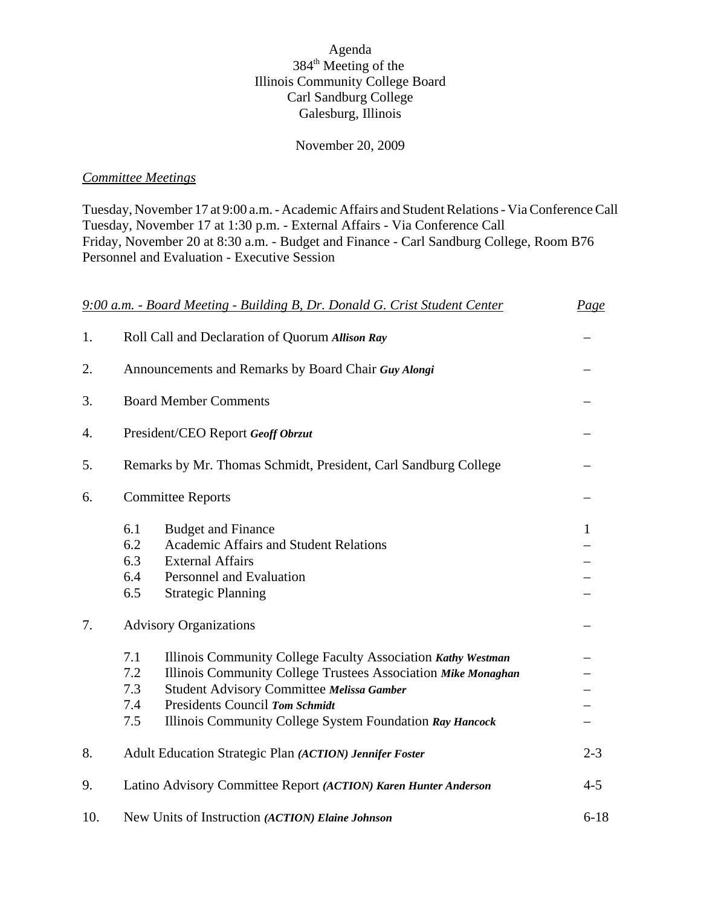# Agenda
## 384th Meeting of the Illinois Community College Board
## Carl Sandburg College
## Galesburg, Illinois

November 20, 2009

*Committee Meetings*

Tuesday, November 17 at 9:00 a.m. - Academic Affairs and Student Relations - Via Conference Call
Tuesday, November 17 at 1:30 p.m. - External Affairs - Via Conference Call
Friday, November 20 at 8:30 a.m. - Budget and Finance - Carl Sandburg College, Room B76
Personnel and Evaluation - Executive Session

| *9:00 a.m. - Board Meeting - Building B, Dr. Donald G. Crist Student Center* | | *Page* |
|---|---|---|
| 1. | Roll Call and Declaration of Quorum ***Allison Ray*** | – |
| 2. | Announcements and Remarks by Board Chair ***Guy Alongi*** | – |
| 3. | Board Member Comments | – |
| 4. | President/CEO Report ***Geoff Obrzut*** | – |
| 5. | Remarks by Mr. Thomas Schmidt, President, Carl Sandburg College | – |
| 6. | Committee Reports | – |
| | 6.1 Budget and Finance | 1 |
| | 6.2 Academic Affairs and Student Relations | – |
| | 6.3 External Affairs | – |
| | 6.4 Personnel and Evaluation | – |
| | 6.5 Strategic Planning | – |
| 7. | Advisory Organizations | – |
| | 7.1 Illinois Community College Faculty Association ***Kathy Westman*** | – |
| | 7.2 Illinois Community College Trustees Association ***Mike Monaghan*** | – |
| | 7.3 Student Advisory Committee ***Melissa Gamber*** | – |
| | 7.4 Presidents Council ***Tom Schmidt*** | – |
| | 7.5 Illinois Community College System Foundation ***Ray Hancock*** | – |
| 8. | Adult Education Strategic Plan ***(ACTION) Jennifer Foster*** | 2-3 |
| 9. | Latino Advisory Committee Report ***(ACTION) Karen Hunter Anderson*** | 4-5 |
| 10. | New Units of Instruction ***(ACTION) Elaine Johnson*** | 6-18 |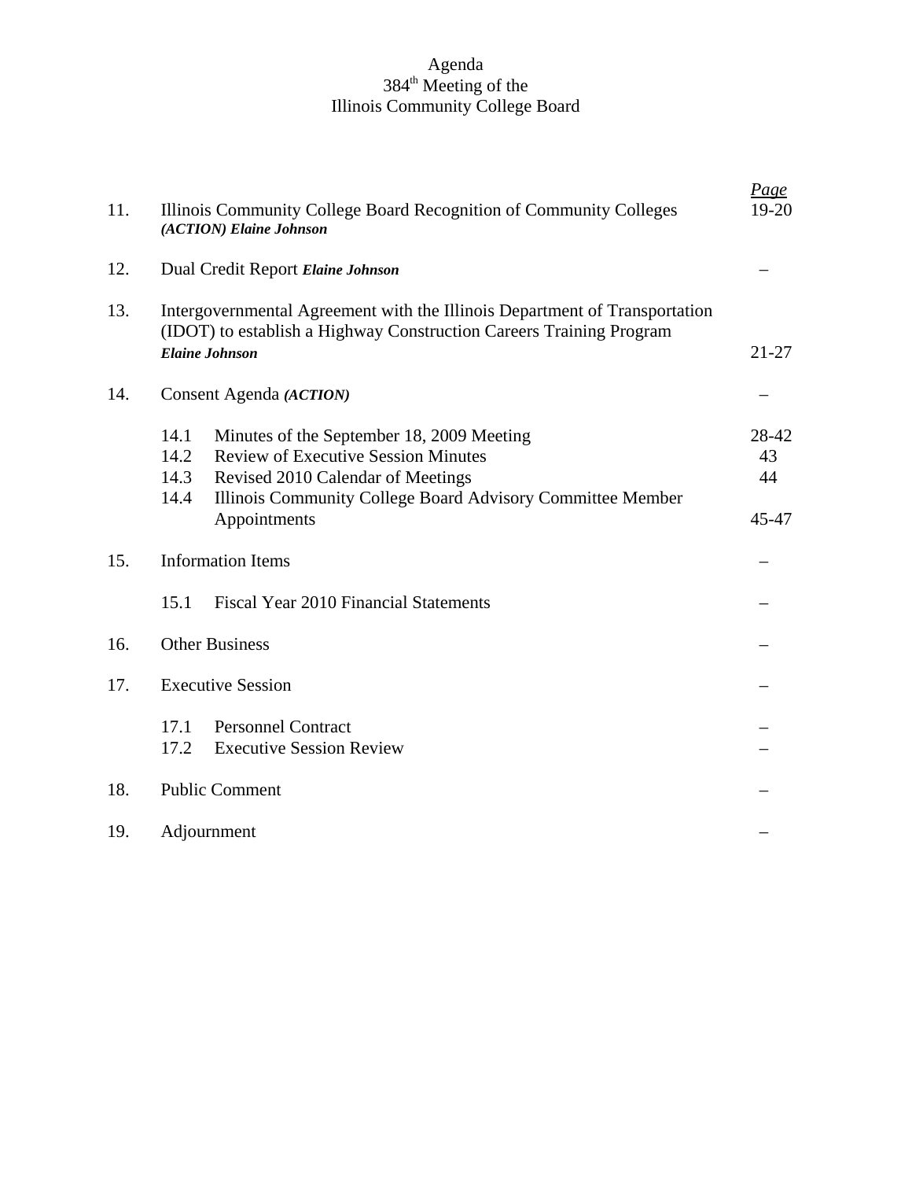Agenda
384th Meeting of the
Illinois Community College Board

| | | Page |
|---|---|---|
| 11. | Illinois Community College Board Recognition of Community Colleges ***(ACTION) Elaine Johnson*** | 19-20 |
| 12. | Dual Credit Report ***Elaine Johnson*** | – |
| 13. | Intergovernmental Agreement with the Illinois Department of Transportation (IDOT) to establish a Highway Construction Careers Training Program ***Elaine Johnson*** | 21-27 |
| 14. | Consent Agenda ***(ACTION)*** | – |
| | 14.1 Minutes of the September 18, 2009 Meeting | 28-42 |
| | 14.2 Review of Executive Session Minutes | 43 |
| | 14.3 Revised 2010 Calendar of Meetings | 44 |
| | 14.4 Illinois Community College Board Advisory Committee Member Appointments | 45-47 |
| 15. | Information Items | – |
| | 15.1 Fiscal Year 2010 Financial Statements | – |
| 16. | Other Business | – |
| 17. | Executive Session | – |
| | 17.1 Personnel Contract | – |
| | 17.2 Executive Session Review | – |
| 18. | Public Comment | – |
| 19. | Adjournment | – |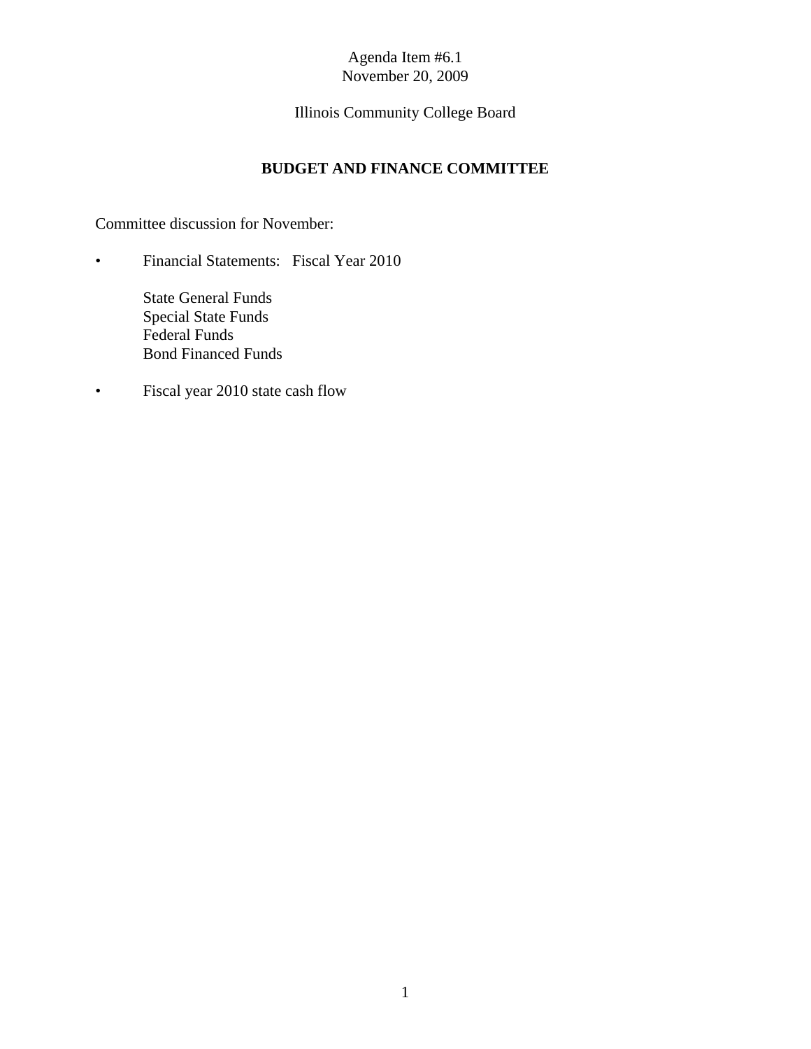Agenda Item #6.1
November 20, 2009

Illinois Community College Board

## BUDGET AND FINANCE COMMITTEE

Committee discussion for November:

- Financial Statements: Fiscal Year 2010

  State General Funds
  Special State Funds
  Federal Funds
  Bond Financed Funds

- Fiscal year 2010 state cash flow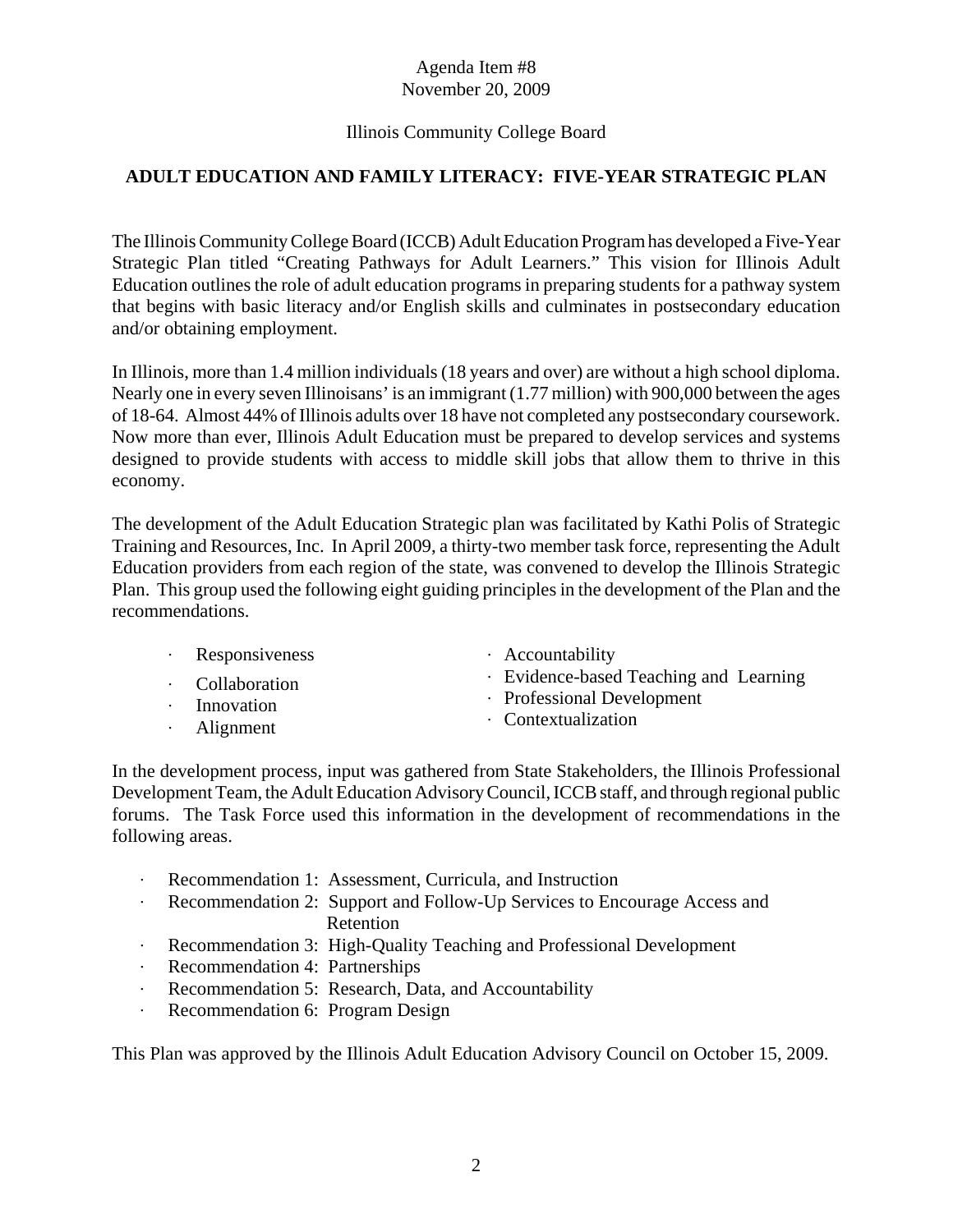Agenda Item #8
November 20, 2009

Illinois Community College Board

**ADULT EDUCATION AND FAMILY LITERACY: FIVE-YEAR STRATEGIC PLAN**

The Illinois Community College Board (ICCB) Adult Education Program has developed a Five-Year Strategic Plan titled "Creating Pathways for Adult Learners." This vision for Illinois Adult Education outlines the role of adult education programs in preparing students for a pathway system that begins with basic literacy and/or English skills and culminates in postsecondary education and/or obtaining employment.

In Illinois, more than 1.4 million individuals (18 years and over) are without a high school diploma. Nearly one in every seven Illinoisans' is an immigrant (1.77 million) with 900,000 between the ages of 18-64. Almost 44% of Illinois adults over 18 have not completed any postsecondary coursework. Now more than ever, Illinois Adult Education must be prepared to develop services and systems designed to provide students with access to middle skill jobs that allow them to thrive in this economy.

The development of the Adult Education Strategic plan was facilitated by Kathi Polis of Strategic Training and Resources, Inc. In April 2009, a thirty-two member task force, representing the Adult Education providers from each region of the state, was convened to develop the Illinois Strategic Plan. This group used the following eight guiding principles in the development of the Plan and the recommendations.

- Responsiveness
- Collaboration
- Innovation
- Alignment
- Accountability
- Evidence-based Teaching and Learning
- Professional Development
- Contextualization

In the development process, input was gathered from State Stakeholders, the Illinois Professional Development Team, the Adult Education Advisory Council, ICCB staff, and through regional public forums. The Task Force used this information in the development of recommendations in the following areas.

- Recommendation 1: Assessment, Curricula, and Instruction
- Recommendation 2: Support and Follow-Up Services to Encourage Access and Retention
- Recommendation 3: High-Quality Teaching and Professional Development
- Recommendation 4: Partnerships
- Recommendation 5: Research, Data, and Accountability
- Recommendation 6: Program Design

This Plan was approved by the Illinois Adult Education Advisory Council on October 15, 2009.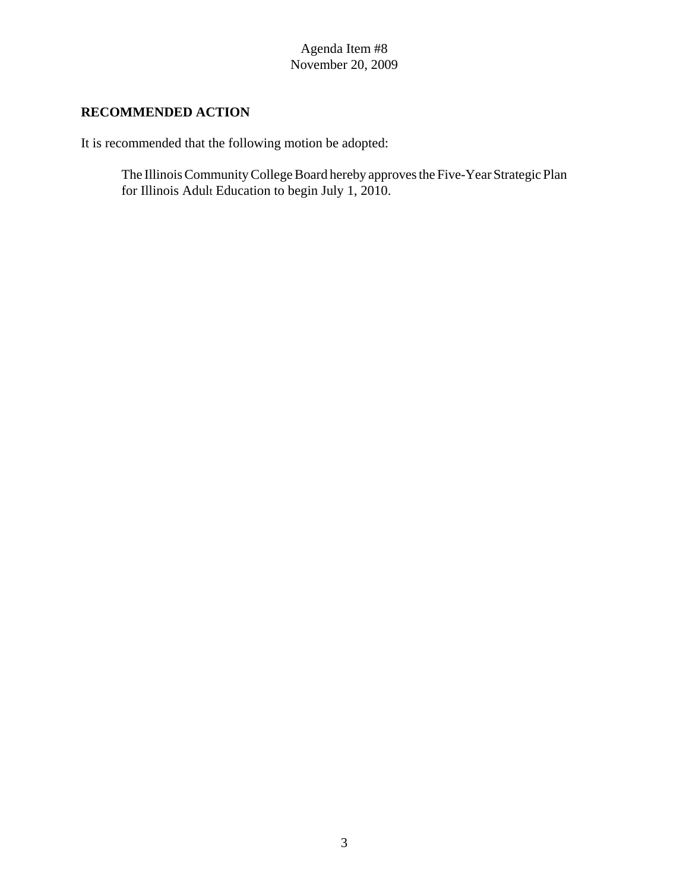Agenda Item #8
November 20, 2009

**RECOMMENDED ACTION**

It is recommended that the following motion be adopted:

> The Illinois Community College Board hereby approves the Five-Year Strategic Plan for Illinois Adult Education to begin July 1, 2010.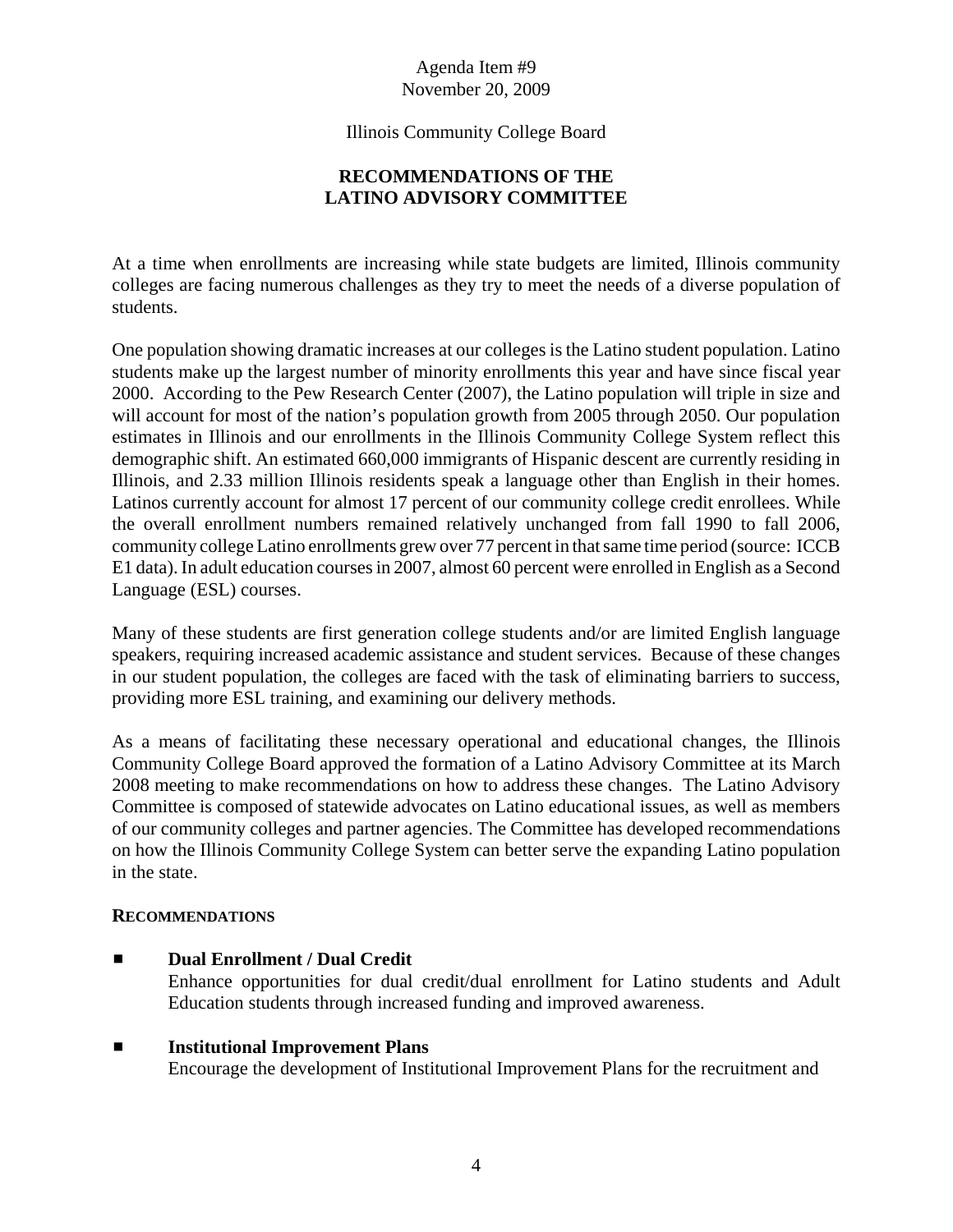Agenda Item #9
November 20, 2009

Illinois Community College Board

# RECOMMENDATIONS OF THE LATINO ADVISORY COMMITTEE

At a time when enrollments are increasing while state budgets are limited, Illinois community colleges are facing numerous challenges as they try to meet the needs of a diverse population of students.

One population showing dramatic increases at our colleges is the Latino student population. Latino students make up the largest number of minority enrollments this year and have since fiscal year 2000. According to the Pew Research Center (2007), the Latino population will triple in size and will account for most of the nation's population growth from 2005 through 2050. Our population estimates in Illinois and our enrollments in the Illinois Community College System reflect this demographic shift. An estimated 660,000 immigrants of Hispanic descent are currently residing in Illinois, and 2.33 million Illinois residents speak a language other than English in their homes. Latinos currently account for almost 17 percent of our community college credit enrollees. While the overall enrollment numbers remained relatively unchanged from fall 1990 to fall 2006, community college Latino enrollments grew over 77 percent in that same time period (source: ICCB E1 data). In adult education courses in 2007, almost 60 percent were enrolled in English as a Second Language (ESL) courses.

Many of these students are first generation college students and/or are limited English language speakers, requiring increased academic assistance and student services. Because of these changes in our student population, the colleges are faced with the task of eliminating barriers to success, providing more ESL training, and examining our delivery methods.

As a means of facilitating these necessary operational and educational changes, the Illinois Community College Board approved the formation of a Latino Advisory Committee at its March 2008 meeting to make recommendations on how to address these changes. The Latino Advisory Committee is composed of statewide advocates on Latino educational issues, as well as members of our community colleges and partner agencies. The Committee has developed recommendations on how the Illinois Community College System can better serve the expanding Latino population in the state.

## RECOMMENDATIONS

- **Dual Enrollment / Dual Credit**
  Enhance opportunities for dual credit/dual enrollment for Latino students and Adult Education students through increased funding and improved awareness.

- **Institutional Improvement Plans**
  Encourage the development of Institutional Improvement Plans for the recruitment and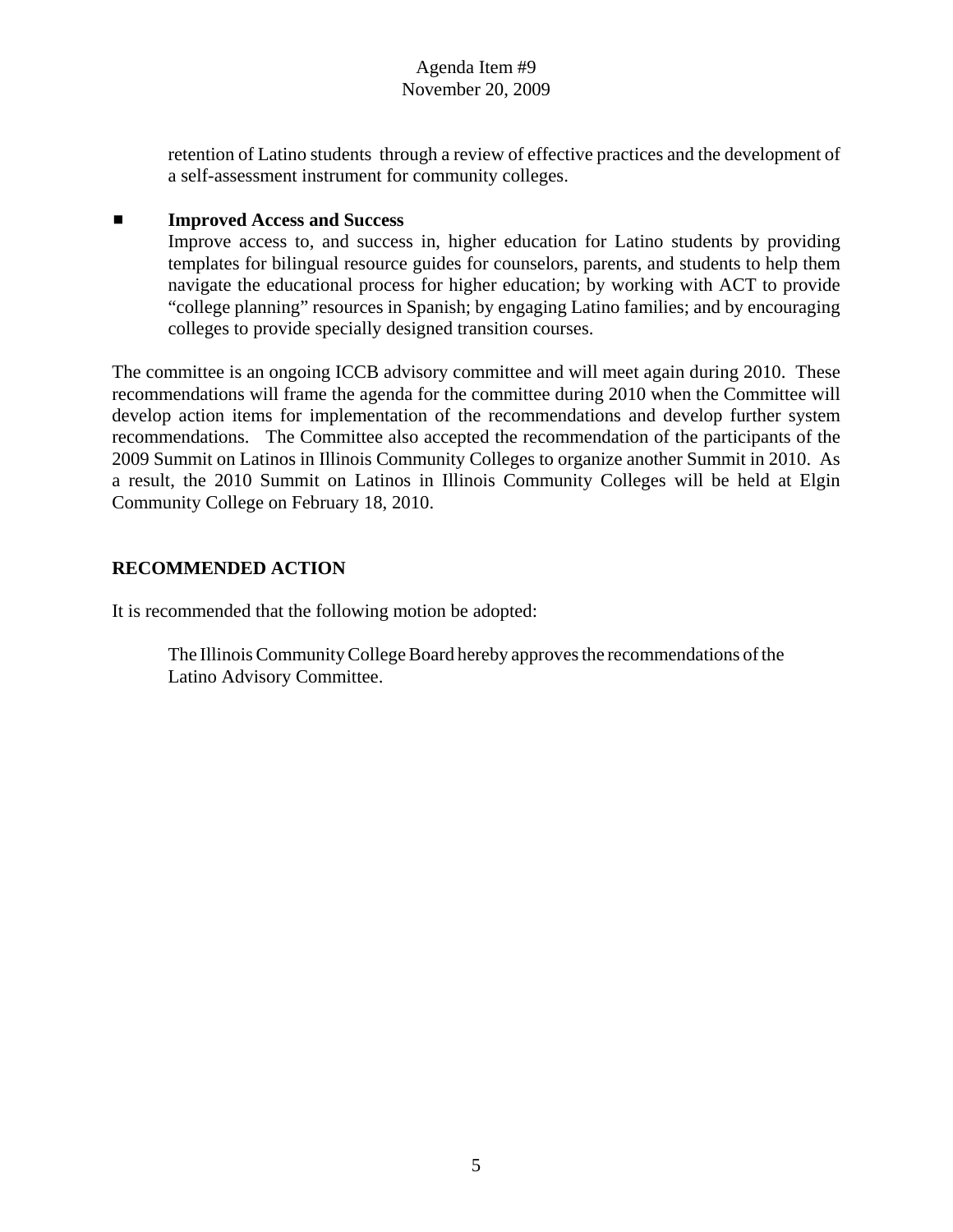retention of Latino students through a review of effective practices and the development of a self-assessment instrument for community colleges.

- **Improved Access and Success**
  Improve access to, and success in, higher education for Latino students by providing templates for bilingual resource guides for counselors, parents, and students to help them navigate the educational process for higher education; by working with ACT to provide "college planning" resources in Spanish; by engaging Latino families; and by encouraging colleges to provide specially designed transition courses.

The committee is an ongoing ICCB advisory committee and will meet again during 2010. These recommendations will frame the agenda for the committee during 2010 when the Committee will develop action items for implementation of the recommendations and develop further system recommendations. The Committee also accepted the recommendation of the participants of the 2009 Summit on Latinos in Illinois Community Colleges to organize another Summit in 2010. As a result, the 2010 Summit on Latinos in Illinois Community Colleges will be held at Elgin Community College on February 18, 2010.

## RECOMMENDED ACTION

It is recommended that the following motion be adopted:

> The Illinois Community College Board hereby approves the recommendations of the Latino Advisory Committee.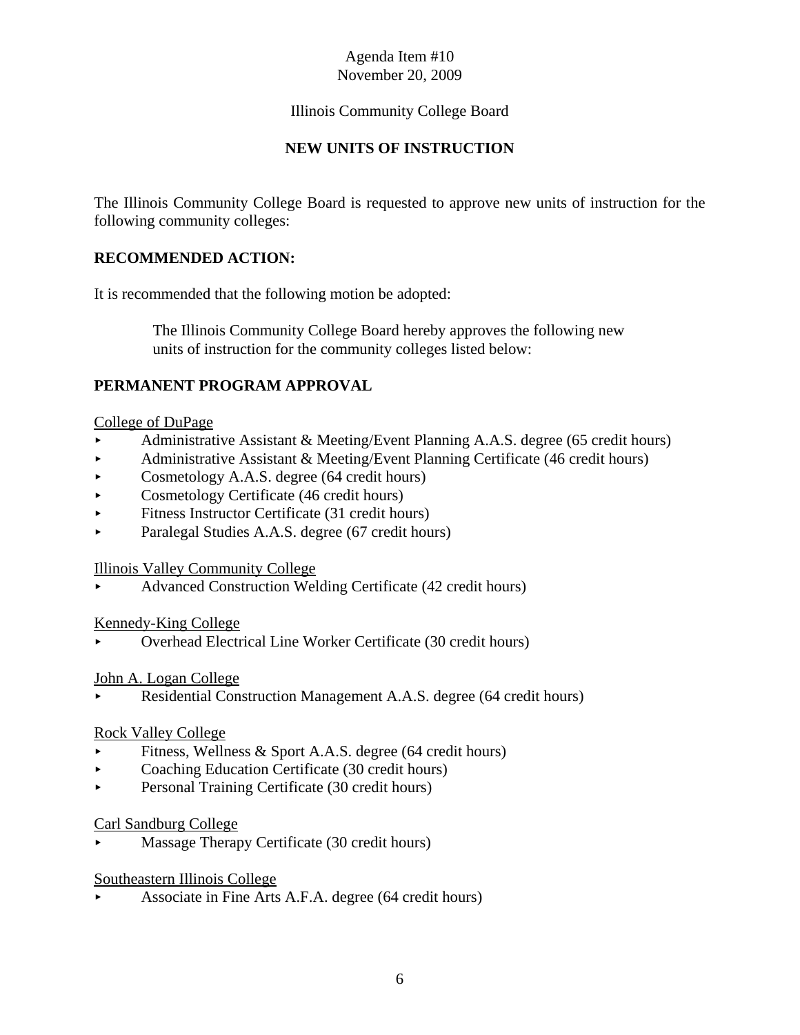Agenda Item #10
November 20, 2009

Illinois Community College Board

## NEW UNITS OF INSTRUCTION

The Illinois Community College Board is requested to approve new units of instruction for the following community colleges:

**RECOMMENDED ACTION:**

It is recommended that the following motion be adopted:

> The Illinois Community College Board hereby approves the following new units of instruction for the community colleges listed below:

**PERMANENT PROGRAM APPROVAL**

College of DuPage

- Administrative Assistant & Meeting/Event Planning A.A.S. degree (65 credit hours)
- Administrative Assistant & Meeting/Event Planning Certificate (46 credit hours)
- Cosmetology A.A.S. degree (64 credit hours)
- Cosmetology Certificate (46 credit hours)
- Fitness Instructor Certificate (31 credit hours)
- Paralegal Studies A.A.S. degree (67 credit hours)

Illinois Valley Community College

- Advanced Construction Welding Certificate (42 credit hours)

Kennedy-King College

- Overhead Electrical Line Worker Certificate (30 credit hours)

John A. Logan College

- Residential Construction Management A.A.S. degree (64 credit hours)

Rock Valley College

- Fitness, Wellness & Sport A.A.S. degree (64 credit hours)
- Coaching Education Certificate (30 credit hours)
- Personal Training Certificate (30 credit hours)

Carl Sandburg College

- Massage Therapy Certificate (30 credit hours)

Southeastern Illinois College

- Associate in Fine Arts A.F.A. degree (64 credit hours)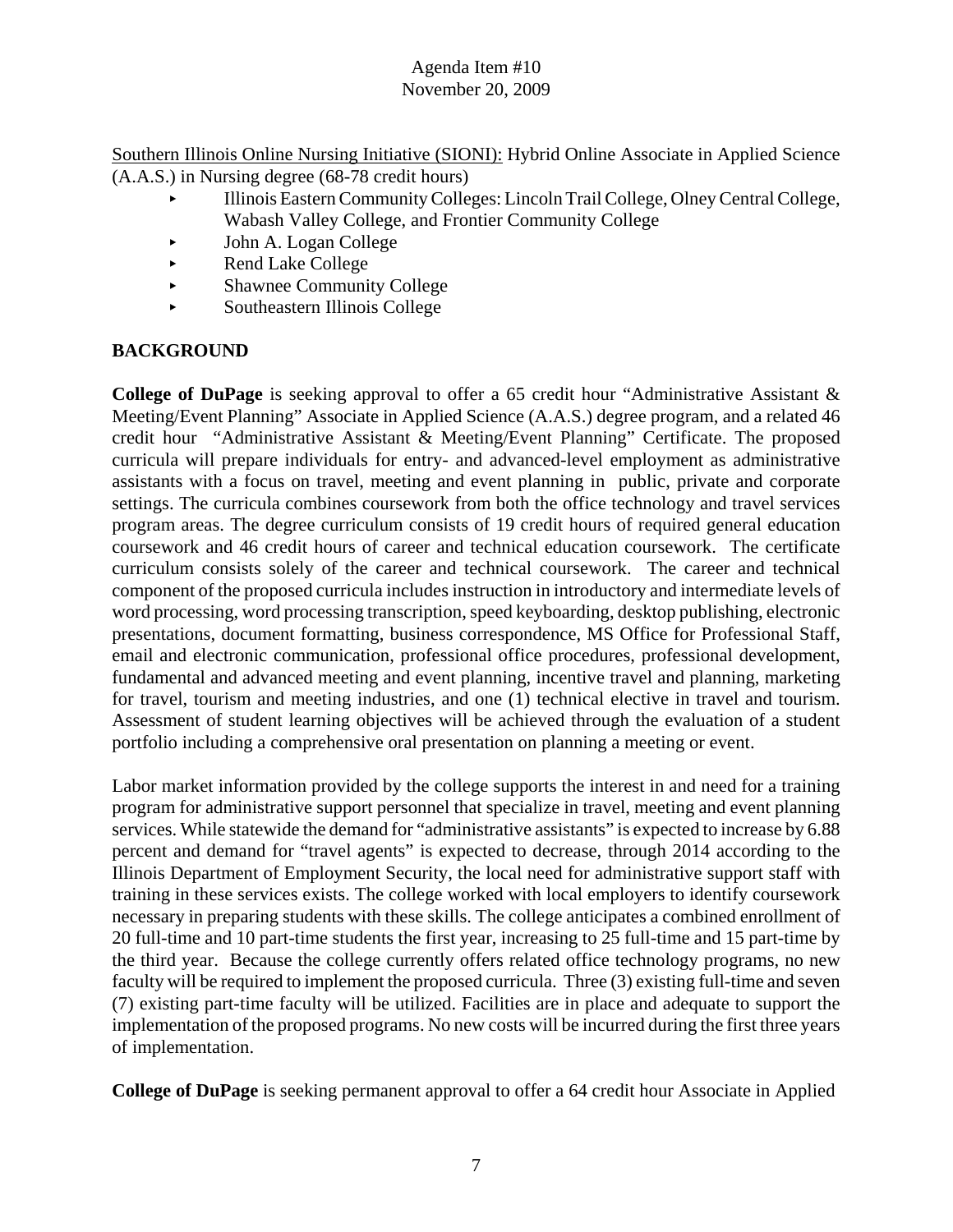Agenda Item #10
November 20, 2009

Southern Illinois Online Nursing Initiative (SIONI): Hybrid Online Associate in Applied Science (A.A.S.) in Nursing degree (68-78 credit hours)

- Illinois Eastern Community Colleges: Lincoln Trail College, Olney Central College, Wabash Valley College, and Frontier Community College
- John A. Logan College
- Rend Lake College
- Shawnee Community College
- Southeastern Illinois College

## BACKGROUND

**College of DuPage** is seeking approval to offer a 65 credit hour "Administrative Assistant & Meeting/Event Planning" Associate in Applied Science (A.A.S.) degree program, and a related 46 credit hour "Administrative Assistant & Meeting/Event Planning" Certificate. The proposed curricula will prepare individuals for entry- and advanced-level employment as administrative assistants with a focus on travel, meeting and event planning in public, private and corporate settings. The curricula combines coursework from both the office technology and travel services program areas. The degree curriculum consists of 19 credit hours of required general education coursework and 46 credit hours of career and technical education coursework. The certificate curriculum consists solely of the career and technical coursework. The career and technical component of the proposed curricula includes instruction in introductory and intermediate levels of word processing, word processing transcription, speed keyboarding, desktop publishing, electronic presentations, document formatting, business correspondence, MS Office for Professional Staff, email and electronic communication, professional office procedures, professional development, fundamental and advanced meeting and event planning, incentive travel and planning, marketing for travel, tourism and meeting industries, and one (1) technical elective in travel and tourism. Assessment of student learning objectives will be achieved through the evaluation of a student portfolio including a comprehensive oral presentation on planning a meeting or event.

Labor market information provided by the college supports the interest in and need for a training program for administrative support personnel that specialize in travel, meeting and event planning services. While statewide the demand for "administrative assistants" is expected to increase by 6.88 percent and demand for "travel agents" is expected to decrease, through 2014 according to the Illinois Department of Employment Security, the local need for administrative support staff with training in these services exists. The college worked with local employers to identify coursework necessary in preparing students with these skills. The college anticipates a combined enrollment of 20 full-time and 10 part-time students the first year, increasing to 25 full-time and 15 part-time by the third year. Because the college currently offers related office technology programs, no new faculty will be required to implement the proposed curricula. Three (3) existing full-time and seven (7) existing part-time faculty will be utilized. Facilities are in place and adequate to support the implementation of the proposed programs. No new costs will be incurred during the first three years of implementation.

**College of DuPage** is seeking permanent approval to offer a 64 credit hour Associate in Applied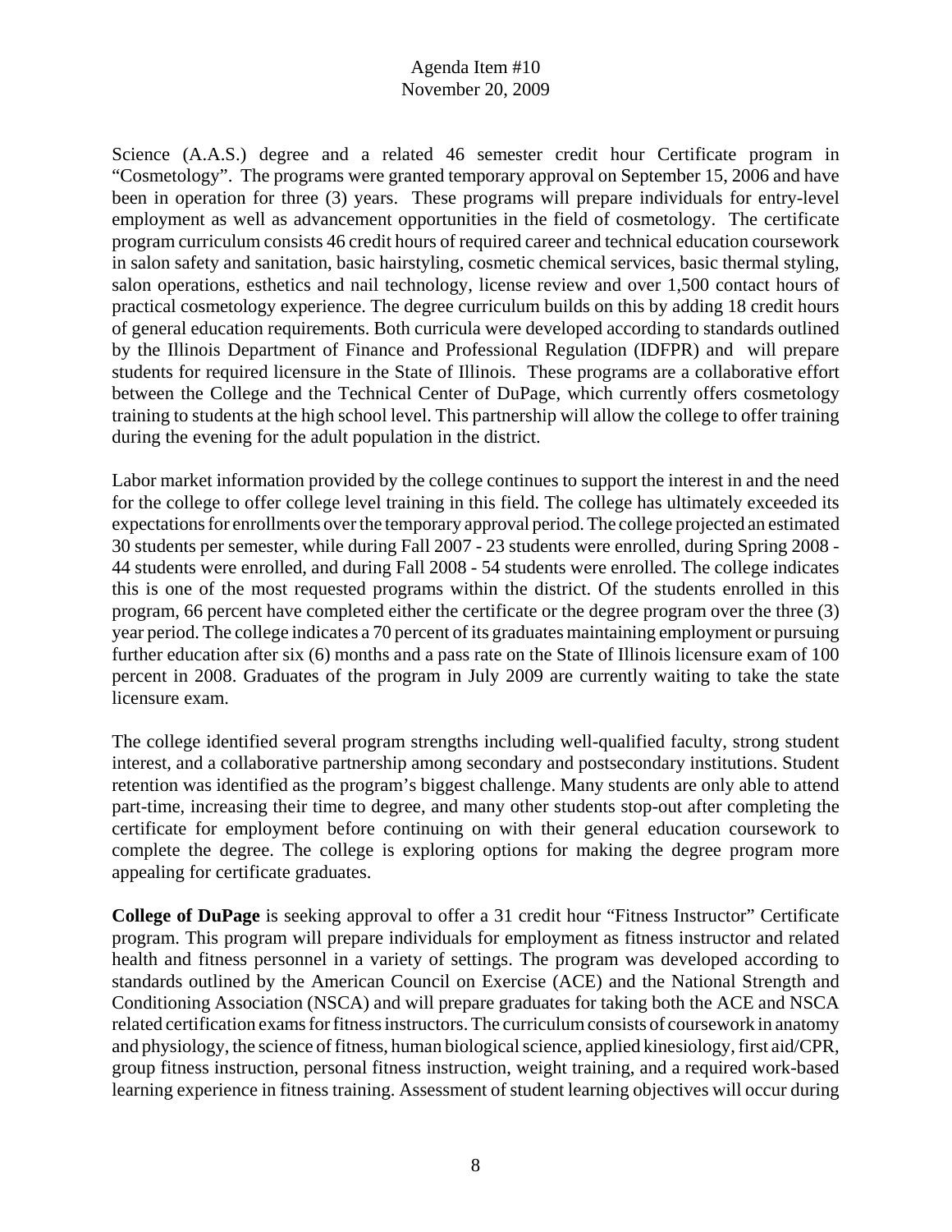Science (A.A.S.) degree and a related 46 semester credit hour Certificate program in "Cosmetology". The programs were granted temporary approval on September 15, 2006 and have been in operation for three (3) years. These programs will prepare individuals for entry-level employment as well as advancement opportunities in the field of cosmetology. The certificate program curriculum consists 46 credit hours of required career and technical education coursework in salon safety and sanitation, basic hairstyling, cosmetic chemical services, basic thermal styling, salon operations, esthetics and nail technology, license review and over 1,500 contact hours of practical cosmetology experience. The degree curriculum builds on this by adding 18 credit hours of general education requirements. Both curricula were developed according to standards outlined by the Illinois Department of Finance and Professional Regulation (IDFPR) and will prepare students for required licensure in the State of Illinois. These programs are a collaborative effort between the College and the Technical Center of DuPage, which currently offers cosmetology training to students at the high school level. This partnership will allow the college to offer training during the evening for the adult population in the district.

Labor market information provided by the college continues to support the interest in and the need for the college to offer college level training in this field. The college has ultimately exceeded its expectations for enrollments over the temporary approval period. The college projected an estimated 30 students per semester, while during Fall 2007 - 23 students were enrolled, during Spring 2008 - 44 students were enrolled, and during Fall 2008 - 54 students were enrolled. The college indicates this is one of the most requested programs within the district. Of the students enrolled in this program, 66 percent have completed either the certificate or the degree program over the three (3) year period. The college indicates a 70 percent of its graduates maintaining employment or pursuing further education after six (6) months and a pass rate on the State of Illinois licensure exam of 100 percent in 2008. Graduates of the program in July 2009 are currently waiting to take the state licensure exam.

The college identified several program strengths including well-qualified faculty, strong student interest, and a collaborative partnership among secondary and postsecondary institutions. Student retention was identified as the program's biggest challenge. Many students are only able to attend part-time, increasing their time to degree, and many other students stop-out after completing the certificate for employment before continuing on with their general education coursework to complete the degree. The college is exploring options for making the degree program more appealing for certificate graduates.

**College of DuPage** is seeking approval to offer a 31 credit hour "Fitness Instructor" Certificate program. This program will prepare individuals for employment as fitness instructor and related health and fitness personnel in a variety of settings. The program was developed according to standards outlined by the American Council on Exercise (ACE) and the National Strength and Conditioning Association (NSCA) and will prepare graduates for taking both the ACE and NSCA related certification exams for fitness instructors. The curriculum consists of coursework in anatomy and physiology, the science of fitness, human biological science, applied kinesiology, first aid/CPR, group fitness instruction, personal fitness instruction, weight training, and a required work-based learning experience in fitness training. Assessment of student learning objectives will occur during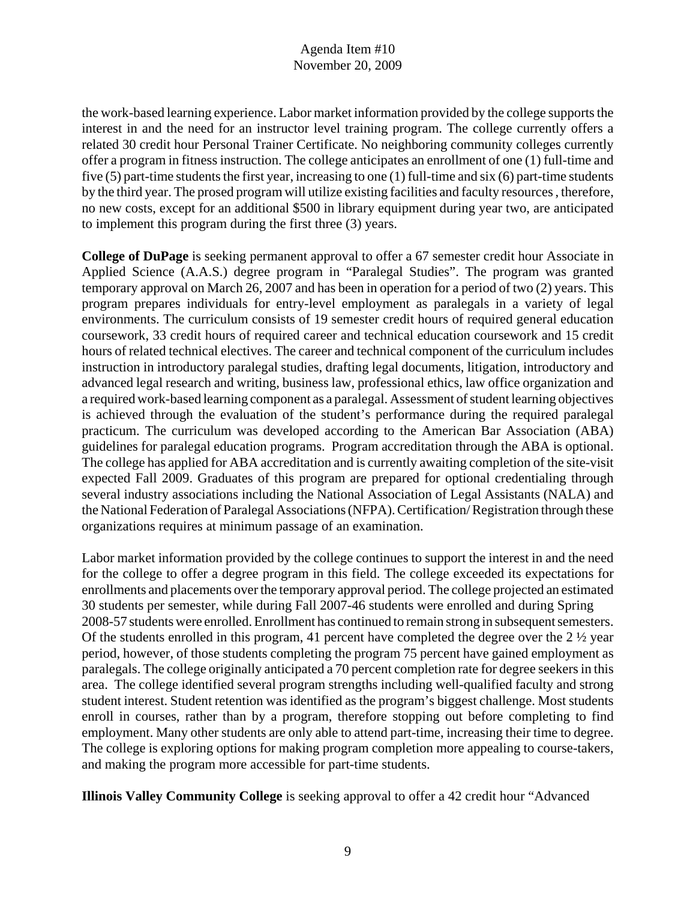the work-based learning experience. Labor market information provided by the college supports the interest in and the need for an instructor level training program. The college currently offers a related 30 credit hour Personal Trainer Certificate. No neighboring community colleges currently offer a program in fitness instruction. The college anticipates an enrollment of one (1) full-time and five (5) part-time students the first year, increasing to one (1) full-time and six (6) part-time students by the third year. The prosed program will utilize existing facilities and faculty resources , therefore, no new costs, except for an additional $500 in library equipment during year two, are anticipated to implement this program during the first three (3) years.

**College of DuPage** is seeking permanent approval to offer a 67 semester credit hour Associate in Applied Science (A.A.S.) degree program in "Paralegal Studies". The program was granted temporary approval on March 26, 2007 and has been in operation for a period of two (2) years. This program prepares individuals for entry-level employment as paralegals in a variety of legal environments. The curriculum consists of 19 semester credit hours of required general education coursework, 33 credit hours of required career and technical education coursework and 15 credit hours of related technical electives. The career and technical component of the curriculum includes instruction in introductory paralegal studies, drafting legal documents, litigation, introductory and advanced legal research and writing, business law, professional ethics, law office organization and a required work-based learning component as a paralegal. Assessment of student learning objectives is achieved through the evaluation of the student's performance during the required paralegal practicum. The curriculum was developed according to the American Bar Association (ABA) guidelines for paralegal education programs. Program accreditation through the ABA is optional. The college has applied for ABA accreditation and is currently awaiting completion of the site-visit expected Fall 2009. Graduates of this program are prepared for optional credentialing through several industry associations including the National Association of Legal Assistants (NALA) and the National Federation of Paralegal Associations (NFPA). Certification/ Registration through these organizations requires at minimum passage of an examination.

Labor market information provided by the college continues to support the interest in and the need for the college to offer a degree program in this field. The college exceeded its expectations for enrollments and placements over the temporary approval period. The college projected an estimated 30 students per semester, while during Fall 2007-46 students were enrolled and during Spring 2008-57 students were enrolled. Enrollment has continued to remain strong in subsequent semesters. Of the students enrolled in this program, 41 percent have completed the degree over the 2 ½ year period, however, of those students completing the program 75 percent have gained employment as paralegals. The college originally anticipated a 70 percent completion rate for degree seekers in this area. The college identified several program strengths including well-qualified faculty and strong student interest. Student retention was identified as the program's biggest challenge. Most students enroll in courses, rather than by a program, therefore stopping out before completing to find employment. Many other students are only able to attend part-time, increasing their time to degree. The college is exploring options for making program completion more appealing to course-takers, and making the program more accessible for part-time students.

**Illinois Valley Community College** is seeking approval to offer a 42 credit hour "Advanced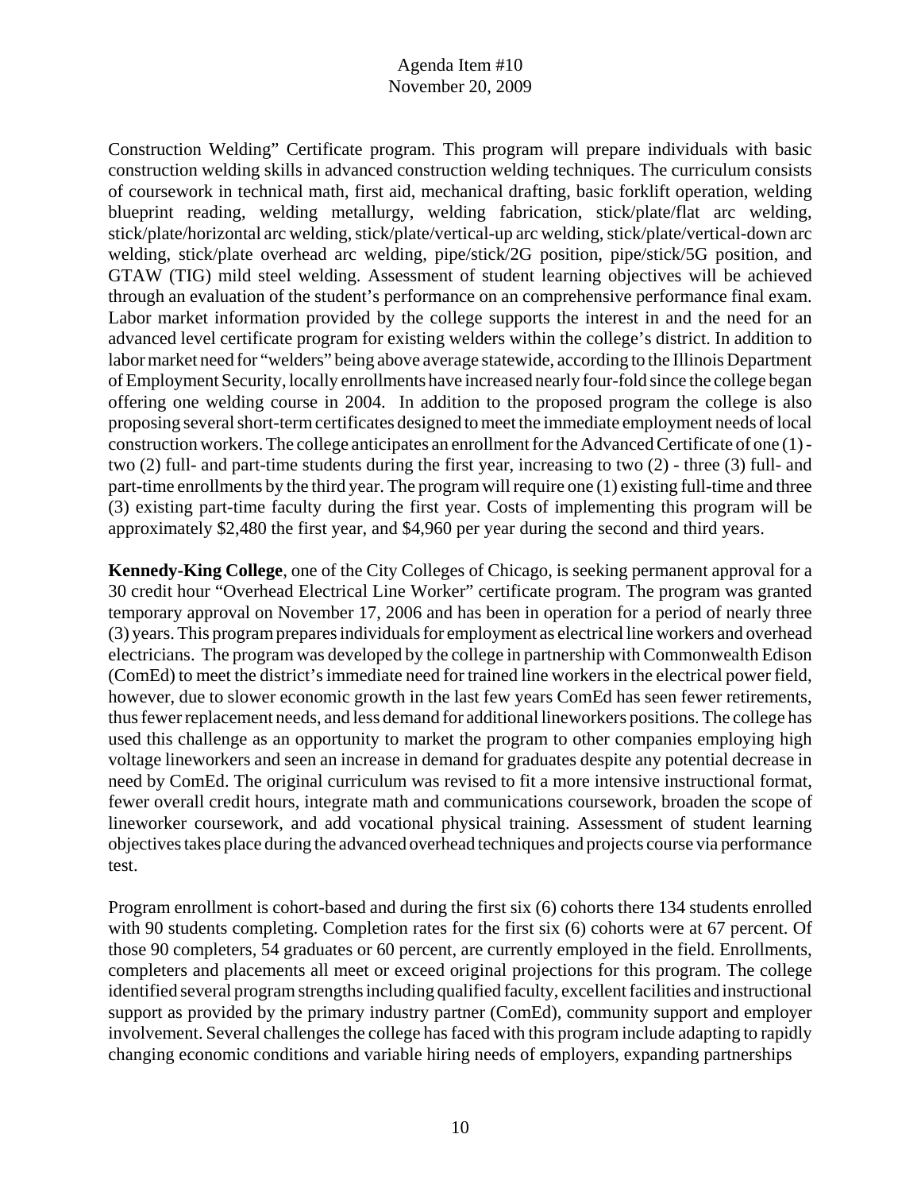Construction Welding" Certificate program. This program will prepare individuals with basic construction welding skills in advanced construction welding techniques. The curriculum consists of coursework in technical math, first aid, mechanical drafting, basic forklift operation, welding blueprint reading, welding metallurgy, welding fabrication, stick/plate/flat arc welding, stick/plate/horizontal arc welding, stick/plate/vertical-up arc welding, stick/plate/vertical-down arc welding, stick/plate overhead arc welding, pipe/stick/2G position, pipe/stick/5G position, and GTAW (TIG) mild steel welding. Assessment of student learning objectives will be achieved through an evaluation of the student's performance on an comprehensive performance final exam. Labor market information provided by the college supports the interest in and the need for an advanced level certificate program for existing welders within the college's district. In addition to labor market need for "welders" being above average statewide, according to the Illinois Department of Employment Security, locally enrollments have increased nearly four-fold since the college began offering one welding course in 2004. In addition to the proposed program the college is also proposing several short-term certificates designed to meet the immediate employment needs of local construction workers. The college anticipates an enrollment for the Advanced Certificate of one (1) - two (2) full- and part-time students during the first year, increasing to two (2) - three (3) full- and part-time enrollments by the third year. The program will require one (1) existing full-time and three (3) existing part-time faculty during the first year. Costs of implementing this program will be approximately $2,480 the first year, and $4,960 per year during the second and third years.

**Kennedy-King College**, one of the City Colleges of Chicago, is seeking permanent approval for a 30 credit hour "Overhead Electrical Line Worker" certificate program. The program was granted temporary approval on November 17, 2006 and has been in operation for a period of nearly three (3) years. This program prepares individuals for employment as electrical line workers and overhead electricians. The program was developed by the college in partnership with Commonwealth Edison (ComEd) to meet the district's immediate need for trained line workers in the electrical power field, however, due to slower economic growth in the last few years ComEd has seen fewer retirements, thus fewer replacement needs, and less demand for additional lineworkers positions. The college has used this challenge as an opportunity to market the program to other companies employing high voltage lineworkers and seen an increase in demand for graduates despite any potential decrease in need by ComEd. The original curriculum was revised to fit a more intensive instructional format, fewer overall credit hours, integrate math and communications coursework, broaden the scope of lineworker coursework, and add vocational physical training. Assessment of student learning objectives takes place during the advanced overhead techniques and projects course via performance test.

Program enrollment is cohort-based and during the first six (6) cohorts there 134 students enrolled with 90 students completing. Completion rates for the first six (6) cohorts were at 67 percent. Of those 90 completers, 54 graduates or 60 percent, are currently employed in the field. Enrollments, completers and placements all meet or exceed original projections for this program. The college identified several program strengths including qualified faculty, excellent facilities and instructional support as provided by the primary industry partner (ComEd), community support and employer involvement. Several challenges the college has faced with this program include adapting to rapidly changing economic conditions and variable hiring needs of employers, expanding partnerships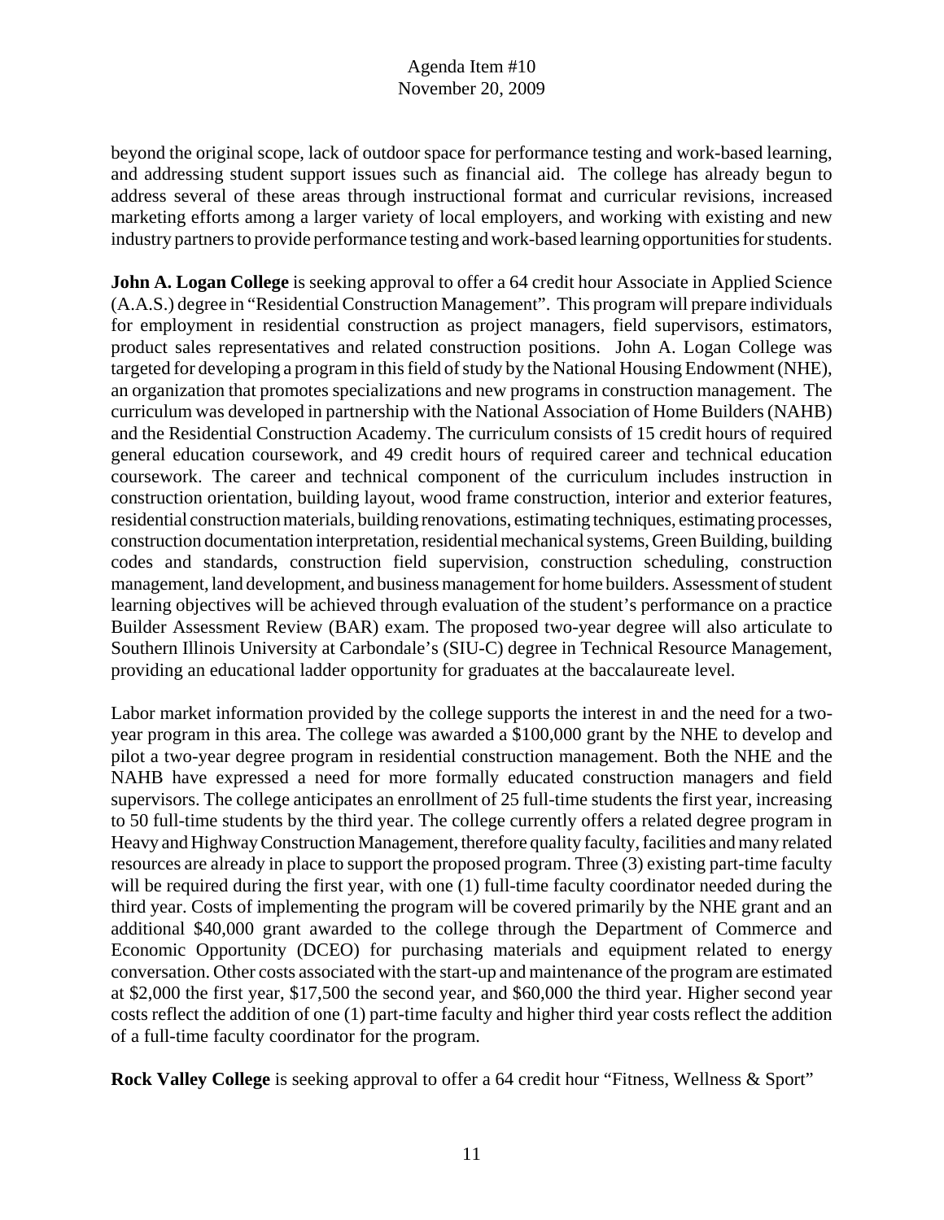beyond the original scope, lack of outdoor space for performance testing and work-based learning, and addressing student support issues such as financial aid. The college has already begun to address several of these areas through instructional format and curricular revisions, increased marketing efforts among a larger variety of local employers, and working with existing and new industry partners to provide performance testing and work-based learning opportunities for students.

**John A. Logan College** is seeking approval to offer a 64 credit hour Associate in Applied Science (A.A.S.) degree in "Residential Construction Management". This program will prepare individuals for employment in residential construction as project managers, field supervisors, estimators, product sales representatives and related construction positions. John A. Logan College was targeted for developing a program in this field of study by the National Housing Endowment (NHE), an organization that promotes specializations and new programs in construction management. The curriculum was developed in partnership with the National Association of Home Builders (NAHB) and the Residential Construction Academy. The curriculum consists of 15 credit hours of required general education coursework, and 49 credit hours of required career and technical education coursework. The career and technical component of the curriculum includes instruction in construction orientation, building layout, wood frame construction, interior and exterior features, residential construction materials, building renovations, estimating techniques, estimating processes, construction documentation interpretation, residential mechanical systems, Green Building, building codes and standards, construction field supervision, construction scheduling, construction management, land development, and business management for home builders. Assessment of student learning objectives will be achieved through evaluation of the student's performance on a practice Builder Assessment Review (BAR) exam. The proposed two-year degree will also articulate to Southern Illinois University at Carbondale's (SIU-C) degree in Technical Resource Management, providing an educational ladder opportunity for graduates at the baccalaureate level.

Labor market information provided by the college supports the interest in and the need for a two-year program in this area. The college was awarded a $100,000 grant by the NHE to develop and pilot a two-year degree program in residential construction management. Both the NHE and the NAHB have expressed a need for more formally educated construction managers and field supervisors. The college anticipates an enrollment of 25 full-time students the first year, increasing to 50 full-time students by the third year. The college currently offers a related degree program in Heavy and Highway Construction Management, therefore quality faculty, facilities and many related resources are already in place to support the proposed program. Three (3) existing part-time faculty will be required during the first year, with one (1) full-time faculty coordinator needed during the third year. Costs of implementing the program will be covered primarily by the NHE grant and an additional $40,000 grant awarded to the college through the Department of Commerce and Economic Opportunity (DCEO) for purchasing materials and equipment related to energy conversation. Other costs associated with the start-up and maintenance of the program are estimated at $2,000 the first year, $17,500 the second year, and $60,000 the third year. Higher second year costs reflect the addition of one (1) part-time faculty and higher third year costs reflect the addition of a full-time faculty coordinator for the program.

**Rock Valley College** is seeking approval to offer a 64 credit hour "Fitness, Wellness & Sport"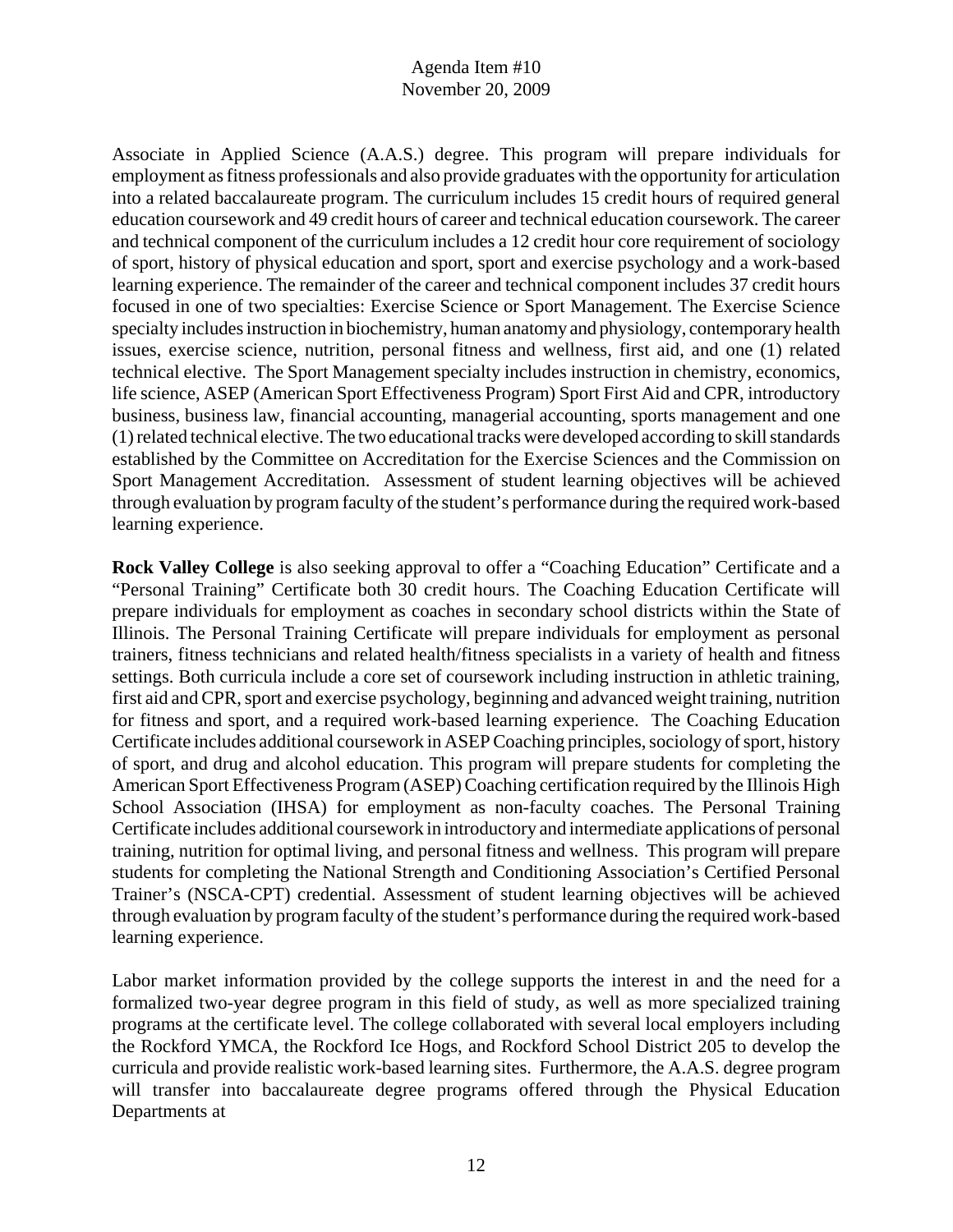Associate in Applied Science (A.A.S.) degree. This program will prepare individuals for employment as fitness professionals and also provide graduates with the opportunity for articulation into a related baccalaureate program. The curriculum includes 15 credit hours of required general education coursework and 49 credit hours of career and technical education coursework. The career and technical component of the curriculum includes a 12 credit hour core requirement of sociology of sport, history of physical education and sport, sport and exercise psychology and a work-based learning experience. The remainder of the career and technical component includes 37 credit hours focused in one of two specialties: Exercise Science or Sport Management. The Exercise Science specialty includes instruction in biochemistry, human anatomy and physiology, contemporary health issues, exercise science, nutrition, personal fitness and wellness, first aid, and one (1) related technical elective. The Sport Management specialty includes instruction in chemistry, economics, life science, ASEP (American Sport Effectiveness Program) Sport First Aid and CPR, introductory business, business law, financial accounting, managerial accounting, sports management and one (1) related technical elective. The two educational tracks were developed according to skill standards established by the Committee on Accreditation for the Exercise Sciences and the Commission on Sport Management Accreditation. Assessment of student learning objectives will be achieved through evaluation by program faculty of the student's performance during the required work-based learning experience.

**Rock Valley College** is also seeking approval to offer a "Coaching Education" Certificate and a "Personal Training" Certificate both 30 credit hours. The Coaching Education Certificate will prepare individuals for employment as coaches in secondary school districts within the State of Illinois. The Personal Training Certificate will prepare individuals for employment as personal trainers, fitness technicians and related health/fitness specialists in a variety of health and fitness settings. Both curricula include a core set of coursework including instruction in athletic training, first aid and CPR, sport and exercise psychology, beginning and advanced weight training, nutrition for fitness and sport, and a required work-based learning experience. The Coaching Education Certificate includes additional coursework in ASEP Coaching principles, sociology of sport, history of sport, and drug and alcohol education. This program will prepare students for completing the American Sport Effectiveness Program (ASEP) Coaching certification required by the Illinois High School Association (IHSA) for employment as non-faculty coaches. The Personal Training Certificate includes additional coursework in introductory and intermediate applications of personal training, nutrition for optimal living, and personal fitness and wellness. This program will prepare students for completing the National Strength and Conditioning Association's Certified Personal Trainer's (NSCA-CPT) credential. Assessment of student learning objectives will be achieved through evaluation by program faculty of the student's performance during the required work-based learning experience.

Labor market information provided by the college supports the interest in and the need for a formalized two-year degree program in this field of study, as well as more specialized training programs at the certificate level. The college collaborated with several local employers including the Rockford YMCA, the Rockford Ice Hogs, and Rockford School District 205 to develop the curricula and provide realistic work-based learning sites. Furthermore, the A.A.S. degree program will transfer into baccalaureate degree programs offered through the Physical Education Departments at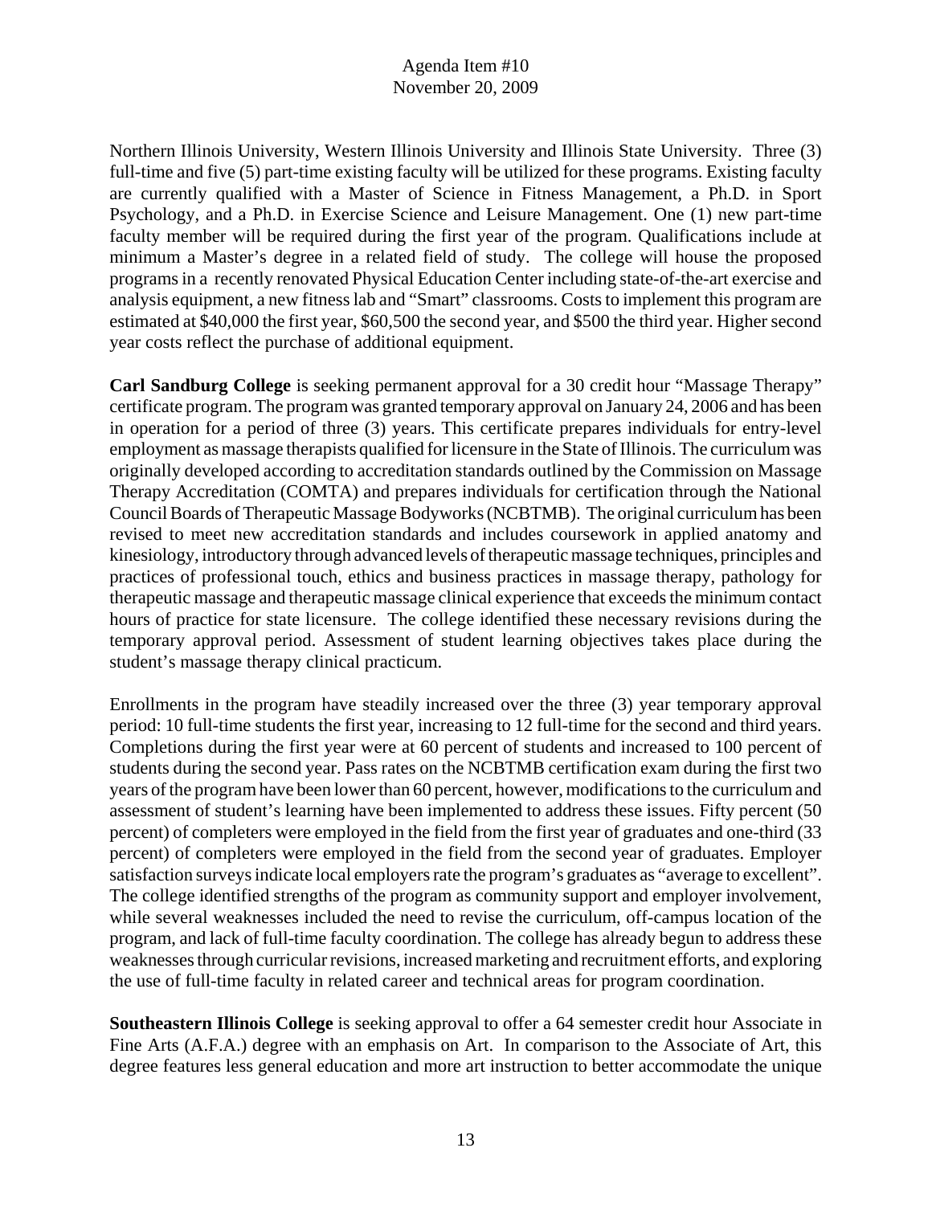Northern Illinois University, Western Illinois University and Illinois State University. Three (3) full-time and five (5) part-time existing faculty will be utilized for these programs. Existing faculty are currently qualified with a Master of Science in Fitness Management, a Ph.D. in Sport Psychology, and a Ph.D. in Exercise Science and Leisure Management. One (1) new part-time faculty member will be required during the first year of the program. Qualifications include at minimum a Master's degree in a related field of study. The college will house the proposed programs in a recently renovated Physical Education Center including state-of-the-art exercise and analysis equipment, a new fitness lab and "Smart" classrooms. Costs to implement this program are estimated at $40,000 the first year, $60,500 the second year, and $500 the third year. Higher second year costs reflect the purchase of additional equipment.

**Carl Sandburg College** is seeking permanent approval for a 30 credit hour "Massage Therapy" certificate program. The program was granted temporary approval on January 24, 2006 and has been in operation for a period of three (3) years. This certificate prepares individuals for entry-level employment as massage therapists qualified for licensure in the State of Illinois. The curriculum was originally developed according to accreditation standards outlined by the Commission on Massage Therapy Accreditation (COMTA) and prepares individuals for certification through the National Council Boards of Therapeutic Massage Bodyworks (NCBTMB). The original curriculum has been revised to meet new accreditation standards and includes coursework in applied anatomy and kinesiology, introductory through advanced levels of therapeutic massage techniques, principles and practices of professional touch, ethics and business practices in massage therapy, pathology for therapeutic massage and therapeutic massage clinical experience that exceeds the minimum contact hours of practice for state licensure. The college identified these necessary revisions during the temporary approval period. Assessment of student learning objectives takes place during the student's massage therapy clinical practicum.

Enrollments in the program have steadily increased over the three (3) year temporary approval period: 10 full-time students the first year, increasing to 12 full-time for the second and third years. Completions during the first year were at 60 percent of students and increased to 100 percent of students during the second year. Pass rates on the NCBTMB certification exam during the first two years of the program have been lower than 60 percent, however, modifications to the curriculum and assessment of student's learning have been implemented to address these issues. Fifty percent (50 percent) of completers were employed in the field from the first year of graduates and one-third (33 percent) of completers were employed in the field from the second year of graduates. Employer satisfaction surveys indicate local employers rate the program's graduates as "average to excellent". The college identified strengths of the program as community support and employer involvement, while several weaknesses included the need to revise the curriculum, off-campus location of the program, and lack of full-time faculty coordination. The college has already begun to address these weaknesses through curricular revisions, increased marketing and recruitment efforts, and exploring the use of full-time faculty in related career and technical areas for program coordination.

**Southeastern Illinois College** is seeking approval to offer a 64 semester credit hour Associate in Fine Arts (A.F.A.) degree with an emphasis on Art. In comparison to the Associate of Art, this degree features less general education and more art instruction to better accommodate the unique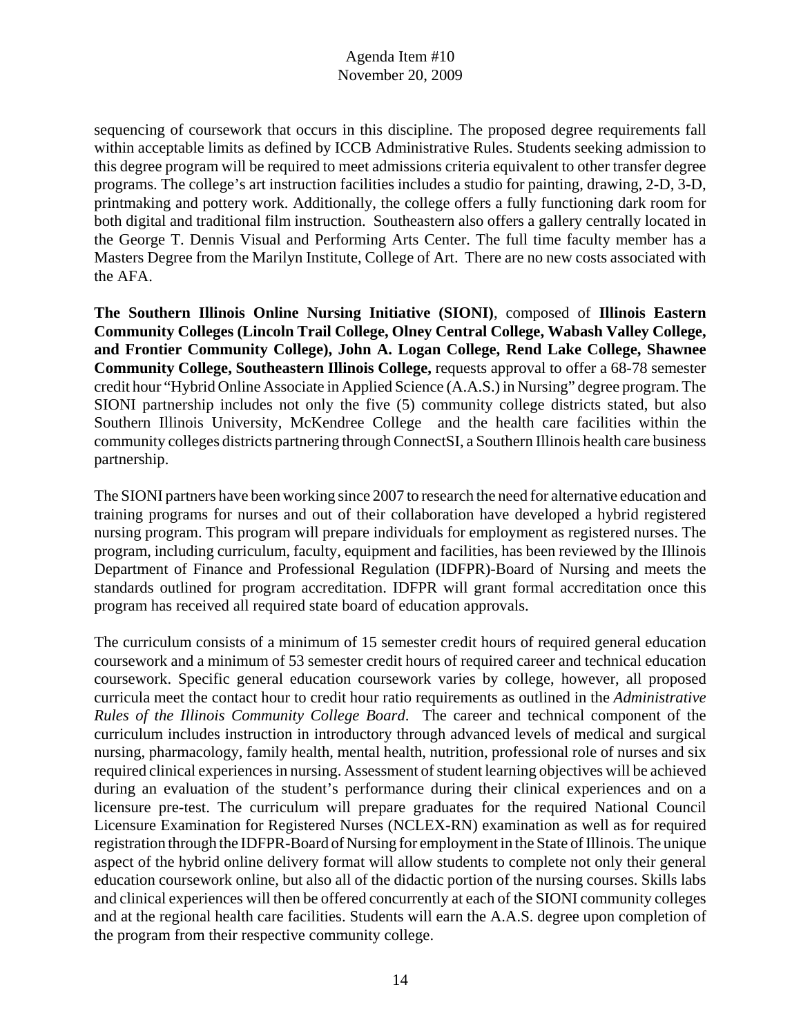sequencing of coursework that occurs in this discipline. The proposed degree requirements fall within acceptable limits as defined by ICCB Administrative Rules. Students seeking admission to this degree program will be required to meet admissions criteria equivalent to other transfer degree programs. The college's art instruction facilities includes a studio for painting, drawing, 2-D, 3-D, printmaking and pottery work. Additionally, the college offers a fully functioning dark room for both digital and traditional film instruction. Southeastern also offers a gallery centrally located in the George T. Dennis Visual and Performing Arts Center. The full time faculty member has a Masters Degree from the Marilyn Institute, College of Art. There are no new costs associated with the AFA.

**The Southern Illinois Online Nursing Initiative (SIONI)**, composed of **Illinois Eastern Community Colleges (Lincoln Trail College, Olney Central College, Wabash Valley College, and Frontier Community College), John A. Logan College, Rend Lake College, Shawnee Community College, Southeastern Illinois College,** requests approval to offer a 68-78 semester credit hour "Hybrid Online Associate in Applied Science (A.A.S.) in Nursing" degree program. The SIONI partnership includes not only the five (5) community college districts stated, but also Southern Illinois University, McKendree College and the health care facilities within the community colleges districts partnering through ConnectSI, a Southern Illinois health care business partnership.

The SIONI partners have been working since 2007 to research the need for alternative education and training programs for nurses and out of their collaboration have developed a hybrid registered nursing program. This program will prepare individuals for employment as registered nurses. The program, including curriculum, faculty, equipment and facilities, has been reviewed by the Illinois Department of Finance and Professional Regulation (IDFPR)-Board of Nursing and meets the standards outlined for program accreditation. IDFPR will grant formal accreditation once this program has received all required state board of education approvals.

The curriculum consists of a minimum of 15 semester credit hours of required general education coursework and a minimum of 53 semester credit hours of required career and technical education coursework. Specific general education coursework varies by college, however, all proposed curricula meet the contact hour to credit hour ratio requirements as outlined in the *Administrative Rules of the Illinois Community College Board*. The career and technical component of the curriculum includes instruction in introductory through advanced levels of medical and surgical nursing, pharmacology, family health, mental health, nutrition, professional role of nurses and six required clinical experiences in nursing. Assessment of student learning objectives will be achieved during an evaluation of the student's performance during their clinical experiences and on a licensure pre-test. The curriculum will prepare graduates for the required National Council Licensure Examination for Registered Nurses (NCLEX-RN) examination as well as for required registration through the IDFPR-Board of Nursing for employment in the State of Illinois. The unique aspect of the hybrid online delivery format will allow students to complete not only their general education coursework online, but also all of the didactic portion of the nursing courses. Skills labs and clinical experiences will then be offered concurrently at each of the SIONI community colleges and at the regional health care facilities. Students will earn the A.A.S. degree upon completion of the program from their respective community college.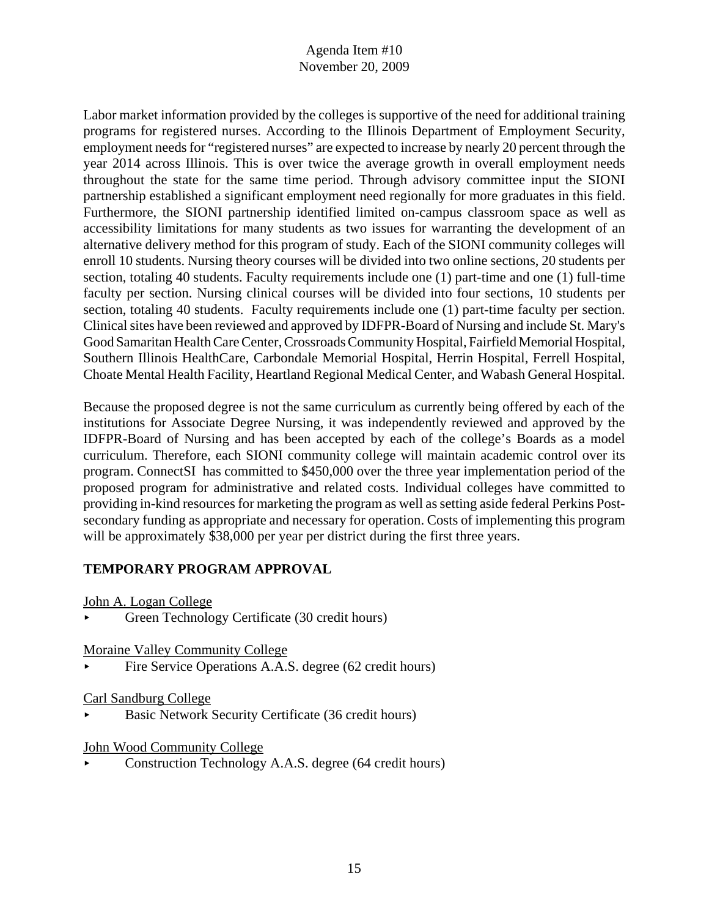Labor market information provided by the colleges is supportive of the need for additional training programs for registered nurses. According to the Illinois Department of Employment Security, employment needs for "registered nurses" are expected to increase by nearly 20 percent through the year 2014 across Illinois. This is over twice the average growth in overall employment needs throughout the state for the same time period. Through advisory committee input the SIONI partnership established a significant employment need regionally for more graduates in this field. Furthermore, the SIONI partnership identified limited on-campus classroom space as well as accessibility limitations for many students as two issues for warranting the development of an alternative delivery method for this program of study. Each of the SIONI community colleges will enroll 10 students. Nursing theory courses will be divided into two online sections, 20 students per section, totaling 40 students. Faculty requirements include one (1) part-time and one (1) full-time faculty per section. Nursing clinical courses will be divided into four sections, 10 students per section, totaling 40 students. Faculty requirements include one (1) part-time faculty per section. Clinical sites have been reviewed and approved by IDFPR-Board of Nursing and include St. Mary's Good Samaritan Health Care Center, Crossroads Community Hospital, Fairfield Memorial Hospital, Southern Illinois HealthCare, Carbondale Memorial Hospital, Herrin Hospital, Ferrell Hospital, Choate Mental Health Facility, Heartland Regional Medical Center, and Wabash General Hospital.

Because the proposed degree is not the same curriculum as currently being offered by each of the institutions for Associate Degree Nursing, it was independently reviewed and approved by the IDFPR-Board of Nursing and has been accepted by each of the college's Boards as a model curriculum. Therefore, each SIONI community college will maintain academic control over its program. ConnectSI has committed to $450,000 over the three year implementation period of the proposed program for administrative and related costs. Individual colleges have committed to providing in-kind resources for marketing the program as well as setting aside federal Perkins Post-secondary funding as appropriate and necessary for operation. Costs of implementing this program will be approximately $38,000 per year per district during the first three years.

**TEMPORARY PROGRAM APPROVAL**

John A. Logan College

- Green Technology Certificate (30 credit hours)

Moraine Valley Community College

- Fire Service Operations A.A.S. degree (62 credit hours)

Carl Sandburg College

- Basic Network Security Certificate (36 credit hours)

John Wood Community College

- Construction Technology A.A.S. degree (64 credit hours)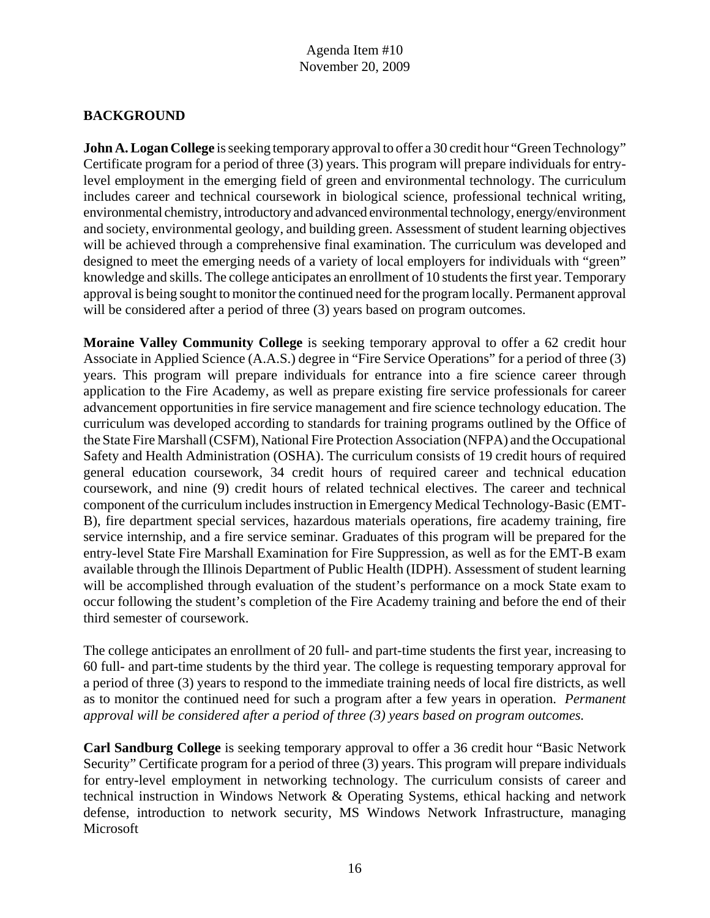Agenda Item #10
November 20, 2009

## BACKGROUND

**John A. Logan College** is seeking temporary approval to offer a 30 credit hour "Green Technology" Certificate program for a period of three (3) years. This program will prepare individuals for entry-level employment in the emerging field of green and environmental technology. The curriculum includes career and technical coursework in biological science, professional technical writing, environmental chemistry, introductory and advanced environmental technology, energy/environment and society, environmental geology, and building green. Assessment of student learning objectives will be achieved through a comprehensive final examination. The curriculum was developed and designed to meet the emerging needs of a variety of local employers for individuals with "green" knowledge and skills. The college anticipates an enrollment of 10 students the first year. Temporary approval is being sought to monitor the continued need for the program locally. Permanent approval will be considered after a period of three (3) years based on program outcomes.

**Moraine Valley Community College** is seeking temporary approval to offer a 62 credit hour Associate in Applied Science (A.A.S.) degree in "Fire Service Operations" for a period of three (3) years. This program will prepare individuals for entrance into a fire science career through application to the Fire Academy, as well as prepare existing fire service professionals for career advancement opportunities in fire service management and fire science technology education. The curriculum was developed according to standards for training programs outlined by the Office of the State Fire Marshall (CSFM), National Fire Protection Association (NFPA) and the Occupational Safety and Health Administration (OSHA). The curriculum consists of 19 credit hours of required general education coursework, 34 credit hours of required career and technical education coursework, and nine (9) credit hours of related technical electives. The career and technical component of the curriculum includes instruction in Emergency Medical Technology-Basic (EMT-B), fire department special services, hazardous materials operations, fire academy training, fire service internship, and a fire service seminar. Graduates of this program will be prepared for the entry-level State Fire Marshall Examination for Fire Suppression, as well as for the EMT-B exam available through the Illinois Department of Public Health (IDPH). Assessment of student learning will be accomplished through evaluation of the student's performance on a mock State exam to occur following the student's completion of the Fire Academy training and before the end of their third semester of coursework.

The college anticipates an enrollment of 20 full- and part-time students the first year, increasing to 60 full- and part-time students by the third year. The college is requesting temporary approval for a period of three (3) years to respond to the immediate training needs of local fire districts, as well as to monitor the continued need for such a program after a few years in operation. *Permanent approval will be considered after a period of three (3) years based on program outcomes.*

**Carl Sandburg College** is seeking temporary approval to offer a 36 credit hour "Basic Network Security" Certificate program for a period of three (3) years. This program will prepare individuals for entry-level employment in networking technology. The curriculum consists of career and technical instruction in Windows Network & Operating Systems, ethical hacking and network defense, introduction to network security, MS Windows Network Infrastructure, managing Microsoft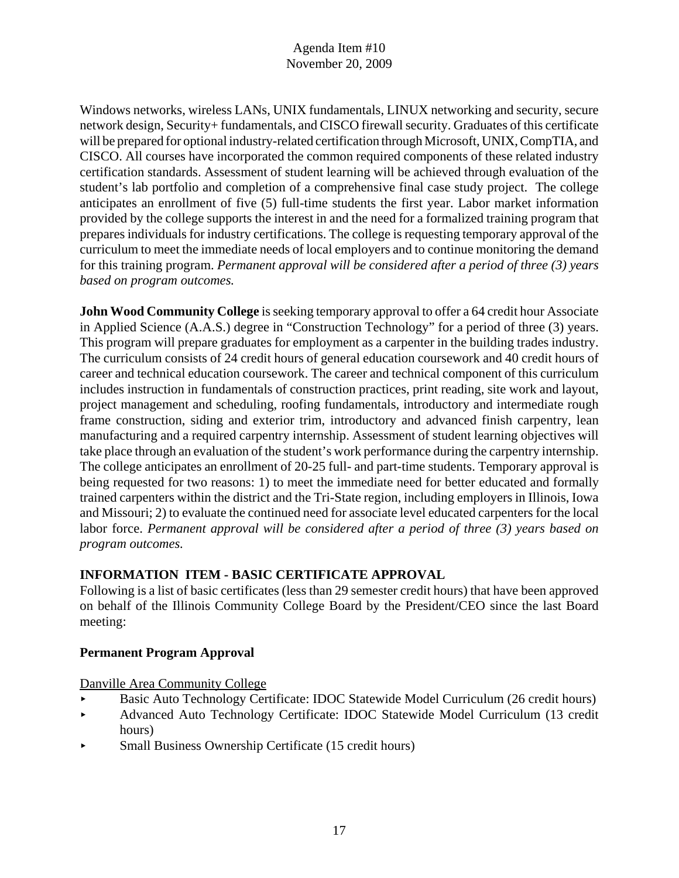Windows networks, wireless LANs, UNIX fundamentals, LINUX networking and security, secure network design, Security+ fundamentals, and CISCO firewall security. Graduates of this certificate will be prepared for optional industry-related certification through Microsoft, UNIX, CompTIA, and CISCO. All courses have incorporated the common required components of these related industry certification standards. Assessment of student learning will be achieved through evaluation of the student's lab portfolio and completion of a comprehensive final case study project. The college anticipates an enrollment of five (5) full-time students the first year. Labor market information provided by the college supports the interest in and the need for a formalized training program that prepares individuals for industry certifications. The college is requesting temporary approval of the curriculum to meet the immediate needs of local employers and to continue monitoring the demand for this training program. *Permanent approval will be considered after a period of three (3) years based on program outcomes.*

**John Wood Community College** is seeking temporary approval to offer a 64 credit hour Associate in Applied Science (A.A.S.) degree in "Construction Technology" for a period of three (3) years. This program will prepare graduates for employment as a carpenter in the building trades industry. The curriculum consists of 24 credit hours of general education coursework and 40 credit hours of career and technical education coursework. The career and technical component of this curriculum includes instruction in fundamentals of construction practices, print reading, site work and layout, project management and scheduling, roofing fundamentals, introductory and intermediate rough frame construction, siding and exterior trim, introductory and advanced finish carpentry, lean manufacturing and a required carpentry internship. Assessment of student learning objectives will take place through an evaluation of the student's work performance during the carpentry internship. The college anticipates an enrollment of 20-25 full- and part-time students. Temporary approval is being requested for two reasons: 1) to meet the immediate need for better educated and formally trained carpenters within the district and the Tri-State region, including employers in Illinois, Iowa and Missouri; 2) to evaluate the continued need for associate level educated carpenters for the local labor force. *Permanent approval will be considered after a period of three (3) years based on program outcomes.*

**INFORMATION ITEM - BASIC CERTIFICATE APPROVAL**

Following is a list of basic certificates (less than 29 semester credit hours) that have been approved on behalf of the Illinois Community College Board by the President/CEO since the last Board meeting:

**Permanent Program Approval**

Danville Area Community College

- Basic Auto Technology Certificate: IDOC Statewide Model Curriculum (26 credit hours)
- Advanced Auto Technology Certificate: IDOC Statewide Model Curriculum (13 credit hours)
- Small Business Ownership Certificate (15 credit hours)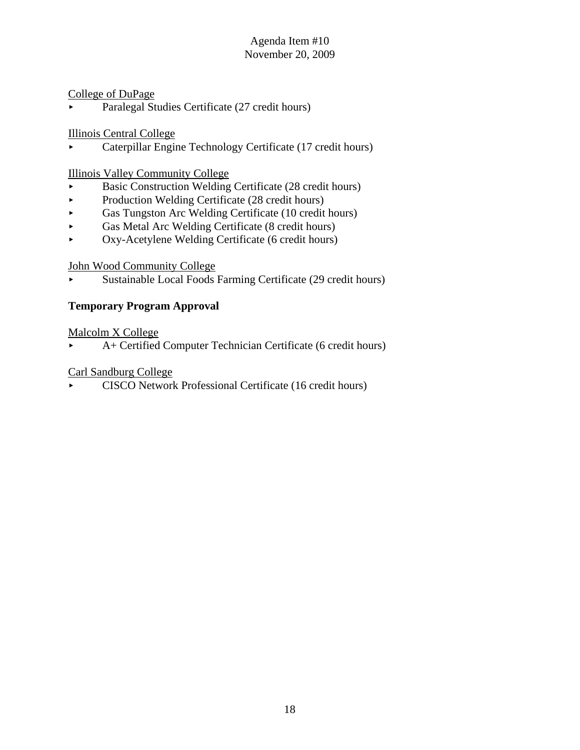College of DuPage

- Paralegal Studies Certificate (27 credit hours)

Illinois Central College

- Caterpillar Engine Technology Certificate (17 credit hours)

Illinois Valley Community College

- Basic Construction Welding Certificate (28 credit hours)
- Production Welding Certificate (28 credit hours)
- Gas Tungston Arc Welding Certificate (10 credit hours)
- Gas Metal Arc Welding Certificate (8 credit hours)
- Oxy-Acetylene Welding Certificate (6 credit hours)

John Wood Community College

- Sustainable Local Foods Farming Certificate (29 credit hours)

**Temporary Program Approval**

Malcolm X College

- A+ Certified Computer Technician Certificate (6 credit hours)

Carl Sandburg College

- CISCO Network Professional Certificate (16 credit hours)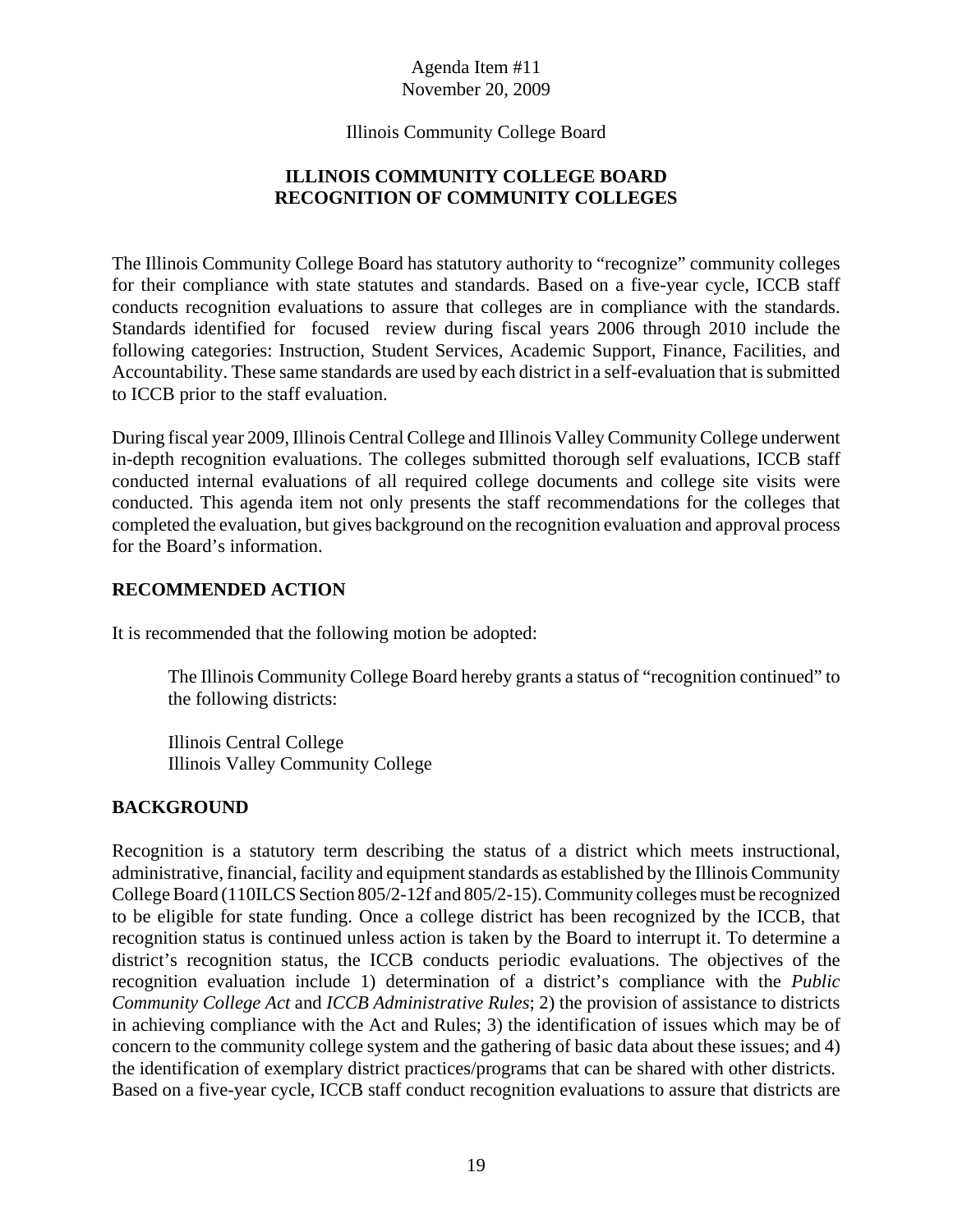Agenda Item #11
November 20, 2009

Illinois Community College Board

# ILLINOIS COMMUNITY COLLEGE BOARD
# RECOGNITION OF COMMUNITY COLLEGES

The Illinois Community College Board has statutory authority to "recognize" community colleges for their compliance with state statutes and standards. Based on a five-year cycle, ICCB staff conducts recognition evaluations to assure that colleges are in compliance with the standards. Standards identified for focused review during fiscal years 2006 through 2010 include the following categories: Instruction, Student Services, Academic Support, Finance, Facilities, and Accountability. These same standards are used by each district in a self-evaluation that is submitted to ICCB prior to the staff evaluation.

During fiscal year 2009, Illinois Central College and Illinois Valley Community College underwent in-depth recognition evaluations. The colleges submitted thorough self evaluations, ICCB staff conducted internal evaluations of all required college documents and college site visits were conducted. This agenda item not only presents the staff recommendations for the colleges that completed the evaluation, but gives background on the recognition evaluation and approval process for the Board's information.

## RECOMMENDED ACTION

It is recommended that the following motion be adopted:

> The Illinois Community College Board hereby grants a status of "recognition continued" to the following districts:
>
> Illinois Central College
> Illinois Valley Community College

## BACKGROUND

Recognition is a statutory term describing the status of a district which meets instructional, administrative, financial, facility and equipment standards as established by the Illinois Community College Board (110ILCS Section 805/2-12f and 805/2-15). Community colleges must be recognized to be eligible for state funding. Once a college district has been recognized by the ICCB, that recognition status is continued unless action is taken by the Board to interrupt it. To determine a district's recognition status, the ICCB conducts periodic evaluations. The objectives of the recognition evaluation include 1) determination of a district's compliance with the *Public Community College Act* and *ICCB Administrative Rules*; 2) the provision of assistance to districts in achieving compliance with the Act and Rules; 3) the identification of issues which may be of concern to the community college system and the gathering of basic data about these issues; and 4) the identification of exemplary district practices/programs that can be shared with other districts. Based on a five-year cycle, ICCB staff conduct recognition evaluations to assure that districts are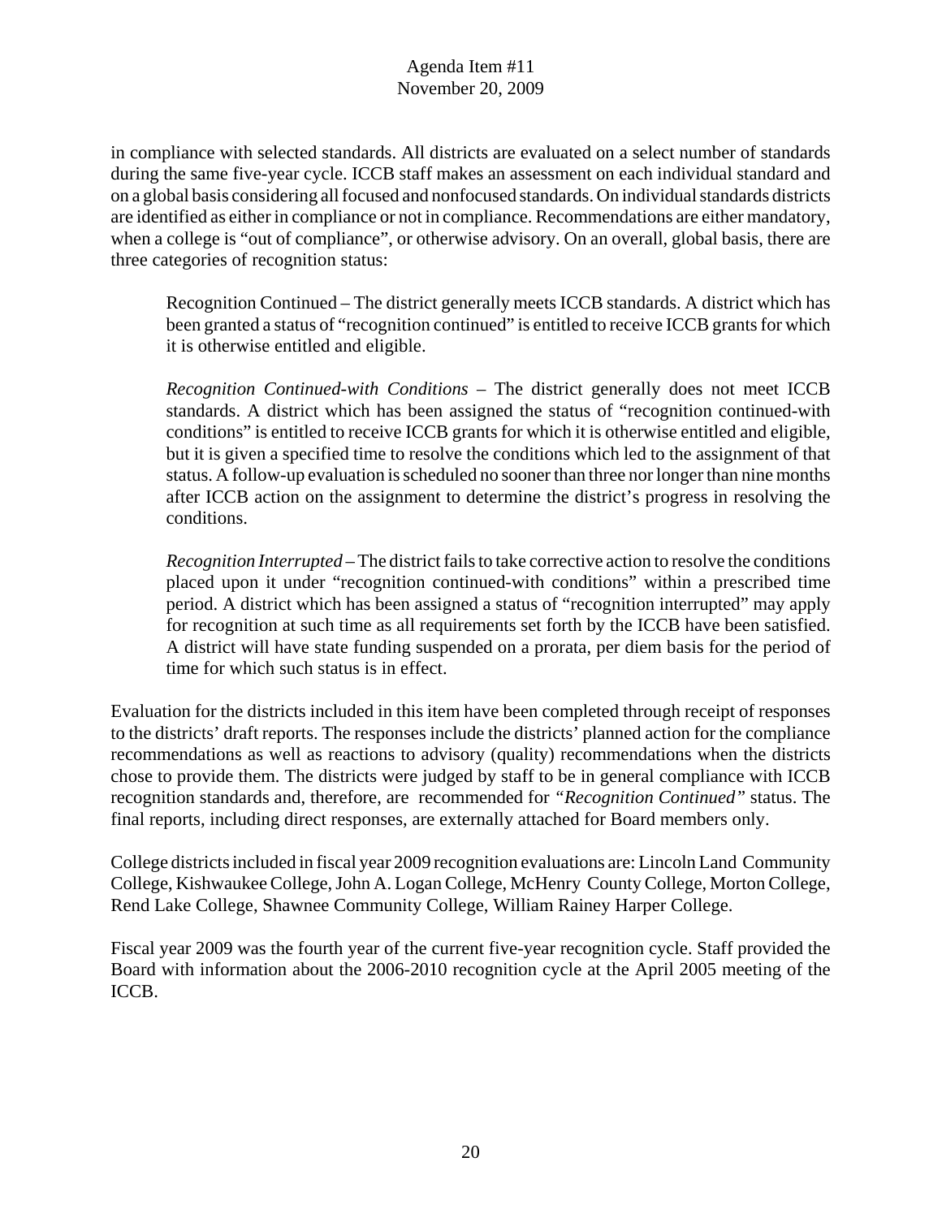in compliance with selected standards. All districts are evaluated on a select number of standards during the same five-year cycle. ICCB staff makes an assessment on each individual standard and on a global basis considering all focused and nonfocused standards. On individual standards districts are identified as either in compliance or not in compliance. Recommendations are either mandatory, when a college is "out of compliance", or otherwise advisory. On an overall, global basis, there are three categories of recognition status:

> Recognition Continued – The district generally meets ICCB standards. A district which has been granted a status of "recognition continued" is entitled to receive ICCB grants for which it is otherwise entitled and eligible.
>
> *Recognition Continued-with Conditions* – The district generally does not meet ICCB standards. A district which has been assigned the status of "recognition continued-with conditions" is entitled to receive ICCB grants for which it is otherwise entitled and eligible, but it is given a specified time to resolve the conditions which led to the assignment of that status. A follow-up evaluation is scheduled no sooner than three nor longer than nine months after ICCB action on the assignment to determine the district's progress in resolving the conditions.
>
> *Recognition Interrupted* – The district fails to take corrective action to resolve the conditions placed upon it under "recognition continued-with conditions" within a prescribed time period. A district which has been assigned a status of "recognition interrupted" may apply for recognition at such time as all requirements set forth by the ICCB have been satisfied. A district will have state funding suspended on a prorata, per diem basis for the period of time for which such status is in effect.

Evaluation for the districts included in this item have been completed through receipt of responses to the districts' draft reports. The responses include the districts' planned action for the compliance recommendations as well as reactions to advisory (quality) recommendations when the districts chose to provide them. The districts were judged by staff to be in general compliance with ICCB recognition standards and, therefore, are recommended for *"Recognition Continued"* status. The final reports, including direct responses, are externally attached for Board members only.

College districts included in fiscal year 2009 recognition evaluations are: Lincoln Land Community College, Kishwaukee College, John A. Logan College, McHenry County College, Morton College, Rend Lake College, Shawnee Community College, William Rainey Harper College.

Fiscal year 2009 was the fourth year of the current five-year recognition cycle. Staff provided the Board with information about the 2006-2010 recognition cycle at the April 2005 meeting of the ICCB.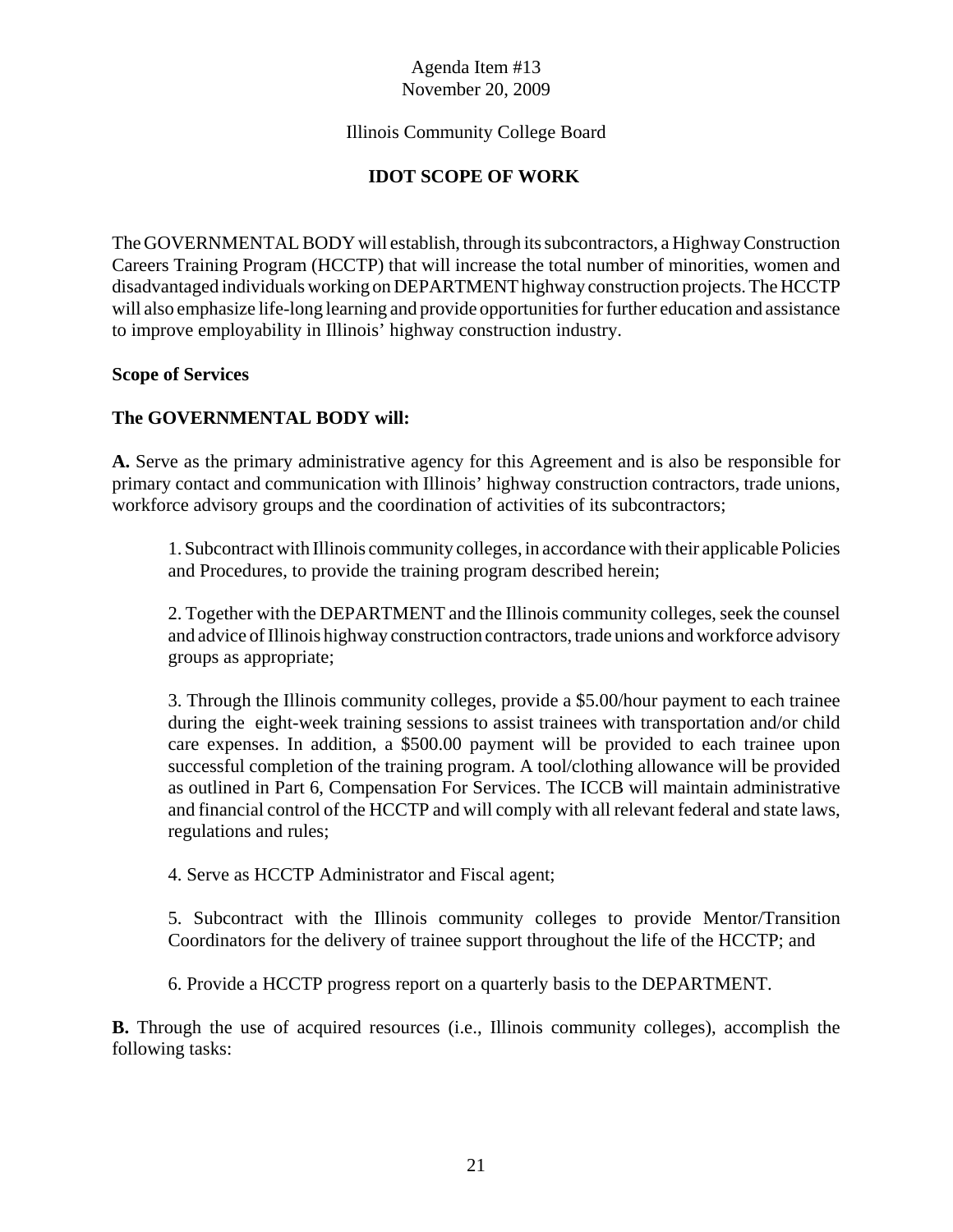Agenda Item #13
November 20, 2009

Illinois Community College Board

**IDOT SCOPE OF WORK**

The GOVERNMENTAL BODY will establish, through its subcontractors, a Highway Construction Careers Training Program (HCCTP) that will increase the total number of minorities, women and disadvantaged individuals working on DEPARTMENT highway construction projects. The HCCTP will also emphasize life-long learning and provide opportunities for further education and assistance to improve employability in Illinois' highway construction industry.

**Scope of Services**

**The GOVERNMENTAL BODY will:**

**A.** Serve as the primary administrative agency for this Agreement and is also be responsible for primary contact and communication with Illinois' highway construction contractors, trade unions, workforce advisory groups and the coordination of activities of its subcontractors;

1. Subcontract with Illinois community colleges, in accordance with their applicable Policies and Procedures, to provide the training program described herein;

2. Together with the DEPARTMENT and the Illinois community colleges, seek the counsel and advice of Illinois highway construction contractors, trade unions and workforce advisory groups as appropriate;

3. Through the Illinois community colleges, provide a $5.00/hour payment to each trainee during the eight-week training sessions to assist trainees with transportation and/or child care expenses. In addition, a $500.00 payment will be provided to each trainee upon successful completion of the training program. A tool/clothing allowance will be provided as outlined in Part 6, Compensation For Services. The ICCB will maintain administrative and financial control of the HCCTP and will comply with all relevant federal and state laws, regulations and rules;

4. Serve as HCCTP Administrator and Fiscal agent;

5. Subcontract with the Illinois community colleges to provide Mentor/Transition Coordinators for the delivery of trainee support throughout the life of the HCCTP; and

6. Provide a HCCTP progress report on a quarterly basis to the DEPARTMENT.

**B.** Through the use of acquired resources (i.e., Illinois community colleges), accomplish the following tasks: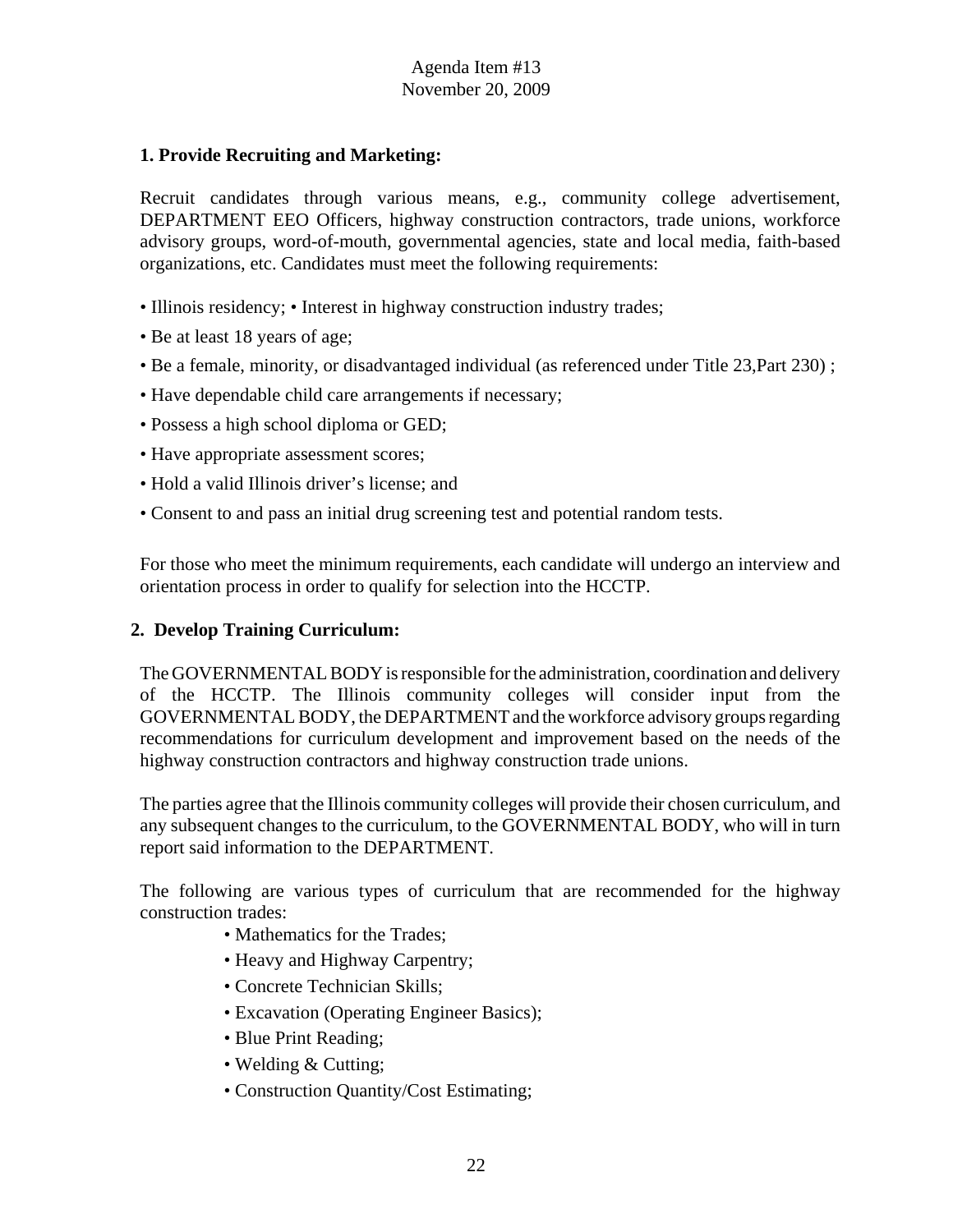**1. Provide Recruiting and Marketing:**

Recruit candidates through various means, e.g., community college advertisement, DEPARTMENT EEO Officers, highway construction contractors, trade unions, workforce advisory groups, word-of-mouth, governmental agencies, state and local media, faith-based organizations, etc. Candidates must meet the following requirements:

- Illinois residency; • Interest in highway construction industry trades;
- Be at least 18 years of age;
- Be a female, minority, or disadvantaged individual (as referenced under Title 23,Part 230) ;
- Have dependable child care arrangements if necessary;
- Possess a high school diploma or GED;
- Have appropriate assessment scores;
- Hold a valid Illinois driver's license; and
- Consent to and pass an initial drug screening test and potential random tests.

For those who meet the minimum requirements, each candidate will undergo an interview and orientation process in order to qualify for selection into the HCCTP.

**2. Develop Training Curriculum:**

The GOVERNMENTAL BODY is responsible for the administration, coordination and delivery of the HCCTP. The Illinois community colleges will consider input from the GOVERNMENTAL BODY, the DEPARTMENT and the workforce advisory groups regarding recommendations for curriculum development and improvement based on the needs of the highway construction contractors and highway construction trade unions.

The parties agree that the Illinois community colleges will provide their chosen curriculum, and any subsequent changes to the curriculum, to the GOVERNMENTAL BODY, who will in turn report said information to the DEPARTMENT.

The following are various types of curriculum that are recommended for the highway construction trades:

- Mathematics for the Trades;
- Heavy and Highway Carpentry;
- Concrete Technician Skills;
- Excavation (Operating Engineer Basics);
- Blue Print Reading;
- Welding & Cutting;
- Construction Quantity/Cost Estimating;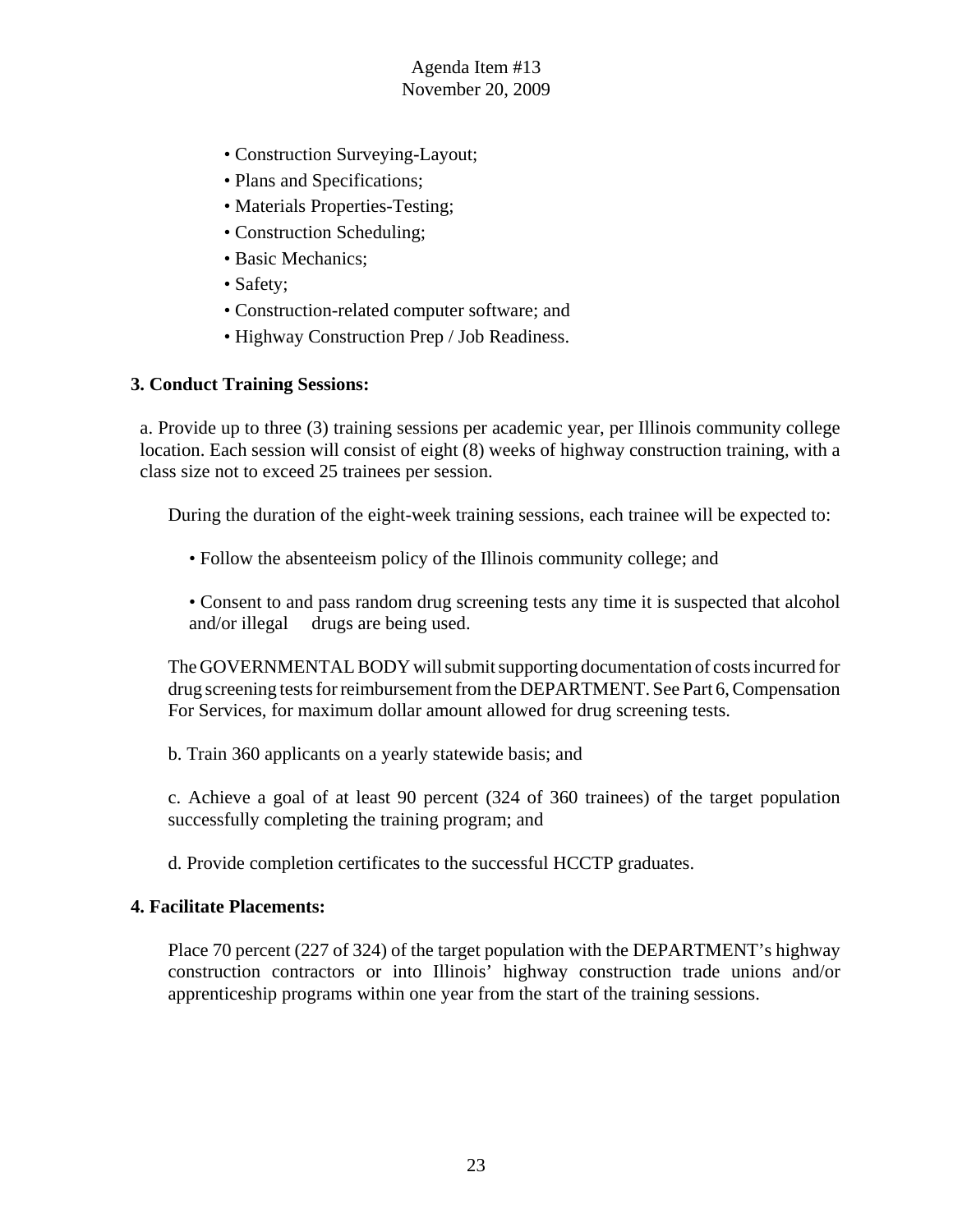- Construction Surveying-Layout;
- Plans and Specifications;
- Materials Properties-Testing;
- Construction Scheduling;
- Basic Mechanics;
- Safety;
- Construction-related computer software; and
- Highway Construction Prep / Job Readiness.

**3. Conduct Training Sessions:**

a. Provide up to three (3) training sessions per academic year, per Illinois community college location. Each session will consist of eight (8) weeks of highway construction training, with a class size not to exceed 25 trainees per session.

During the duration of the eight-week training sessions, each trainee will be expected to:

- Follow the absenteeism policy of the Illinois community college; and

- Consent to and pass random drug screening tests any time it is suspected that alcohol and/or illegal drugs are being used.

The GOVERNMENTAL BODY will submit supporting documentation of costs incurred for drug screening tests for reimbursement from the DEPARTMENT. See Part 6, Compensation For Services, for maximum dollar amount allowed for drug screening tests.

b. Train 360 applicants on a yearly statewide basis; and

c. Achieve a goal of at least 90 percent (324 of 360 trainees) of the target population successfully completing the training program; and

d. Provide completion certificates to the successful HCCTP graduates.

**4. Facilitate Placements:**

Place 70 percent (227 of 324) of the target population with the DEPARTMENT's highway construction contractors or into Illinois' highway construction trade unions and/or apprenticeship programs within one year from the start of the training sessions.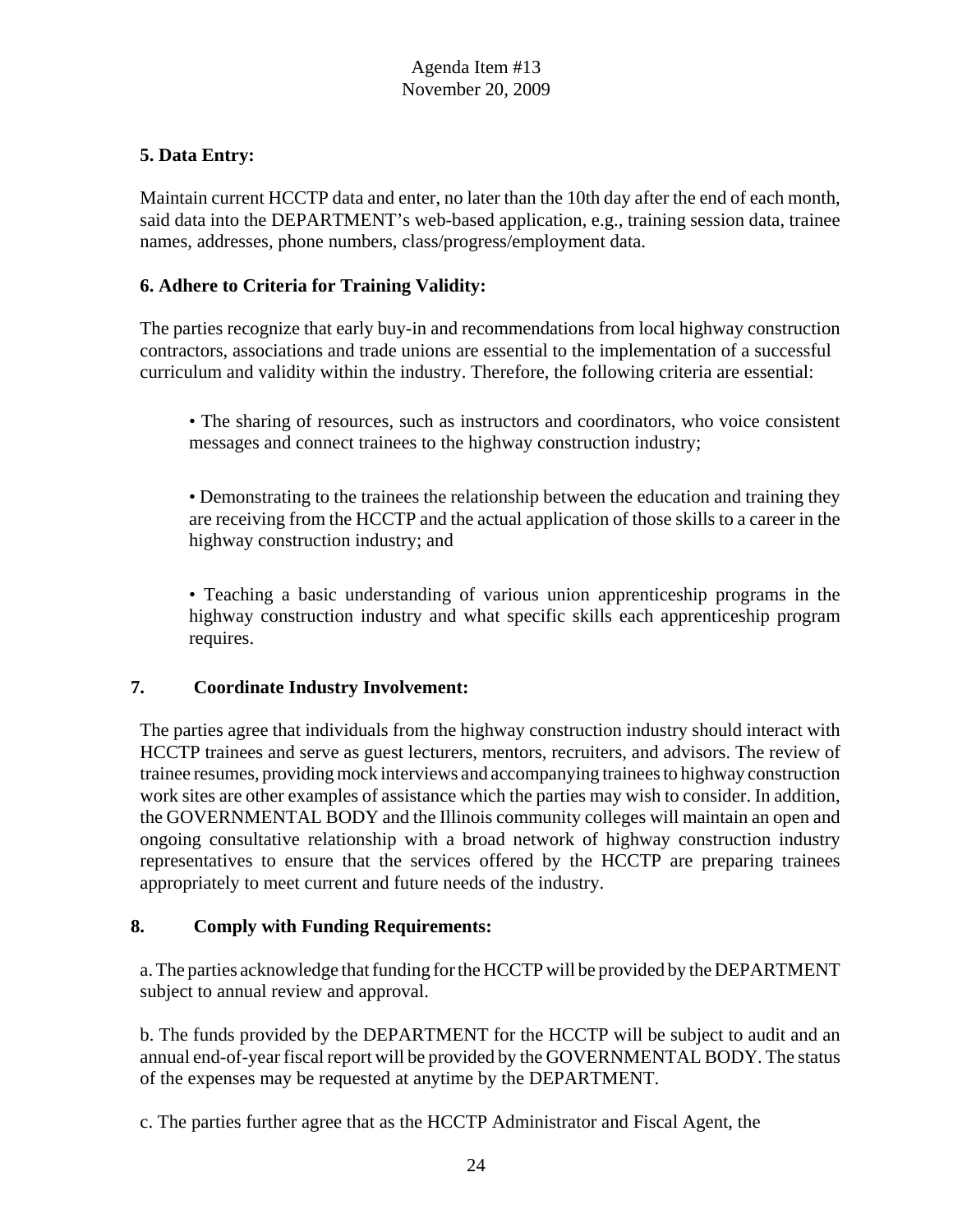**5. Data Entry:**

Maintain current HCCTP data and enter, no later than the 10th day after the end of each month, said data into the DEPARTMENT's web-based application, e.g., training session data, trainee names, addresses, phone numbers, class/progress/employment data.

**6. Adhere to Criteria for Training Validity:**

The parties recognize that early buy-in and recommendations from local highway construction contractors, associations and trade unions are essential to the implementation of a successful curriculum and validity within the industry. Therefore, the following criteria are essential:

- The sharing of resources, such as instructors and coordinators, who voice consistent messages and connect trainees to the highway construction industry;
- Demonstrating to the trainees the relationship between the education and training they are receiving from the HCCTP and the actual application of those skills to a career in the highway construction industry; and
- Teaching a basic understanding of various union apprenticeship programs in the highway construction industry and what specific skills each apprenticeship program requires.

**7. Coordinate Industry Involvement:**

The parties agree that individuals from the highway construction industry should interact with HCCTP trainees and serve as guest lecturers, mentors, recruiters, and advisors. The review of trainee resumes, providing mock interviews and accompanying trainees to highway construction work sites are other examples of assistance which the parties may wish to consider. In addition, the GOVERNMENTAL BODY and the Illinois community colleges will maintain an open and ongoing consultative relationship with a broad network of highway construction industry representatives to ensure that the services offered by the HCCTP are preparing trainees appropriately to meet current and future needs of the industry.

**8. Comply with Funding Requirements:**

a. The parties acknowledge that funding for the HCCTP will be provided by the DEPARTMENT subject to annual review and approval.

b. The funds provided by the DEPARTMENT for the HCCTP will be subject to audit and an annual end-of-year fiscal report will be provided by the GOVERNMENTAL BODY. The status of the expenses may be requested at anytime by the DEPARTMENT.

c. The parties further agree that as the HCCTP Administrator and Fiscal Agent, the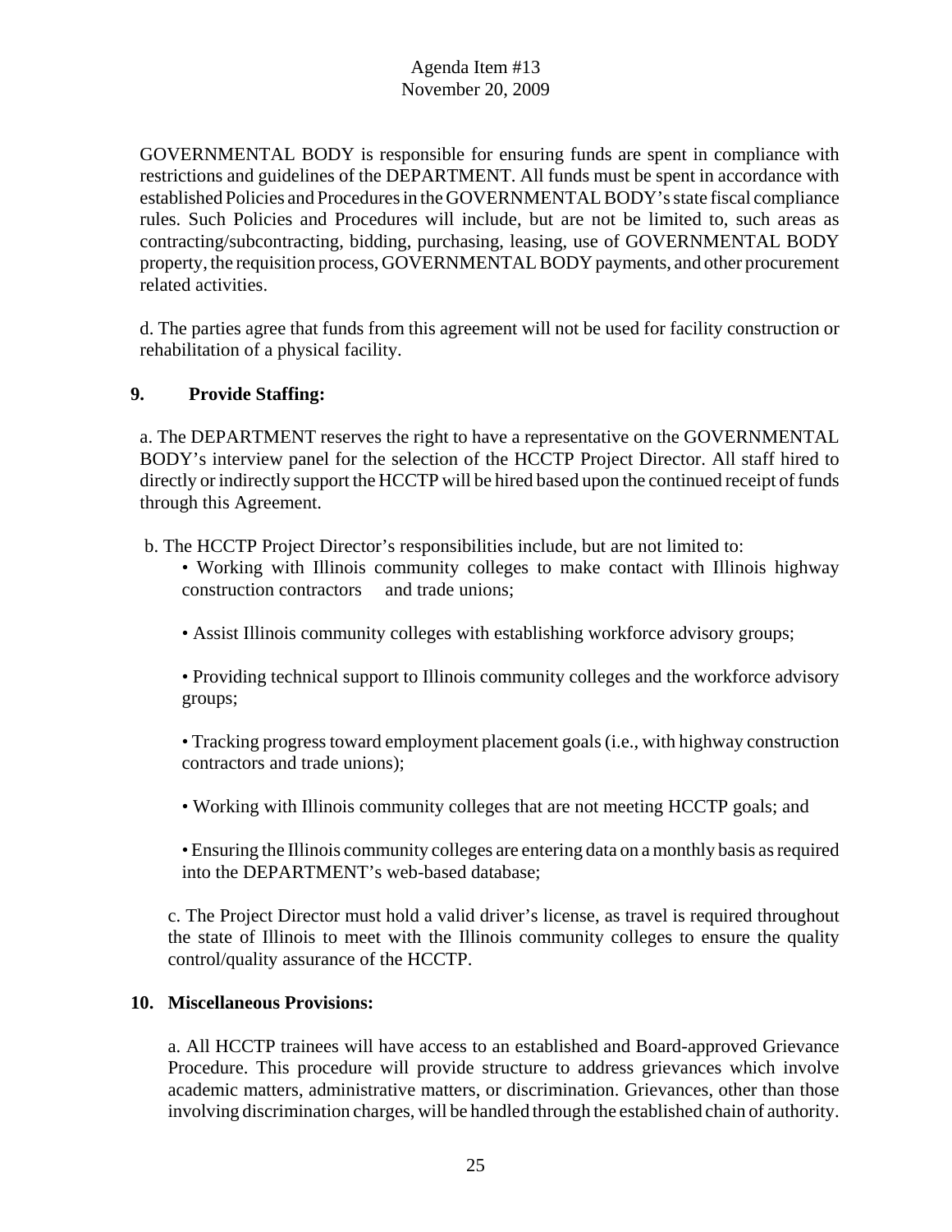GOVERNMENTAL BODY is responsible for ensuring funds are spent in compliance with restrictions and guidelines of the DEPARTMENT. All funds must be spent in accordance with established Policies and Procedures in the GOVERNMENTAL BODY's state fiscal compliance rules. Such Policies and Procedures will include, but are not be limited to, such areas as contracting/subcontracting, bidding, purchasing, leasing, use of GOVERNMENTAL BODY property, the requisition process, GOVERNMENTAL BODY payments, and other procurement related activities.

d. The parties agree that funds from this agreement will not be used for facility construction or rehabilitation of a physical facility.

**9. Provide Staffing:**

a. The DEPARTMENT reserves the right to have a representative on the GOVERNMENTAL BODY's interview panel for the selection of the HCCTP Project Director. All staff hired to directly or indirectly support the HCCTP will be hired based upon the continued receipt of funds through this Agreement.

b. The HCCTP Project Director's responsibilities include, but are not limited to:

- Working with Illinois community colleges to make contact with Illinois highway construction contractors and trade unions;
- Assist Illinois community colleges with establishing workforce advisory groups;
- Providing technical support to Illinois community colleges and the workforce advisory groups;
- Tracking progress toward employment placement goals (i.e., with highway construction contractors and trade unions);
- Working with Illinois community colleges that are not meeting HCCTP goals; and
- Ensuring the Illinois community colleges are entering data on a monthly basis as required into the DEPARTMENT's web-based database;

c. The Project Director must hold a valid driver's license, as travel is required throughout the state of Illinois to meet with the Illinois community colleges to ensure the quality control/quality assurance of the HCCTP.

**10. Miscellaneous Provisions:**

a. All HCCTP trainees will have access to an established and Board-approved Grievance Procedure. This procedure will provide structure to address grievances which involve academic matters, administrative matters, or discrimination. Grievances, other than those involving discrimination charges, will be handled through the established chain of authority.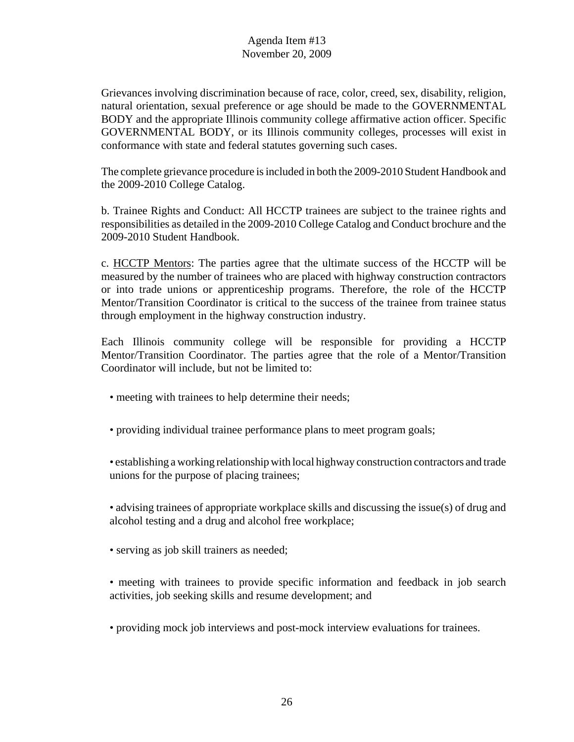Grievances involving discrimination because of race, color, creed, sex, disability, religion, natural orientation, sexual preference or age should be made to the GOVERNMENTAL BODY and the appropriate Illinois community college affirmative action officer. Specific GOVERNMENTAL BODY, or its Illinois community colleges, processes will exist in conformance with state and federal statutes governing such cases.

The complete grievance procedure is included in both the 2009-2010 Student Handbook and the 2009-2010 College Catalog.

b. Trainee Rights and Conduct: All HCCTP trainees are subject to the trainee rights and responsibilities as detailed in the 2009-2010 College Catalog and Conduct brochure and the 2009-2010 Student Handbook.

c. HCCTP Mentors: The parties agree that the ultimate success of the HCCTP will be measured by the number of trainees who are placed with highway construction contractors or into trade unions or apprenticeship programs. Therefore, the role of the HCCTP Mentor/Transition Coordinator is critical to the success of the trainee from trainee status through employment in the highway construction industry.

Each Illinois community college will be responsible for providing a HCCTP Mentor/Transition Coordinator. The parties agree that the role of a Mentor/Transition Coordinator will include, but not be limited to:

- meeting with trainees to help determine their needs;
- providing individual trainee performance plans to meet program goals;
- establishing a working relationship with local highway construction contractors and trade unions for the purpose of placing trainees;
- advising trainees of appropriate workplace skills and discussing the issue(s) of drug and alcohol testing and a drug and alcohol free workplace;
- serving as job skill trainers as needed;
- meeting with trainees to provide specific information and feedback in job search activities, job seeking skills and resume development; and
- providing mock job interviews and post-mock interview evaluations for trainees.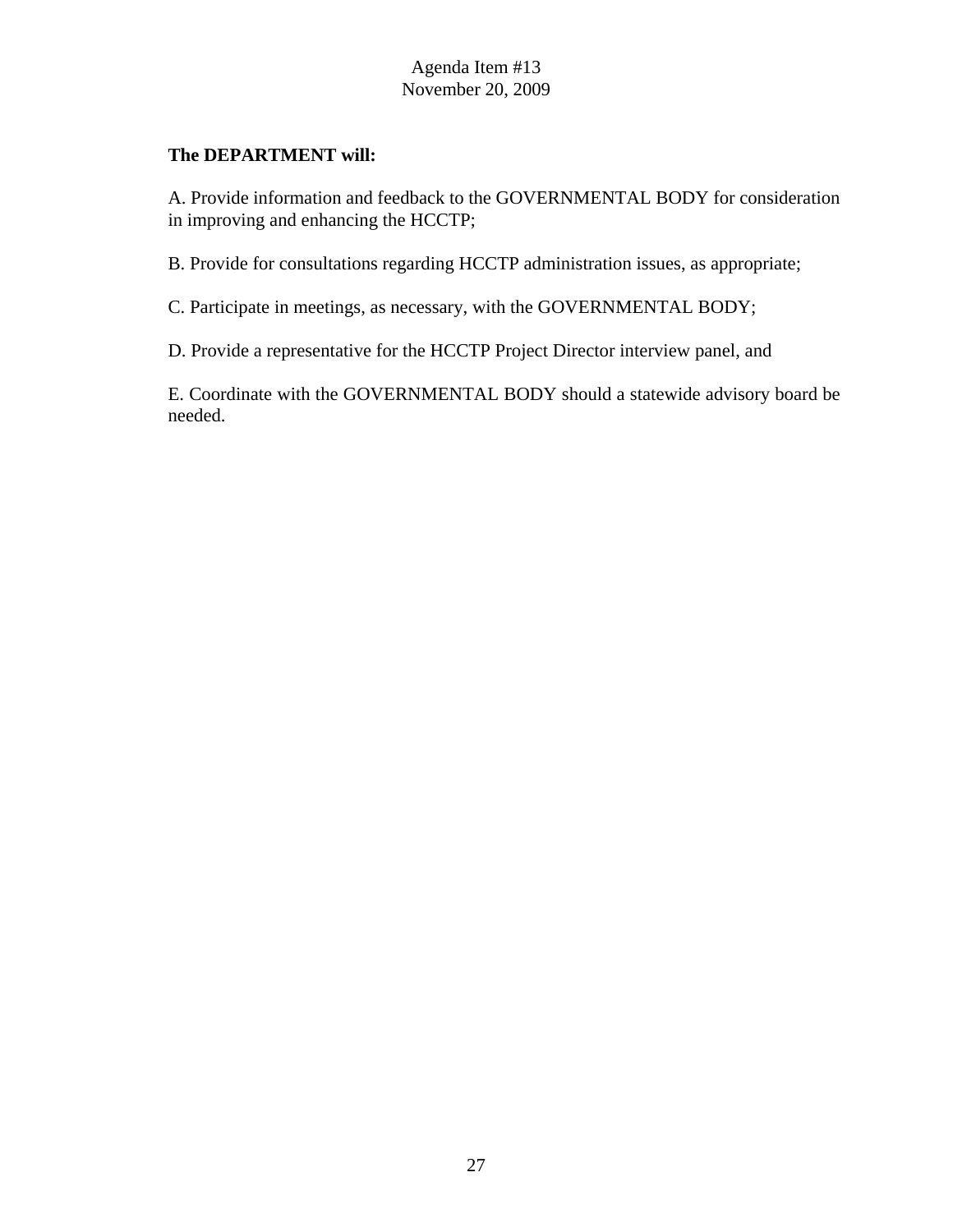**The DEPARTMENT will:**

A. Provide information and feedback to the GOVERNMENTAL BODY for consideration in improving and enhancing the HCCTP;

B. Provide for consultations regarding HCCTP administration issues, as appropriate;

C. Participate in meetings, as necessary, with the GOVERNMENTAL BODY;

D. Provide a representative for the HCCTP Project Director interview panel, and

E. Coordinate with the GOVERNMENTAL BODY should a statewide advisory board be needed.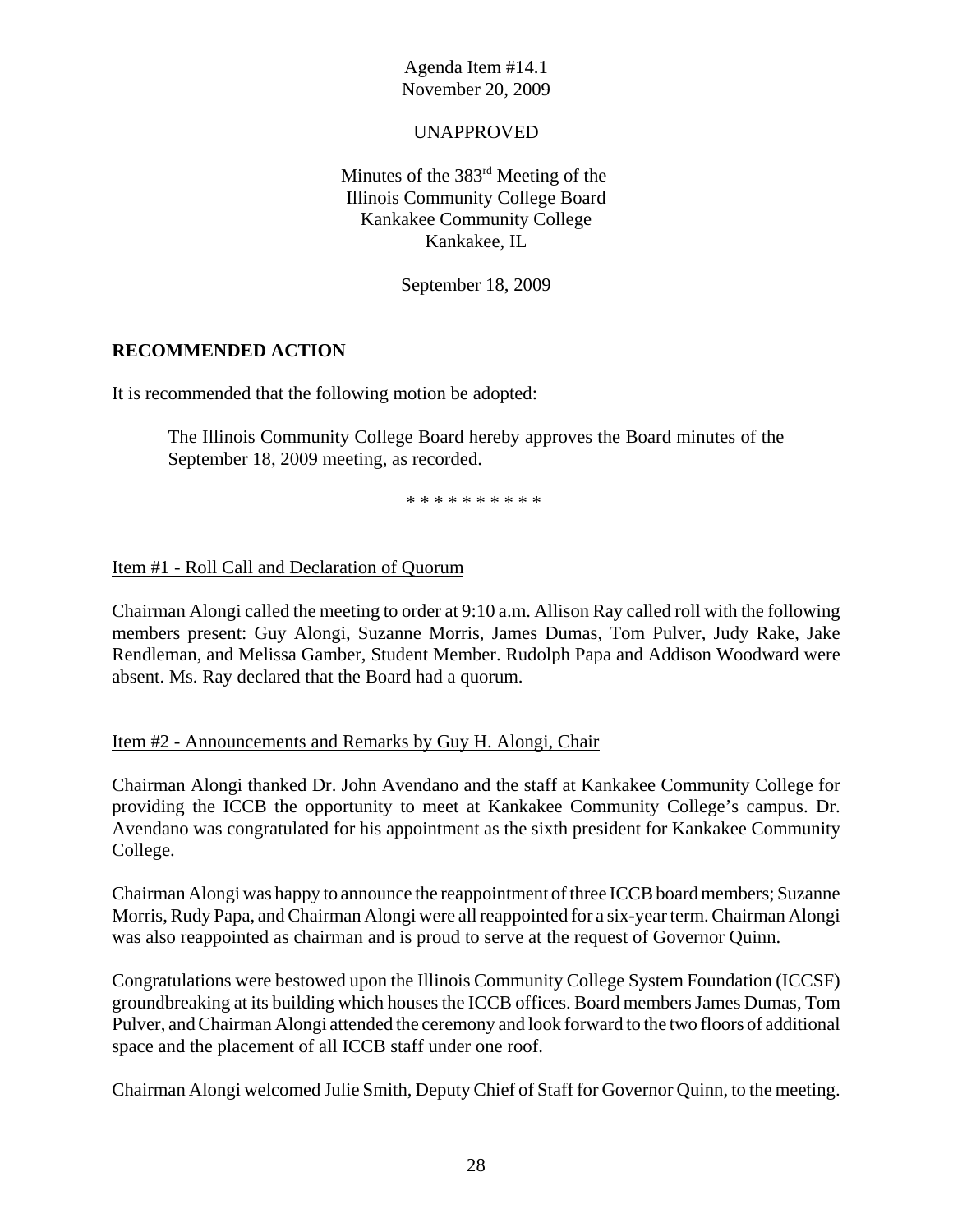Agenda Item #14.1
November 20, 2009

UNAPPROVED

Minutes of the 383rd Meeting of the
Illinois Community College Board
Kankakee Community College
Kankakee, IL

September 18, 2009

**RECOMMENDED ACTION**

It is recommended that the following motion be adopted:

> The Illinois Community College Board hereby approves the Board minutes of the September 18, 2009 meeting, as recorded.

* * * * * * * * * *

Item #1 - Roll Call and Declaration of Quorum

Chairman Alongi called the meeting to order at 9:10 a.m. Allison Ray called roll with the following members present: Guy Alongi, Suzanne Morris, James Dumas, Tom Pulver, Judy Rake, Jake Rendleman, and Melissa Gamber, Student Member. Rudolph Papa and Addison Woodward were absent. Ms. Ray declared that the Board had a quorum.

Item #2 - Announcements and Remarks by Guy H. Alongi, Chair

Chairman Alongi thanked Dr. John Avendano and the staff at Kankakee Community College for providing the ICCB the opportunity to meet at Kankakee Community College's campus. Dr. Avendano was congratulated for his appointment as the sixth president for Kankakee Community College.

Chairman Alongi was happy to announce the reappointment of three ICCB board members; Suzanne Morris, Rudy Papa, and Chairman Alongi were all reappointed for a six-year term. Chairman Alongi was also reappointed as chairman and is proud to serve at the request of Governor Quinn.

Congratulations were bestowed upon the Illinois Community College System Foundation (ICCSF) groundbreaking at its building which houses the ICCB offices. Board members James Dumas, Tom Pulver, and Chairman Alongi attended the ceremony and look forward to the two floors of additional space and the placement of all ICCB staff under one roof.

Chairman Alongi welcomed Julie Smith, Deputy Chief of Staff for Governor Quinn, to the meeting.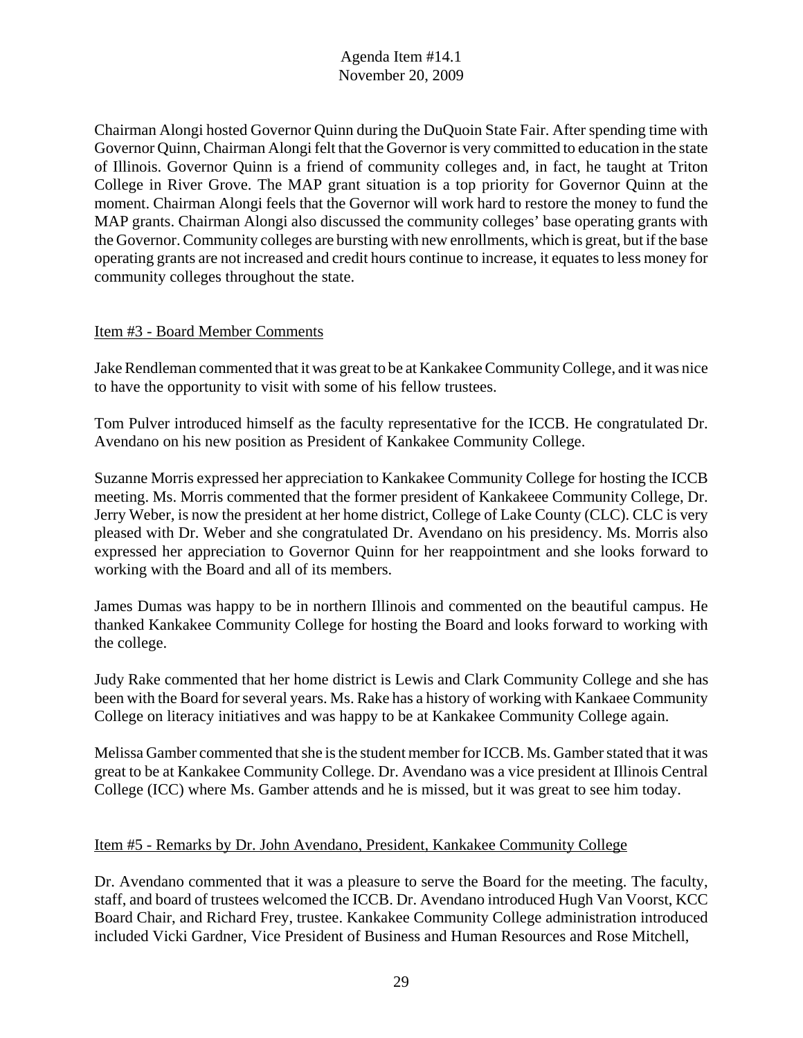Chairman Alongi hosted Governor Quinn during the DuQuoin State Fair. After spending time with Governor Quinn, Chairman Alongi felt that the Governor is very committed to education in the state of Illinois. Governor Quinn is a friend of community colleges and, in fact, he taught at Triton College in River Grove. The MAP grant situation is a top priority for Governor Quinn at the moment. Chairman Alongi feels that the Governor will work hard to restore the money to fund the MAP grants. Chairman Alongi also discussed the community colleges' base operating grants with the Governor. Community colleges are bursting with new enrollments, which is great, but if the base operating grants are not increased and credit hours continue to increase, it equates to less money for community colleges throughout the state.

Item #3 - Board Member Comments

Jake Rendleman commented that it was great to be at Kankakee Community College, and it was nice to have the opportunity to visit with some of his fellow trustees.

Tom Pulver introduced himself as the faculty representative for the ICCB. He congratulated Dr. Avendano on his new position as President of Kankakee Community College.

Suzanne Morris expressed her appreciation to Kankakee Community College for hosting the ICCB meeting. Ms. Morris commented that the former president of Kankakeee Community College, Dr. Jerry Weber, is now the president at her home district, College of Lake County (CLC). CLC is very pleased with Dr. Weber and she congratulated Dr. Avendano on his presidency. Ms. Morris also expressed her appreciation to Governor Quinn for her reappointment and she looks forward to working with the Board and all of its members.

James Dumas was happy to be in northern Illinois and commented on the beautiful campus. He thanked Kankakee Community College for hosting the Board and looks forward to working with the college.

Judy Rake commented that her home district is Lewis and Clark Community College and she has been with the Board for several years. Ms. Rake has a history of working with Kankaee Community College on literacy initiatives and was happy to be at Kankakee Community College again.

Melissa Gamber commented that she is the student member for ICCB. Ms. Gamber stated that it was great to be at Kankakee Community College. Dr. Avendano was a vice president at Illinois Central College (ICC) where Ms. Gamber attends and he is missed, but it was great to see him today.

Item #5 - Remarks by Dr. John Avendano, President, Kankakee Community College

Dr. Avendano commented that it was a pleasure to serve the Board for the meeting. The faculty, staff, and board of trustees welcomed the ICCB. Dr. Avendano introduced Hugh Van Voorst, KCC Board Chair, and Richard Frey, trustee. Kankakee Community College administration introduced included Vicki Gardner, Vice President of Business and Human Resources and Rose Mitchell,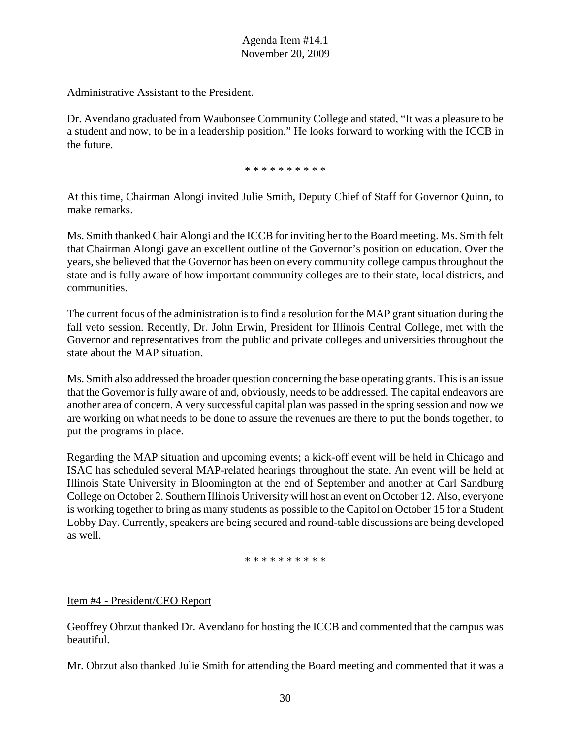Administrative Assistant to the President.

Dr. Avendano graduated from Waubonsee Community College and stated, "It was a pleasure to be a student and now, to be in a leadership position." He looks forward to working with the ICCB in the future.

\* \* \* \* \* \* \* \* \* \*

At this time, Chairman Alongi invited Julie Smith, Deputy Chief of Staff for Governor Quinn, to make remarks.

Ms. Smith thanked Chair Alongi and the ICCB for inviting her to the Board meeting. Ms. Smith felt that Chairman Alongi gave an excellent outline of the Governor's position on education. Over the years, she believed that the Governor has been on every community college campus throughout the state and is fully aware of how important community colleges are to their state, local districts, and communities.

The current focus of the administration is to find a resolution for the MAP grant situation during the fall veto session. Recently, Dr. John Erwin, President for Illinois Central College, met with the Governor and representatives from the public and private colleges and universities throughout the state about the MAP situation.

Ms. Smith also addressed the broader question concerning the base operating grants. This is an issue that the Governor is fully aware of and, obviously, needs to be addressed. The capital endeavors are another area of concern. A very successful capital plan was passed in the spring session and now we are working on what needs to be done to assure the revenues are there to put the bonds together, to put the programs in place.

Regarding the MAP situation and upcoming events; a kick-off event will be held in Chicago and ISAC has scheduled several MAP-related hearings throughout the state. An event will be held at Illinois State University in Bloomington at the end of September and another at Carl Sandburg College on October 2. Southern Illinois University will host an event on October 12. Also, everyone is working together to bring as many students as possible to the Capitol on October 15 for a Student Lobby Day. Currently, speakers are being secured and round-table discussions are being developed as well.

\* \* \* \* \* \* \* \* \* \*

Item #4 - President/CEO Report

Geoffrey Obrzut thanked Dr. Avendano for hosting the ICCB and commented that the campus was beautiful.

Mr. Obrzut also thanked Julie Smith for attending the Board meeting and commented that it was a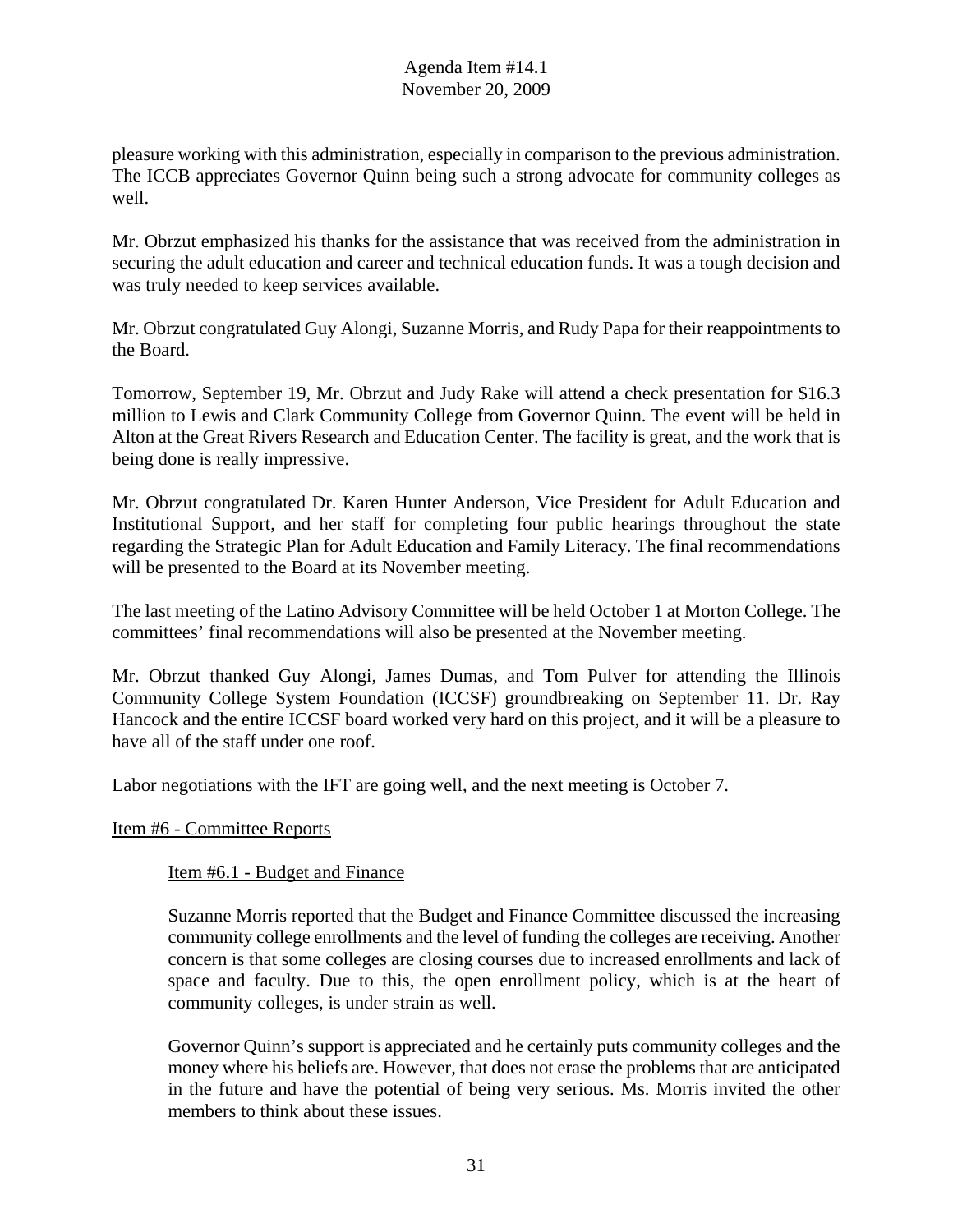pleasure working with this administration, especially in comparison to the previous administration. The ICCB appreciates Governor Quinn being such a strong advocate for community colleges as well.

Mr. Obrzut emphasized his thanks for the assistance that was received from the administration in securing the adult education and career and technical education funds. It was a tough decision and was truly needed to keep services available.

Mr. Obrzut congratulated Guy Alongi, Suzanne Morris, and Rudy Papa for their reappointments to the Board.

Tomorrow, September 19, Mr. Obrzut and Judy Rake will attend a check presentation for $16.3 million to Lewis and Clark Community College from Governor Quinn. The event will be held in Alton at the Great Rivers Research and Education Center. The facility is great, and the work that is being done is really impressive.

Mr. Obrzut congratulated Dr. Karen Hunter Anderson, Vice President for Adult Education and Institutional Support, and her staff for completing four public hearings throughout the state regarding the Strategic Plan for Adult Education and Family Literacy. The final recommendations will be presented to the Board at its November meeting.

The last meeting of the Latino Advisory Committee will be held October 1 at Morton College. The committees' final recommendations will also be presented at the November meeting.

Mr. Obrzut thanked Guy Alongi, James Dumas, and Tom Pulver for attending the Illinois Community College System Foundation (ICCSF) groundbreaking on September 11. Dr. Ray Hancock and the entire ICCSF board worked very hard on this project, and it will be a pleasure to have all of the staff under one roof.

Labor negotiations with the IFT are going well, and the next meeting is October 7.

Item #6 - Committee Reports

Item #6.1 - Budget and Finance

Suzanne Morris reported that the Budget and Finance Committee discussed the increasing community college enrollments and the level of funding the colleges are receiving. Another concern is that some colleges are closing courses due to increased enrollments and lack of space and faculty. Due to this, the open enrollment policy, which is at the heart of community colleges, is under strain as well.

Governor Quinn's support is appreciated and he certainly puts community colleges and the money where his beliefs are. However, that does not erase the problems that are anticipated in the future and have the potential of being very serious. Ms. Morris invited the other members to think about these issues.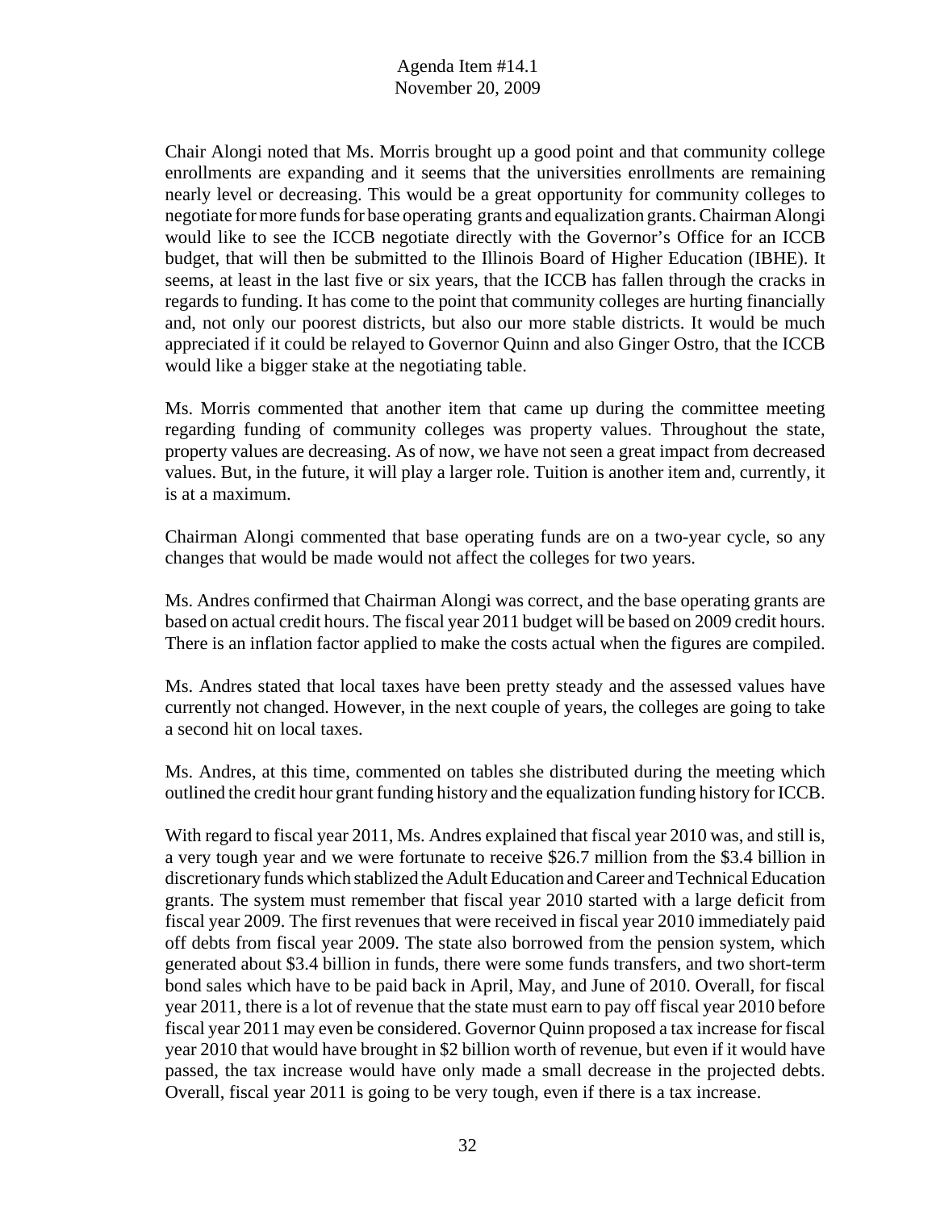Chair Alongi noted that Ms. Morris brought up a good point and that community college enrollments are expanding and it seems that the universities enrollments are remaining nearly level or decreasing. This would be a great opportunity for community colleges to negotiate for more funds for base operating grants and equalization grants. Chairman Alongi would like to see the ICCB negotiate directly with the Governor's Office for an ICCB budget, that will then be submitted to the Illinois Board of Higher Education (IBHE). It seems, at least in the last five or six years, that the ICCB has fallen through the cracks in regards to funding. It has come to the point that community colleges are hurting financially and, not only our poorest districts, but also our more stable districts. It would be much appreciated if it could be relayed to Governor Quinn and also Ginger Ostro, that the ICCB would like a bigger stake at the negotiating table.

Ms. Morris commented that another item that came up during the committee meeting regarding funding of community colleges was property values. Throughout the state, property values are decreasing. As of now, we have not seen a great impact from decreased values. But, in the future, it will play a larger role. Tuition is another item and, currently, it is at a maximum.

Chairman Alongi commented that base operating funds are on a two-year cycle, so any changes that would be made would not affect the colleges for two years.

Ms. Andres confirmed that Chairman Alongi was correct, and the base operating grants are based on actual credit hours. The fiscal year 2011 budget will be based on 2009 credit hours. There is an inflation factor applied to make the costs actual when the figures are compiled.

Ms. Andres stated that local taxes have been pretty steady and the assessed values have currently not changed. However, in the next couple of years, the colleges are going to take a second hit on local taxes.

Ms. Andres, at this time, commented on tables she distributed during the meeting which outlined the credit hour grant funding history and the equalization funding history for ICCB.

With regard to fiscal year 2011, Ms. Andres explained that fiscal year 2010 was, and still is, a very tough year and we were fortunate to receive $26.7 million from the $3.4 billion in discretionary funds which stablized the Adult Education and Career and Technical Education grants. The system must remember that fiscal year 2010 started with a large deficit from fiscal year 2009. The first revenues that were received in fiscal year 2010 immediately paid off debts from fiscal year 2009. The state also borrowed from the pension system, which generated about $3.4 billion in funds, there were some funds transfers, and two short-term bond sales which have to be paid back in April, May, and June of 2010. Overall, for fiscal year 2011, there is a lot of revenue that the state must earn to pay off fiscal year 2010 before fiscal year 2011 may even be considered. Governor Quinn proposed a tax increase for fiscal year 2010 that would have brought in $2 billion worth of revenue, but even if it would have passed, the tax increase would have only made a small decrease in the projected debts. Overall, fiscal year 2011 is going to be very tough, even if there is a tax increase.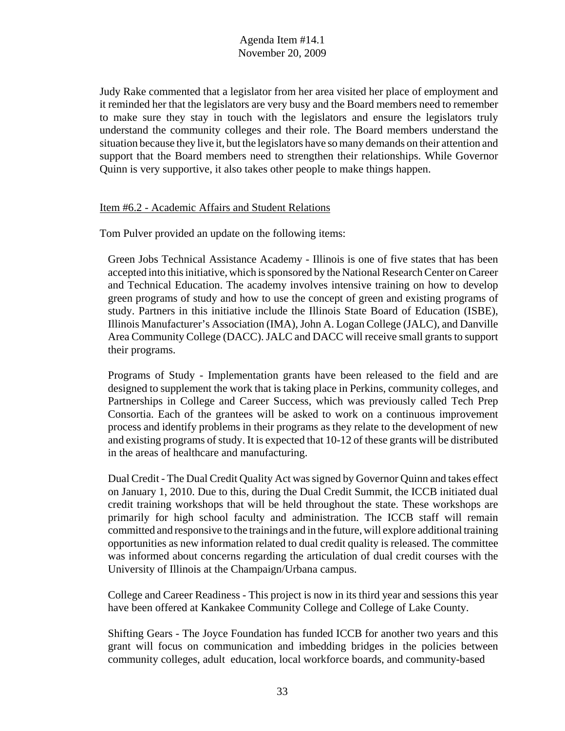Judy Rake commented that a legislator from her area visited her place of employment and it reminded her that the legislators are very busy and the Board members need to remember to make sure they stay in touch with the legislators and ensure the legislators truly understand the community colleges and their role. The Board members understand the situation because they live it, but the legislators have so many demands on their attention and support that the Board members need to strengthen their relationships. While Governor Quinn is very supportive, it also takes other people to make things happen.

<u>Item #6.2 - Academic Affairs and Student Relations</u>

Tom Pulver provided an update on the following items:

Green Jobs Technical Assistance Academy - Illinois is one of five states that has been accepted into this initiative, which is sponsored by the National Research Center on Career and Technical Education. The academy involves intensive training on how to develop green programs of study and how to use the concept of green and existing programs of study. Partners in this initiative include the Illinois State Board of Education (ISBE), Illinois Manufacturer's Association (IMA), John A. Logan College (JALC), and Danville Area Community College (DACC). JALC and DACC will receive small grants to support their programs.

Programs of Study - Implementation grants have been released to the field and are designed to supplement the work that is taking place in Perkins, community colleges, and Partnerships in College and Career Success, which was previously called Tech Prep Consortia. Each of the grantees will be asked to work on a continuous improvement process and identify problems in their programs as they relate to the development of new and existing programs of study. It is expected that 10-12 of these grants will be distributed in the areas of healthcare and manufacturing.

Dual Credit - The Dual Credit Quality Act was signed by Governor Quinn and takes effect on January 1, 2010. Due to this, during the Dual Credit Summit, the ICCB initiated dual credit training workshops that will be held throughout the state. These workshops are primarily for high school faculty and administration. The ICCB staff will remain committed and responsive to the trainings and in the future, will explore additional training opportunities as new information related to dual credit quality is released. The committee was informed about concerns regarding the articulation of dual credit courses with the University of Illinois at the Champaign/Urbana campus.

College and Career Readiness - This project is now in its third year and sessions this year have been offered at Kankakee Community College and College of Lake County.

Shifting Gears - The Joyce Foundation has funded ICCB for another two years and this grant will focus on communication and imbedding bridges in the policies between community colleges, adult education, local workforce boards, and community-based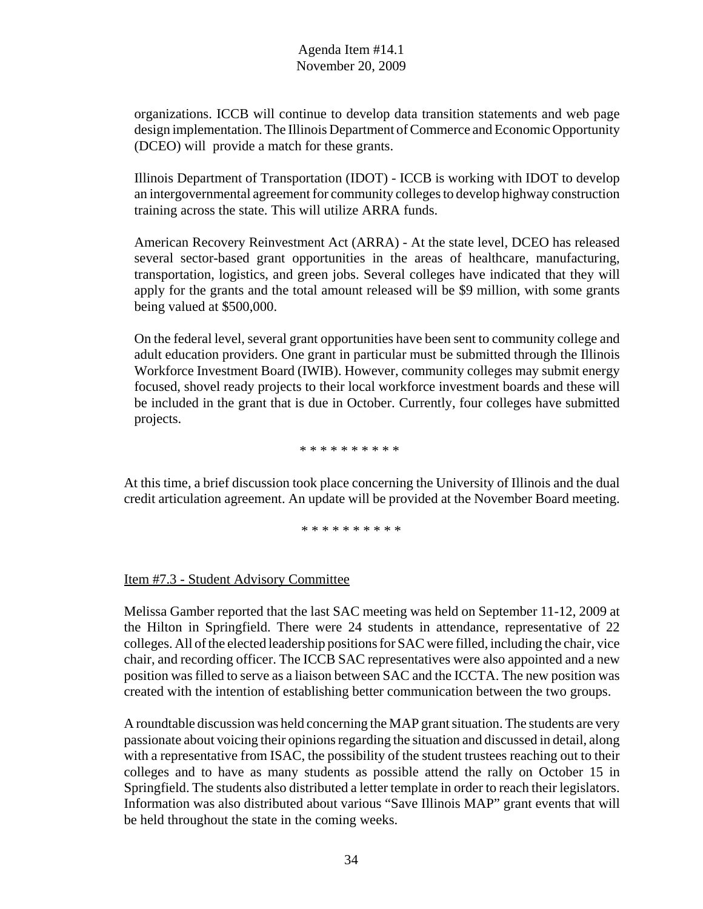organizations. ICCB will continue to develop data transition statements and web page design implementation. The Illinois Department of Commerce and Economic Opportunity (DCEO) will provide a match for these grants.

Illinois Department of Transportation (IDOT) - ICCB is working with IDOT to develop an intergovernmental agreement for community colleges to develop highway construction training across the state. This will utilize ARRA funds.

American Recovery Reinvestment Act (ARRA) - At the state level, DCEO has released several sector-based grant opportunities in the areas of healthcare, manufacturing, transportation, logistics, and green jobs. Several colleges have indicated that they will apply for the grants and the total amount released will be $9 million, with some grants being valued at $500,000.

On the federal level, several grant opportunities have been sent to community college and adult education providers. One grant in particular must be submitted through the Illinois Workforce Investment Board (IWIB). However, community colleges may submit energy focused, shovel ready projects to their local workforce investment boards and these will be included in the grant that is due in October. Currently, four colleges have submitted projects.

* * * * * * * * * *

At this time, a brief discussion took place concerning the University of Illinois and the dual credit articulation agreement. An update will be provided at the November Board meeting.

* * * * * * * * * *

Item #7.3 - Student Advisory Committee

Melissa Gamber reported that the last SAC meeting was held on September 11-12, 2009 at the Hilton in Springfield. There were 24 students in attendance, representative of 22 colleges. All of the elected leadership positions for SAC were filled, including the chair, vice chair, and recording officer. The ICCB SAC representatives were also appointed and a new position was filled to serve as a liaison between SAC and the ICCTA. The new position was created with the intention of establishing better communication between the two groups.

A roundtable discussion was held concerning the MAP grant situation. The students are very passionate about voicing their opinions regarding the situation and discussed in detail, along with a representative from ISAC, the possibility of the student trustees reaching out to their colleges and to have as many students as possible attend the rally on October 15 in Springfield. The students also distributed a letter template in order to reach their legislators. Information was also distributed about various "Save Illinois MAP" grant events that will be held throughout the state in the coming weeks.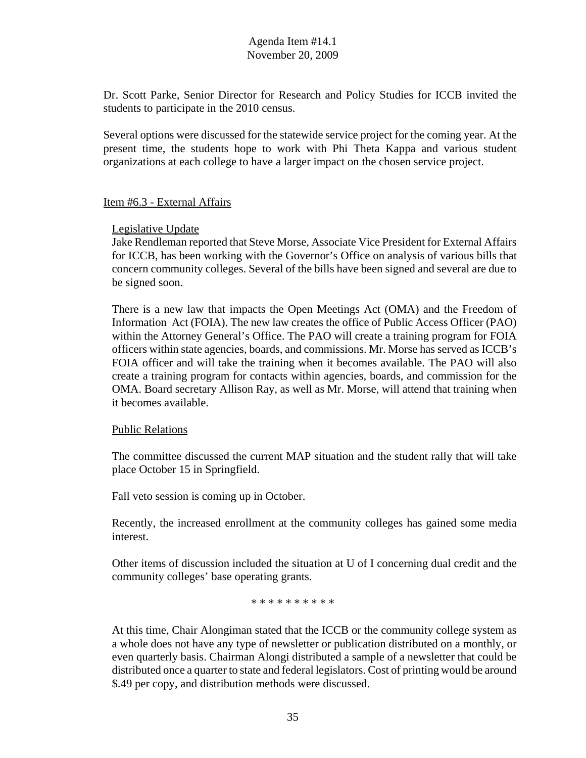Dr. Scott Parke, Senior Director for Research and Policy Studies for ICCB invited the students to participate in the 2010 census.

Several options were discussed for the statewide service project for the coming year. At the present time, the students hope to work with Phi Theta Kappa and various student organizations at each college to have a larger impact on the chosen service project.

Item #6.3 - External Affairs

Legislative Update

Jake Rendleman reported that Steve Morse, Associate Vice President for External Affairs for ICCB, has been working with the Governor's Office on analysis of various bills that concern community colleges. Several of the bills have been signed and several are due to be signed soon.

There is a new law that impacts the Open Meetings Act (OMA) and the Freedom of Information Act (FOIA). The new law creates the office of Public Access Officer (PAO) within the Attorney General's Office. The PAO will create a training program for FOIA officers within state agencies, boards, and commissions. Mr. Morse has served as ICCB's FOIA officer and will take the training when it becomes available. The PAO will also create a training program for contacts within agencies, boards, and commission for the OMA. Board secretary Allison Ray, as well as Mr. Morse, will attend that training when it becomes available.

Public Relations

The committee discussed the current MAP situation and the student rally that will take place October 15 in Springfield.

Fall veto session is coming up in October.

Recently, the increased enrollment at the community colleges has gained some media interest.

Other items of discussion included the situation at U of I concerning dual credit and the community colleges' base operating grants.

* * * * * * * * * *

At this time, Chair Alongiman stated that the ICCB or the community college system as a whole does not have any type of newsletter or publication distributed on a monthly, or even quarterly basis. Chairman Alongi distributed a sample of a newsletter that could be distributed once a quarter to state and federal legislators. Cost of printing would be around $.49 per copy, and distribution methods were discussed.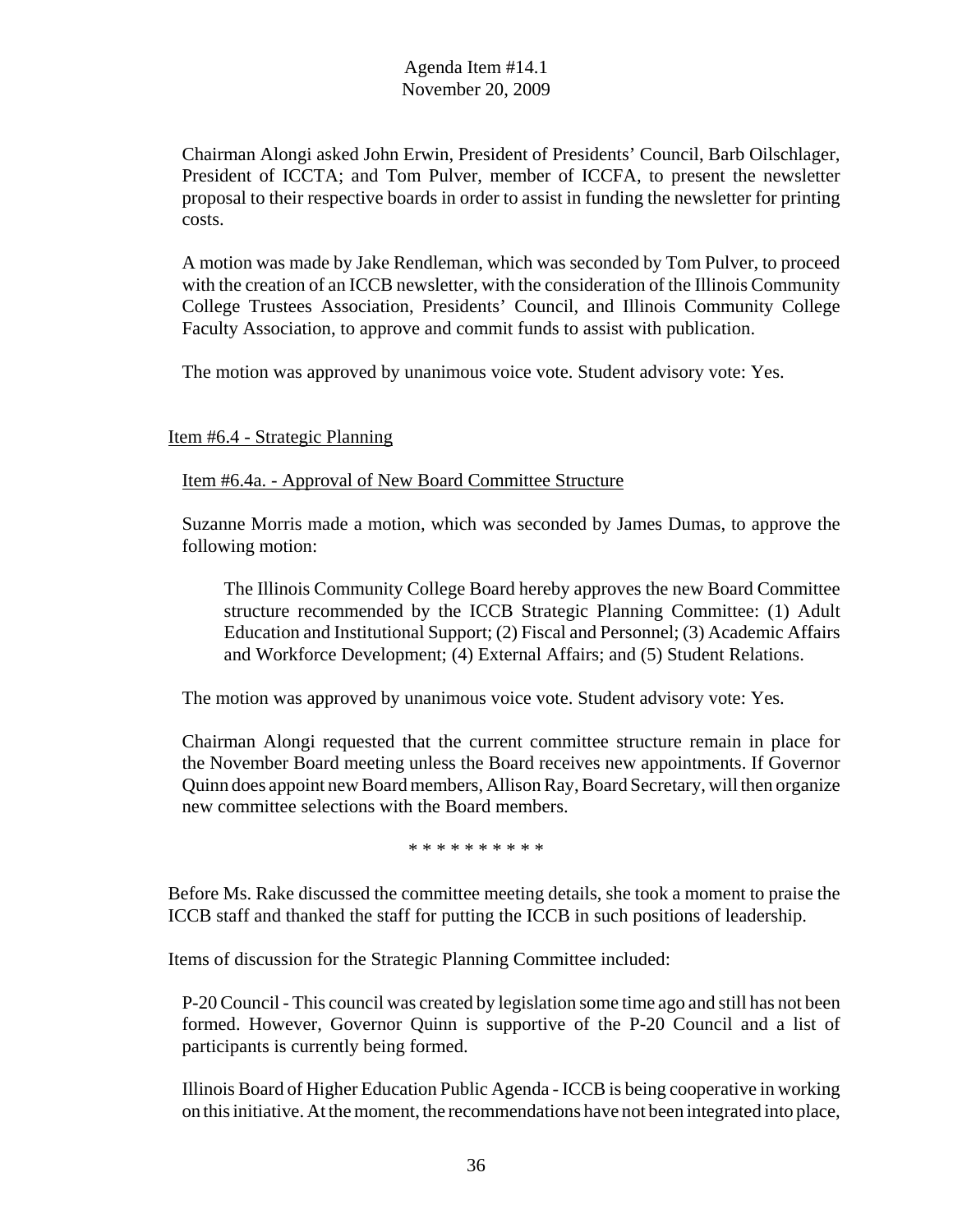Chairman Alongi asked John Erwin, President of Presidents' Council, Barb Oilschlager, President of ICCTA; and Tom Pulver, member of ICCFA, to present the newsletter proposal to their respective boards in order to assist in funding the newsletter for printing costs.

A motion was made by Jake Rendleman, which was seconded by Tom Pulver, to proceed with the creation of an ICCB newsletter, with the consideration of the Illinois Community College Trustees Association, Presidents' Council, and Illinois Community College Faculty Association, to approve and commit funds to assist with publication.

The motion was approved by unanimous voice vote. Student advisory vote: Yes.

Item #6.4 - Strategic Planning

Item #6.4a. - Approval of New Board Committee Structure

Suzanne Morris made a motion, which was seconded by James Dumas, to approve the following motion:

> The Illinois Community College Board hereby approves the new Board Committee structure recommended by the ICCB Strategic Planning Committee: (1) Adult Education and Institutional Support; (2) Fiscal and Personnel; (3) Academic Affairs and Workforce Development; (4) External Affairs; and (5) Student Relations.

The motion was approved by unanimous voice vote. Student advisory vote: Yes.

Chairman Alongi requested that the current committee structure remain in place for the November Board meeting unless the Board receives new appointments. If Governor Quinn does appoint new Board members, Allison Ray, Board Secretary, will then organize new committee selections with the Board members.

\* \* \* \* \* \* \* \* \* \*

Before Ms. Rake discussed the committee meeting details, she took a moment to praise the ICCB staff and thanked the staff for putting the ICCB in such positions of leadership.

Items of discussion for the Strategic Planning Committee included:

P-20 Council - This council was created by legislation some time ago and still has not been formed. However, Governor Quinn is supportive of the P-20 Council and a list of participants is currently being formed.

Illinois Board of Higher Education Public Agenda - ICCB is being cooperative in working on this initiative. At the moment, the recommendations have not been integrated into place,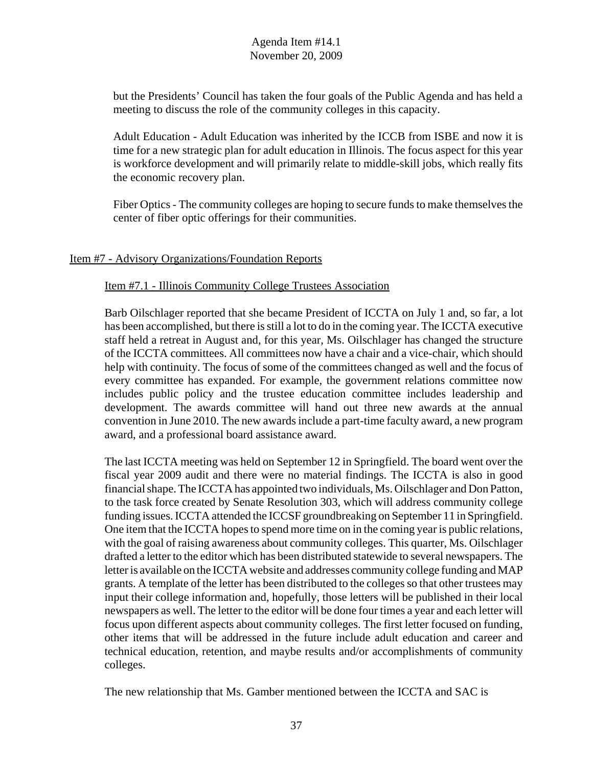but the Presidents' Council has taken the four goals of the Public Agenda and has held a meeting to discuss the role of the community colleges in this capacity.

Adult Education - Adult Education was inherited by the ICCB from ISBE and now it is time for a new strategic plan for adult education in Illinois. The focus aspect for this year is workforce development and will primarily relate to middle-skill jobs, which really fits the economic recovery plan.

Fiber Optics - The community colleges are hoping to secure funds to make themselves the center of fiber optic offerings for their communities.

## Item #7 - Advisory Organizations/Foundation Reports

### Item #7.1 - Illinois Community College Trustees Association

Barb Oilschlager reported that she became President of ICCTA on July 1 and, so far, a lot has been accomplished, but there is still a lot to do in the coming year. The ICCTA executive staff held a retreat in August and, for this year, Ms. Oilschlager has changed the structure of the ICCTA committees. All committees now have a chair and a vice-chair, which should help with continuity. The focus of some of the committees changed as well and the focus of every committee has expanded. For example, the government relations committee now includes public policy and the trustee education committee includes leadership and development. The awards committee will hand out three new awards at the annual convention in June 2010. The new awards include a part-time faculty award, a new program award, and a professional board assistance award.

The last ICCTA meeting was held on September 12 in Springfield. The board went over the fiscal year 2009 audit and there were no material findings. The ICCTA is also in good financial shape. The ICCTA has appointed two individuals, Ms. Oilschlager and Don Patton, to the task force created by Senate Resolution 303, which will address community college funding issues. ICCTA attended the ICCSF groundbreaking on September 11 in Springfield. One item that the ICCTA hopes to spend more time on in the coming year is public relations, with the goal of raising awareness about community colleges. This quarter, Ms. Oilschlager drafted a letter to the editor which has been distributed statewide to several newspapers. The letter is available on the ICCTA website and addresses community college funding and MAP grants. A template of the letter has been distributed to the colleges so that other trustees may input their college information and, hopefully, those letters will be published in their local newspapers as well. The letter to the editor will be done four times a year and each letter will focus upon different aspects about community colleges. The first letter focused on funding, other items that will be addressed in the future include adult education and career and technical education, retention, and maybe results and/or accomplishments of community colleges.

The new relationship that Ms. Gamber mentioned between the ICCTA and SAC is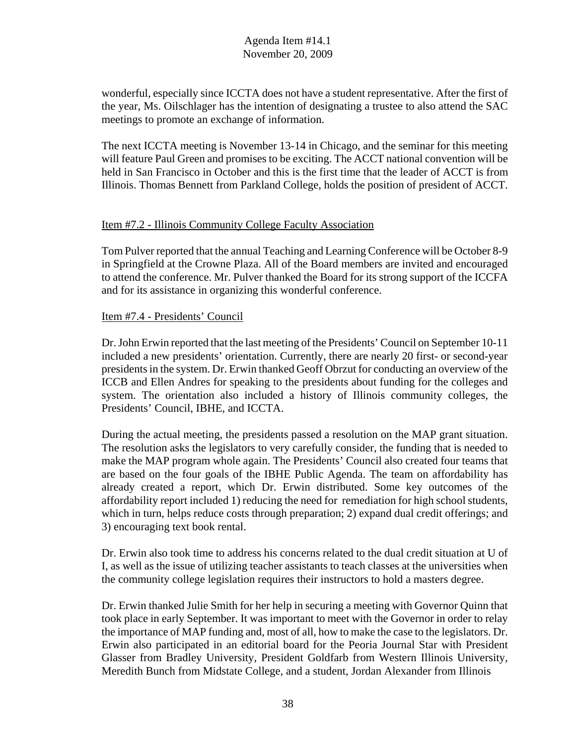wonderful, especially since ICCTA does not have a student representative. After the first of the year, Ms. Oilschlager has the intention of designating a trustee to also attend the SAC meetings to promote an exchange of information.

The next ICCTA meeting is November 13-14 in Chicago, and the seminar for this meeting will feature Paul Green and promises to be exciting. The ACCT national convention will be held in San Francisco in October and this is the first time that the leader of ACCT is from Illinois. Thomas Bennett from Parkland College, holds the position of president of ACCT.

Item #7.2 - Illinois Community College Faculty Association

Tom Pulver reported that the annual Teaching and Learning Conference will be October 8-9 in Springfield at the Crowne Plaza. All of the Board members are invited and encouraged to attend the conference. Mr. Pulver thanked the Board for its strong support of the ICCFA and for its assistance in organizing this wonderful conference.

Item #7.4 - Presidents' Council

Dr. John Erwin reported that the last meeting of the Presidents' Council on September 10-11 included a new presidents' orientation. Currently, there are nearly 20 first- or second-year presidents in the system. Dr. Erwin thanked Geoff Obrzut for conducting an overview of the ICCB and Ellen Andres for speaking to the presidents about funding for the colleges and system. The orientation also included a history of Illinois community colleges, the Presidents' Council, IBHE, and ICCTA.

During the actual meeting, the presidents passed a resolution on the MAP grant situation. The resolution asks the legislators to very carefully consider, the funding that is needed to make the MAP program whole again. The Presidents' Council also created four teams that are based on the four goals of the IBHE Public Agenda. The team on affordability has already created a report, which Dr. Erwin distributed. Some key outcomes of the affordability report included 1) reducing the need for remediation for high school students, which in turn, helps reduce costs through preparation; 2) expand dual credit offerings; and 3) encouraging text book rental.

Dr. Erwin also took time to address his concerns related to the dual credit situation at U of I, as well as the issue of utilizing teacher assistants to teach classes at the universities when the community college legislation requires their instructors to hold a masters degree.

Dr. Erwin thanked Julie Smith for her help in securing a meeting with Governor Quinn that took place in early September. It was important to meet with the Governor in order to relay the importance of MAP funding and, most of all, how to make the case to the legislators. Dr. Erwin also participated in an editorial board for the Peoria Journal Star with President Glasser from Bradley University, President Goldfarb from Western Illinois University, Meredith Bunch from Midstate College, and a student, Jordan Alexander from Illinois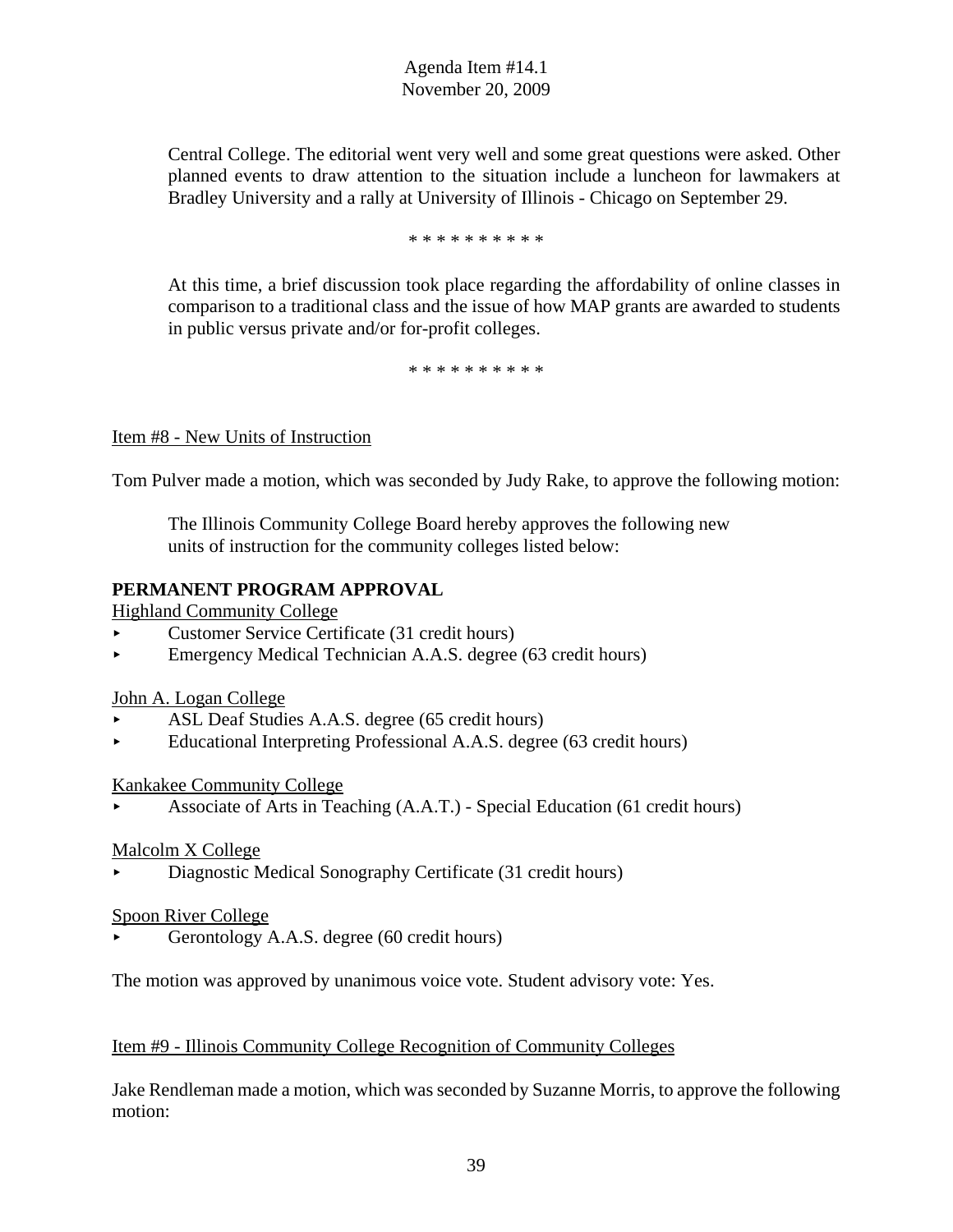Central College. The editorial went very well and some great questions were asked. Other planned events to draw attention to the situation include a luncheon for lawmakers at Bradley University and a rally at University of Illinois - Chicago on September 29.

\* \* \* \* \* \* \* \* \* \*

At this time, a brief discussion took place regarding the affordability of online classes in comparison to a traditional class and the issue of how MAP grants are awarded to students in public versus private and/or for-profit colleges.

\* \* \* \* \* \* \* \* \* \*

Item #8 - New Units of Instruction

Tom Pulver made a motion, which was seconded by Judy Rake, to approve the following motion:

> The Illinois Community College Board hereby approves the following new units of instruction for the community colleges listed below:

**PERMANENT PROGRAM APPROVAL**

Highland Community College

- Customer Service Certificate (31 credit hours)
- Emergency Medical Technician A.A.S. degree (63 credit hours)

John A. Logan College

- ASL Deaf Studies A.A.S. degree (65 credit hours)
- Educational Interpreting Professional A.A.S. degree (63 credit hours)

Kankakee Community College

- Associate of Arts in Teaching (A.A.T.) - Special Education (61 credit hours)

Malcolm X College

- Diagnostic Medical Sonography Certificate (31 credit hours)

Spoon River College

- Gerontology A.A.S. degree (60 credit hours)

The motion was approved by unanimous voice vote. Student advisory vote: Yes.

Item #9 - Illinois Community College Recognition of Community Colleges

Jake Rendleman made a motion, which was seconded by Suzanne Morris, to approve the following motion: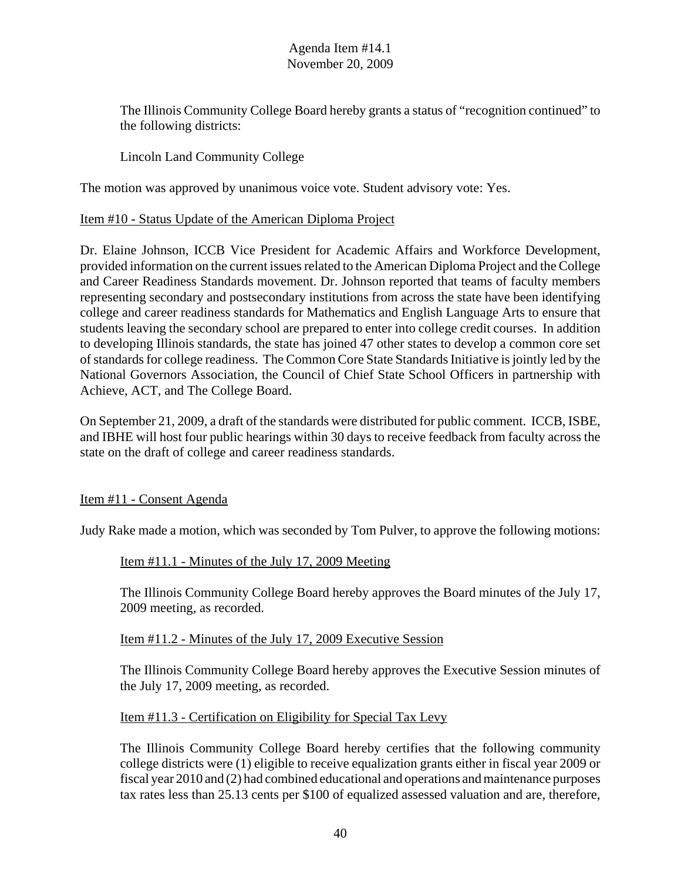The Illinois Community College Board hereby grants a status of "recognition continued" to the following districts:

Lincoln Land Community College

The motion was approved by unanimous voice vote. Student advisory vote: Yes.

Item #10 - Status Update of the American Diploma Project

Dr. Elaine Johnson, ICCB Vice President for Academic Affairs and Workforce Development, provided information on the current issues related to the American Diploma Project and the College and Career Readiness Standards movement. Dr. Johnson reported that teams of faculty members representing secondary and postsecondary institutions from across the state have been identifying college and career readiness standards for Mathematics and English Language Arts to ensure that students leaving the secondary school are prepared to enter into college credit courses. In addition to developing Illinois standards, the state has joined 47 other states to develop a common core set of standards for college readiness. The Common Core State Standards Initiative is jointly led by the National Governors Association, the Council of Chief State School Officers in partnership with Achieve, ACT, and The College Board.

On September 21, 2009, a draft of the standards were distributed for public comment. ICCB, ISBE, and IBHE will host four public hearings within 30 days to receive feedback from faculty across the state on the draft of college and career readiness standards.

Item #11 - Consent Agenda

Judy Rake made a motion, which was seconded by Tom Pulver, to approve the following motions:

Item #11.1 - Minutes of the July 17, 2009 Meeting

The Illinois Community College Board hereby approves the Board minutes of the July 17, 2009 meeting, as recorded.

Item #11.2 - Minutes of the July 17, 2009 Executive Session

The Illinois Community College Board hereby approves the Executive Session minutes of the July 17, 2009 meeting, as recorded.

Item #11.3 - Certification on Eligibility for Special Tax Levy

The Illinois Community College Board hereby certifies that the following community college districts were (1) eligible to receive equalization grants either in fiscal year 2009 or fiscal year 2010 and (2) had combined educational and operations and maintenance purposes tax rates less than 25.13 cents per $100 of equalized assessed valuation and are, therefore,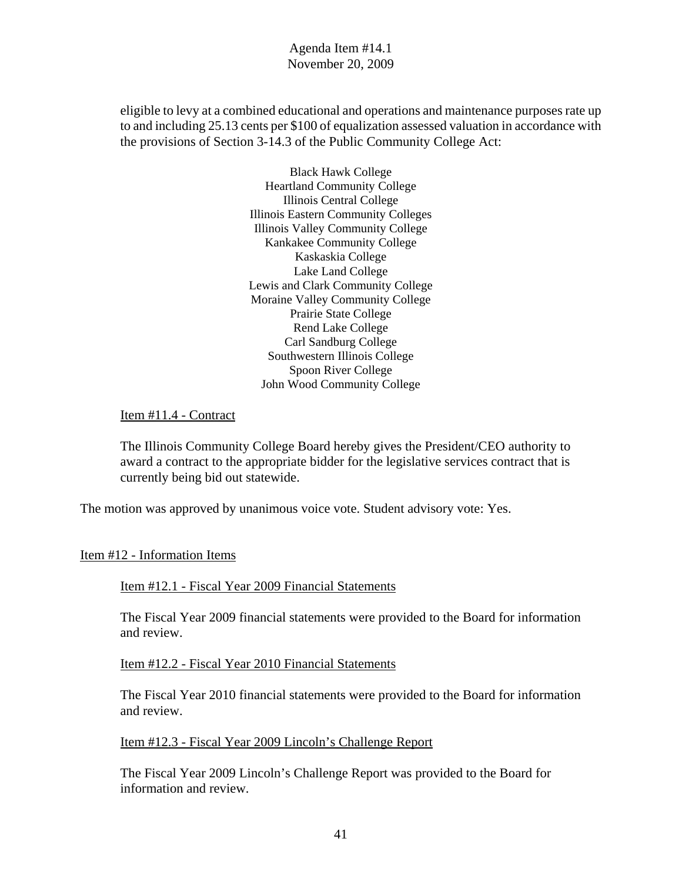eligible to levy at a combined educational and operations and maintenance purposes rate up to and including 25.13 cents per $100 of equalization assessed valuation in accordance with the provisions of Section 3-14.3 of the Public Community College Act:

Black Hawk College
Heartland Community College
Illinois Central College
Illinois Eastern Community Colleges
Illinois Valley Community College
Kankakee Community College
Kaskaskia College
Lake Land College
Lewis and Clark Community College
Moraine Valley Community College
Prairie State College
Rend Lake College
Carl Sandburg College
Southwestern Illinois College
Spoon River College
John Wood Community College

Item #11.4 - Contract

The Illinois Community College Board hereby gives the President/CEO authority to award a contract to the appropriate bidder for the legislative services contract that is currently being bid out statewide.

The motion was approved by unanimous voice vote. Student advisory vote: Yes.

## Item #12 - Information Items

### Item #12.1 - Fiscal Year 2009 Financial Statements

The Fiscal Year 2009 financial statements were provided to the Board for information and review.

### Item #12.2 - Fiscal Year 2010 Financial Statements

The Fiscal Year 2010 financial statements were provided to the Board for information and review.

### Item #12.3 - Fiscal Year 2009 Lincoln's Challenge Report

The Fiscal Year 2009 Lincoln's Challenge Report was provided to the Board for information and review.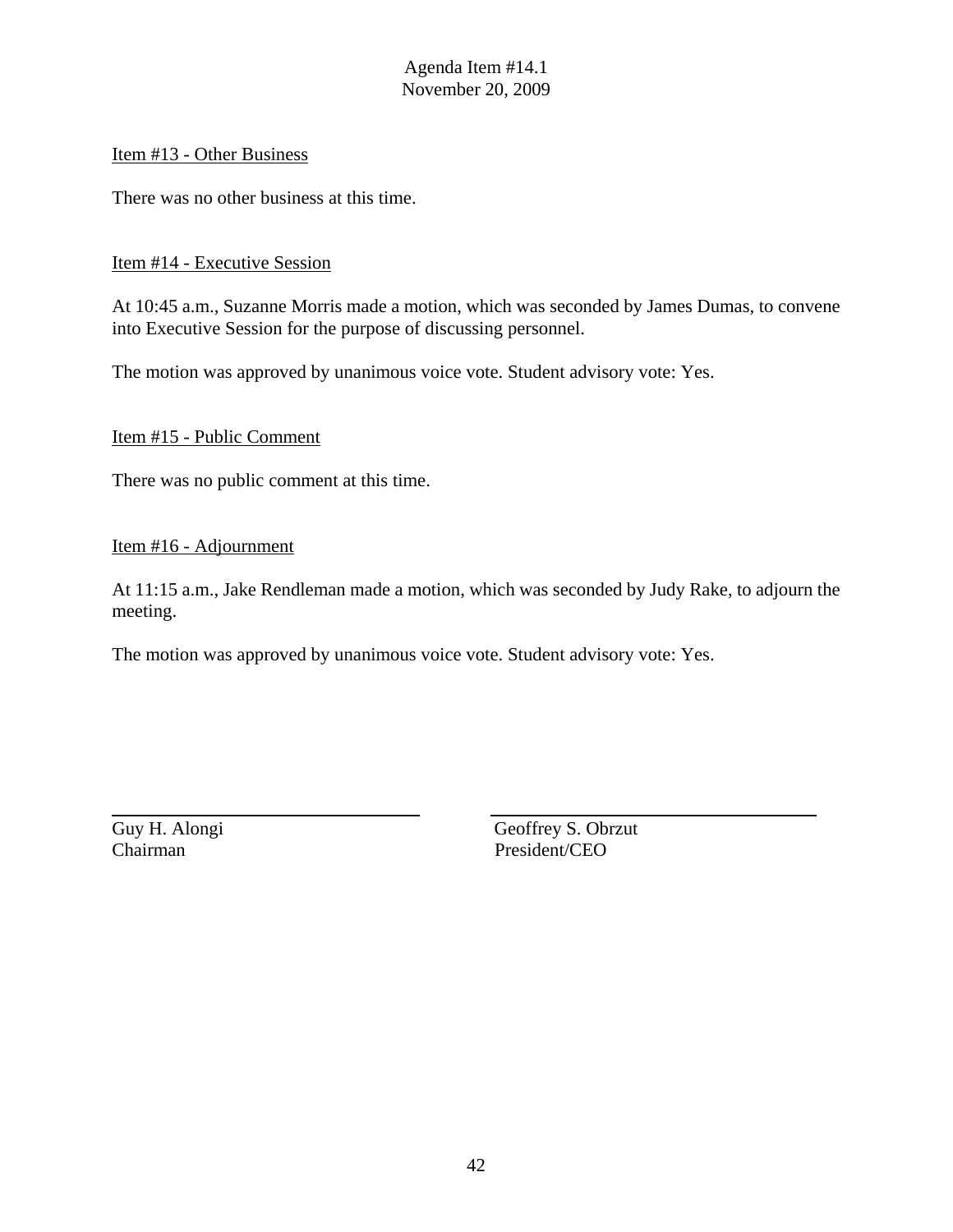Agenda Item #14.1
November 20, 2009

Item #13 - Other Business

There was no other business at this time.

Item #14 - Executive Session

At 10:45 a.m., Suzanne Morris made a motion, which was seconded by James Dumas, to convene into Executive Session for the purpose of discussing personnel.

The motion was approved by unanimous voice vote. Student advisory vote: Yes.

Item #15 - Public Comment

There was no public comment at this time.

Item #16 - Adjournment

At 11:15 a.m., Jake Rendleman made a motion, which was seconded by Judy Rake, to adjourn the meeting.

The motion was approved by unanimous voice vote. Student advisory vote: Yes.

| | |
|---|---|
| Guy H. Alongi | Geoffrey S. Obrzut |
| Chairman | President/CEO |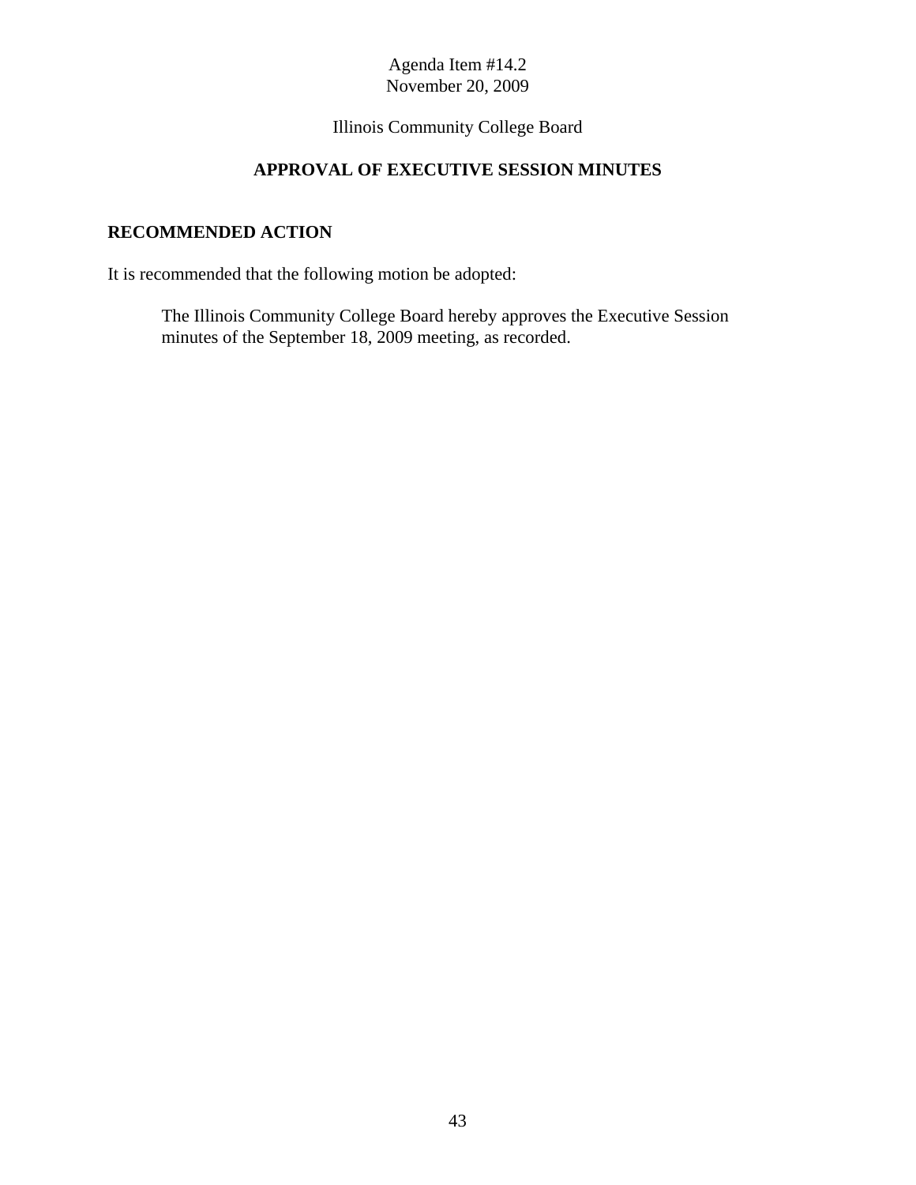Agenda Item #14.2
November 20, 2009

Illinois Community College Board

## APPROVAL OF EXECUTIVE SESSION MINUTES

### RECOMMENDED ACTION

It is recommended that the following motion be adopted:

> The Illinois Community College Board hereby approves the Executive Session minutes of the September 18, 2009 meeting, as recorded.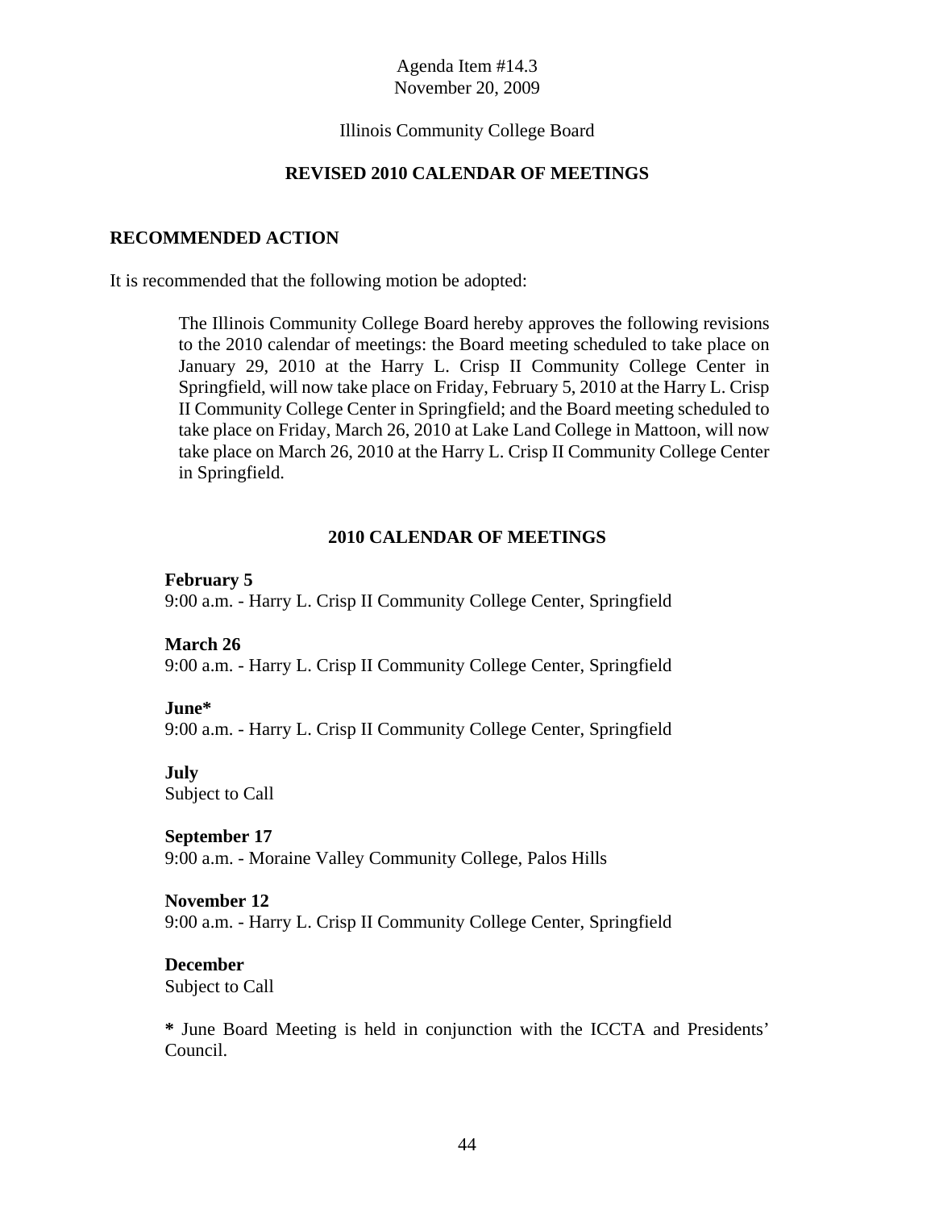Agenda Item #14.3
November 20, 2009

Illinois Community College Board

**REVISED 2010 CALENDAR OF MEETINGS**

## RECOMMENDED ACTION

It is recommended that the following motion be adopted:

> The Illinois Community College Board hereby approves the following revisions to the 2010 calendar of meetings: the Board meeting scheduled to take place on January 29, 2010 at the Harry L. Crisp II Community College Center in Springfield, will now take place on Friday, February 5, 2010 at the Harry L. Crisp II Community College Center in Springfield; and the Board meeting scheduled to take place on Friday, March 26, 2010 at Lake Land College in Mattoon, will now take place on March 26, 2010 at the Harry L. Crisp II Community College Center in Springfield.

## 2010 CALENDAR OF MEETINGS

**February 5**
9:00 a.m. - Harry L. Crisp II Community College Center, Springfield

**March 26**
9:00 a.m. - Harry L. Crisp II Community College Center, Springfield

**June***
9:00 a.m. - Harry L. Crisp II Community College Center, Springfield

**July**
Subject to Call

**September 17**
9:00 a.m. - Moraine Valley Community College, Palos Hills

**November 12**
9:00 a.m. - Harry L. Crisp II Community College Center, Springfield

**December**
Subject to Call

**\*** June Board Meeting is held in conjunction with the ICCTA and Presidents' Council.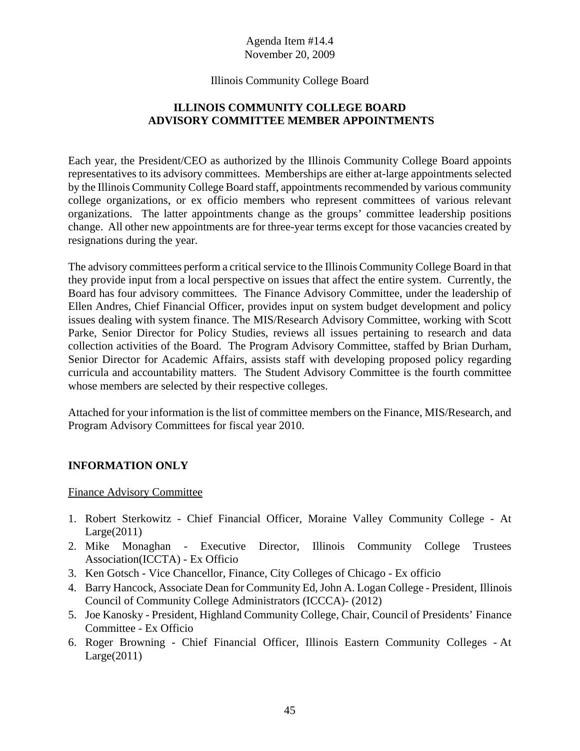Agenda Item #14.4
November 20, 2009

Illinois Community College Board

## ILLINOIS COMMUNITY COLLEGE BOARD
## ADVISORY COMMITTEE MEMBER APPOINTMENTS

Each year, the President/CEO as authorized by the Illinois Community College Board appoints representatives to its advisory committees. Memberships are either at-large appointments selected by the Illinois Community College Board staff, appointments recommended by various community college organizations, or ex officio members who represent committees of various relevant organizations. The latter appointments change as the groups' committee leadership positions change. All other new appointments are for three-year terms except for those vacancies created by resignations during the year.

The advisory committees perform a critical service to the Illinois Community College Board in that they provide input from a local perspective on issues that affect the entire system. Currently, the Board has four advisory committees. The Finance Advisory Committee, under the leadership of Ellen Andres, Chief Financial Officer, provides input on system budget development and policy issues dealing with system finance. The MIS/Research Advisory Committee, working with Scott Parke, Senior Director for Policy Studies, reviews all issues pertaining to research and data collection activities of the Board. The Program Advisory Committee, staffed by Brian Durham, Senior Director for Academic Affairs, assists staff with developing proposed policy regarding curricula and accountability matters. The Student Advisory Committee is the fourth committee whose members are selected by their respective colleges.

Attached for your information is the list of committee members on the Finance, MIS/Research, and Program Advisory Committees for fiscal year 2010.

**INFORMATION ONLY**

Finance Advisory Committee

1. Robert Sterkowitz - Chief Financial Officer, Moraine Valley Community College - At Large(2011)
2. Mike Monaghan - Executive Director, Illinois Community College Trustees Association(ICCTA) - Ex Officio
3. Ken Gotsch - Vice Chancellor, Finance, City Colleges of Chicago - Ex officio
4. Barry Hancock, Associate Dean for Community Ed, John A. Logan College - President, Illinois Council of Community College Administrators (ICCCA)- (2012)
5. Joe Kanosky - President, Highland Community College, Chair, Council of Presidents' Finance Committee - Ex Officio
6. Roger Browning - Chief Financial Officer, Illinois Eastern Community Colleges - At Large(2011)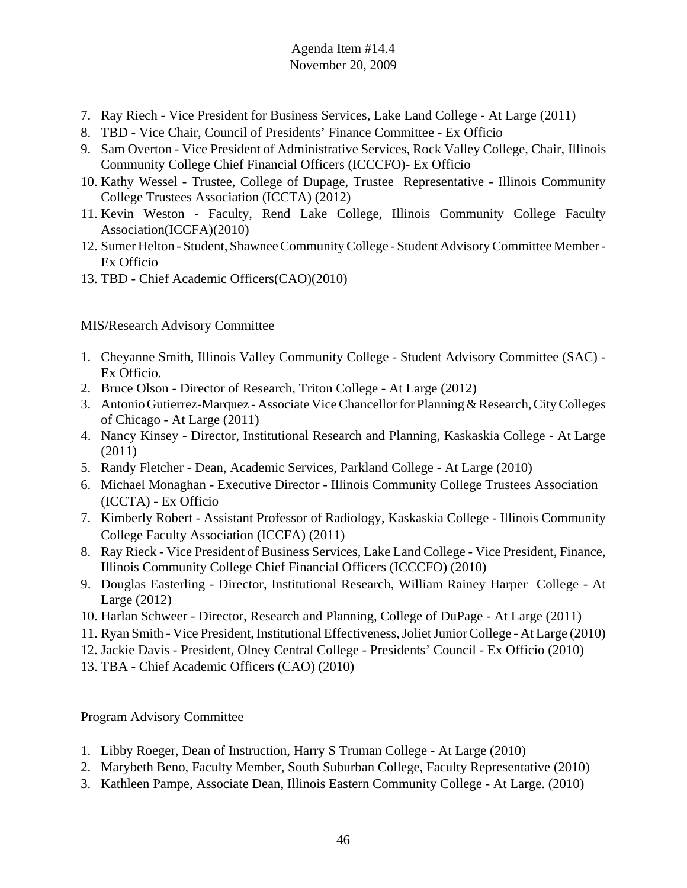7. Ray Riech - Vice President for Business Services, Lake Land College - At Large (2011)
8. TBD - Vice Chair, Council of Presidents' Finance Committee - Ex Officio
9. Sam Overton - Vice President of Administrative Services, Rock Valley College, Chair, Illinois Community College Chief Financial Officers (ICCCFO)- Ex Officio
10. Kathy Wessel - Trustee, College of Dupage, Trustee Representative - Illinois Community College Trustees Association (ICCTA) (2012)
11. Kevin Weston - Faculty, Rend Lake College, Illinois Community College Faculty Association(ICCFA)(2010)
12. Sumer Helton - Student, Shawnee Community College - Student Advisory Committee Member - Ex Officio
13. TBD - Chief Academic Officers(CAO)(2010)

MIS/Research Advisory Committee

1. Cheyanne Smith, Illinois Valley Community College - Student Advisory Committee (SAC) - Ex Officio.
2. Bruce Olson - Director of Research, Triton College - At Large (2012)
3. Antonio Gutierrez-Marquez - Associate Vice Chancellor for Planning & Research, City Colleges of Chicago - At Large (2011)
4. Nancy Kinsey - Director, Institutional Research and Planning, Kaskaskia College - At Large (2011)
5. Randy Fletcher - Dean, Academic Services, Parkland College - At Large (2010)
6. Michael Monaghan - Executive Director - Illinois Community College Trustees Association (ICCTA) - Ex Officio
7. Kimberly Robert - Assistant Professor of Radiology, Kaskaskia College - Illinois Community College Faculty Association (ICCFA) (2011)
8. Ray Rieck - Vice President of Business Services, Lake Land College - Vice President, Finance, Illinois Community College Chief Financial Officers (ICCCFO) (2010)
9. Douglas Easterling - Director, Institutional Research, William Rainey Harper College - At Large (2012)
10. Harlan Schweer - Director, Research and Planning, College of DuPage - At Large (2011)
11. Ryan Smith - Vice President, Institutional Effectiveness, Joliet Junior College - At Large (2010)
12. Jackie Davis - President, Olney Central College - Presidents' Council - Ex Officio (2010)
13. TBA - Chief Academic Officers (CAO) (2010)

Program Advisory Committee

1. Libby Roeger, Dean of Instruction, Harry S Truman College - At Large (2010)
2. Marybeth Beno, Faculty Member, South Suburban College, Faculty Representative (2010)
3. Kathleen Pampe, Associate Dean, Illinois Eastern Community College - At Large. (2010)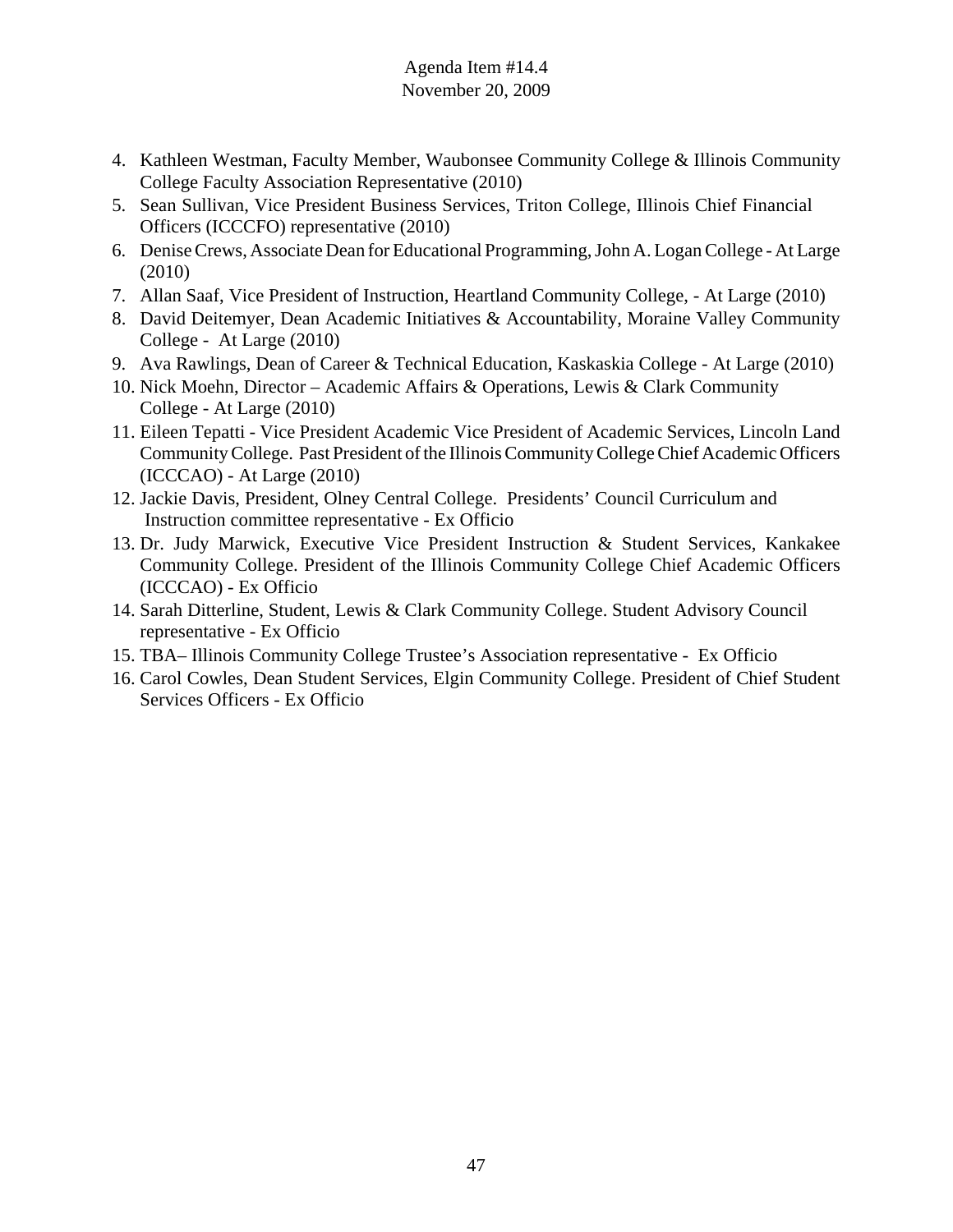4. Kathleen Westman, Faculty Member, Waubonsee Community College & Illinois Community College Faculty Association Representative (2010)
5. Sean Sullivan, Vice President Business Services, Triton College, Illinois Chief Financial Officers (ICCCFO) representative (2010)
6. Denise Crews, Associate Dean for Educational Programming, John A. Logan College - At Large (2010)
7. Allan Saaf, Vice President of Instruction, Heartland Community College, - At Large (2010)
8. David Deitemyer, Dean Academic Initiatives & Accountability, Moraine Valley Community College - At Large (2010)
9. Ava Rawlings, Dean of Career & Technical Education, Kaskaskia College - At Large (2010)
10. Nick Moehn, Director – Academic Affairs & Operations, Lewis & Clark Community College - At Large (2010)
11. Eileen Tepatti - Vice President Academic Vice President of Academic Services, Lincoln Land Community College. Past President of the Illinois Community College Chief Academic Officers (ICCCAO) - At Large (2010)
12. Jackie Davis, President, Olney Central College. Presidents' Council Curriculum and Instruction committee representative - Ex Officio
13. Dr. Judy Marwick, Executive Vice President Instruction & Student Services, Kankakee Community College. President of the Illinois Community College Chief Academic Officers (ICCCAO) - Ex Officio
14. Sarah Ditterline, Student, Lewis & Clark Community College. Student Advisory Council representative - Ex Officio
15. TBA– Illinois Community College Trustee's Association representative - Ex Officio
16. Carol Cowles, Dean Student Services, Elgin Community College. President of Chief Student Services Officers - Ex Officio